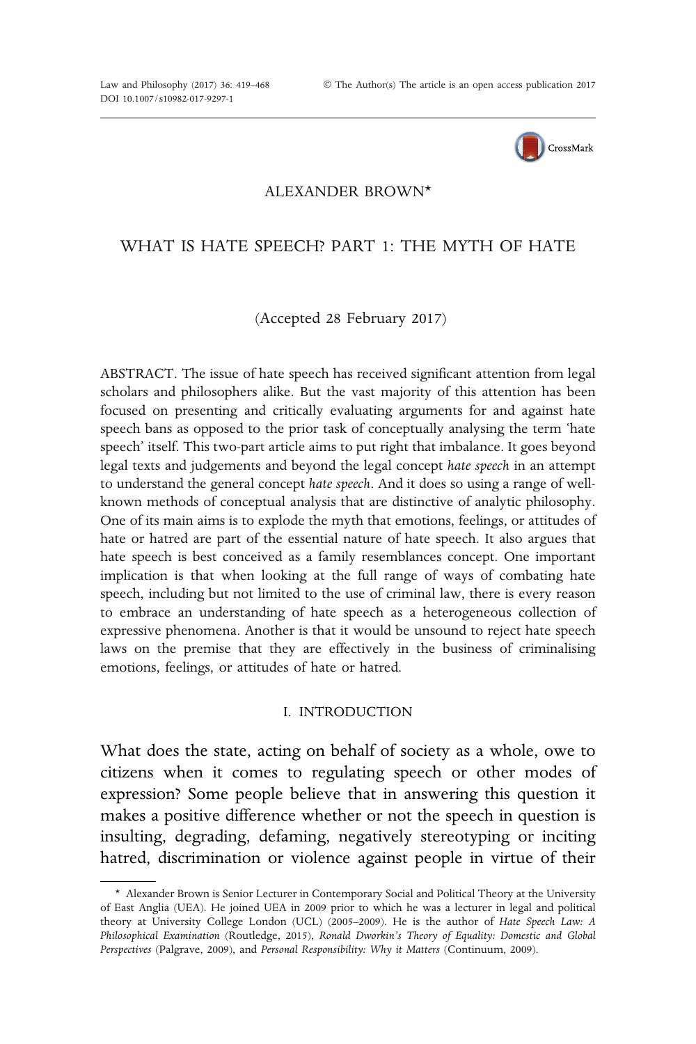ALEXANDER BROWN*

# WHAT IS HATE SPEECH? PART 1: THE MYTH OF HATE

(Accepted 28 February 2017)

ABSTRACT. The issue of hate speech has received significant attention from legal scholars and philosophers alike. But the vast majority of this attention has been focused on presenting and critically evaluating arguments for and against hate speech bans as opposed to the prior task of conceptually analysing the term 'hate speech' itself. This two-part article aims to put right that imbalance. It goes beyond legal texts and judgements and beyond the legal concept *hate speech* in an attempt to understand the general concept *hate speech*. And it does so using a range of well-known methods of conceptual analysis that are distinctive of analytic philosophy. One of its main aims is to explode the myth that emotions, feelings, or attitudes of hate or hatred are part of the essential nature of hate speech. It also argues that hate speech is best conceived as a family resemblances concept. One important implication is that when looking at the full range of ways of combating hate speech, including but not limited to the use of criminal law, there is every reason to embrace an understanding of hate speech as a heterogeneous collection of expressive phenomena. Another is that it would be unsound to reject hate speech laws on the premise that they are effectively in the business of criminalising emotions, feelings, or attitudes of hate or hatred.

## I. INTRODUCTION

What does the state, acting on behalf of society as a whole, owe to citizens when it comes to regulating speech or other modes of expression? Some people believe that in answering this question it makes a positive difference whether or not the speech in question is insulting, degrading, defaming, negatively stereotyping or inciting hatred, discrimination or violence against people in virtue of their

---

\* Alexander Brown is Senior Lecturer in Contemporary Social and Political Theory at the University of East Anglia (UEA). He joined UEA in 2009 prior to which he was a lecturer in legal and political theory at University College London (UCL) (2005–2009). He is the author of *Hate Speech Law: A Philosophical Examination* (Routledge, 2015), *Ronald Dworkin's Theory of Equality: Domestic and Global Perspectives* (Palgrave, 2009), and *Personal Responsibility: Why it Matters* (Continuum, 2009).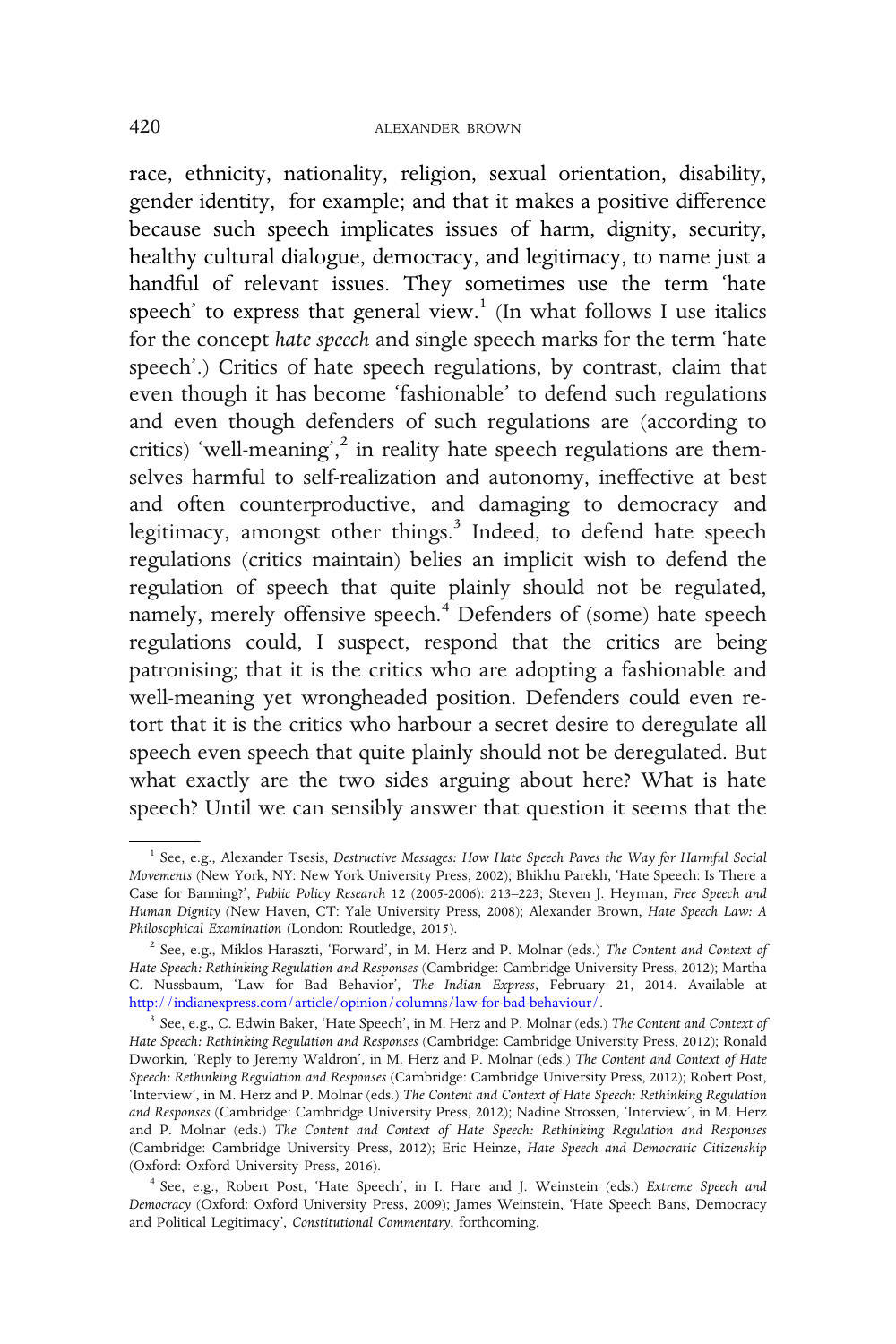race, ethnicity, nationality, religion, sexual orientation, disability, gender identity, for example; and that it makes a positive difference because such speech implicates issues of harm, dignity, security, healthy cultural dialogue, democracy, and legitimacy, to name just a handful of relevant issues. They sometimes use the term 'hate speech' to express that general view.[1] (In what follows I use italics for the concept *hate speech* and single speech marks for the term 'hate speech'.) Critics of hate speech regulations, by contrast, claim that even though it has become 'fashionable' to defend such regulations and even though defenders of such regulations are (according to critics) 'well-meaning',[2] in reality hate speech regulations are themselves harmful to self-realization and autonomy, ineffective at best and often counterproductive, and damaging to democracy and legitimacy, amongst other things.[3] Indeed, to defend hate speech regulations (critics maintain) belies an implicit wish to defend the regulation of speech that quite plainly should not be regulated, namely, merely offensive speech.[4] Defenders of (some) hate speech regulations could, I suspect, respond that the critics are being patronising; that it is the critics who are adopting a fashionable and well-meaning yet wrongheaded position. Defenders could even retort that it is the critics who harbour a secret desire to deregulate all speech even speech that quite plainly should not be deregulated. But what exactly are the two sides arguing about here? What is hate speech? Until we can sensibly answer that question it seems that the

[1] See, e.g., Alexander Tsesis, *Destructive Messages: How Hate Speech Paves the Way for Harmful Social Movements* (New York, NY: New York University Press, 2002); Bhikhu Parekh, 'Hate Speech: Is There a Case for Banning?', *Public Policy Research* 12 (2005-2006): 213–223; Steven J. Heyman, *Free Speech and Human Dignity* (New Haven, CT: Yale University Press, 2008); Alexander Brown, *Hate Speech Law: A Philosophical Examination* (London: Routledge, 2015).

[2] See, e.g., Miklos Haraszti, 'Forward', in M. Herz and P. Molnar (eds.) *The Content and Context of Hate Speech: Rethinking Regulation and Responses* (Cambridge: Cambridge University Press, 2012); Martha C. Nussbaum, 'Law for Bad Behavior', *The Indian Express*, February 21, 2014. Available at http://indianexpress.com/article/opinion/columns/law-for-bad-behaviour/.

[3] See, e.g., C. Edwin Baker, 'Hate Speech', in M. Herz and P. Molnar (eds.) *The Content and Context of Hate Speech: Rethinking Regulation and Responses* (Cambridge: Cambridge University Press, 2012); Ronald Dworkin, 'Reply to Jeremy Waldron', in M. Herz and P. Molnar (eds.) *The Content and Context of Hate Speech: Rethinking Regulation and Responses* (Cambridge: Cambridge University Press, 2012); Robert Post, 'Interview', in M. Herz and P. Molnar (eds.) *The Content and Context of Hate Speech: Rethinking Regulation and Responses* (Cambridge: Cambridge University Press, 2012); Nadine Strossen, 'Interview', in M. Herz and P. Molnar (eds.) *The Content and Context of Hate Speech: Rethinking Regulation and Responses* (Cambridge: Cambridge University Press, 2012); Eric Heinze, *Hate Speech and Democratic Citizenship* (Oxford: Oxford University Press, 2016).

[4] See, e.g., Robert Post, 'Hate Speech', in I. Hare and J. Weinstein (eds.) *Extreme Speech and Democracy* (Oxford: Oxford University Press, 2009); James Weinstein, 'Hate Speech Bans, Democracy and Political Legitimacy', *Constitutional Commentary*, forthcoming.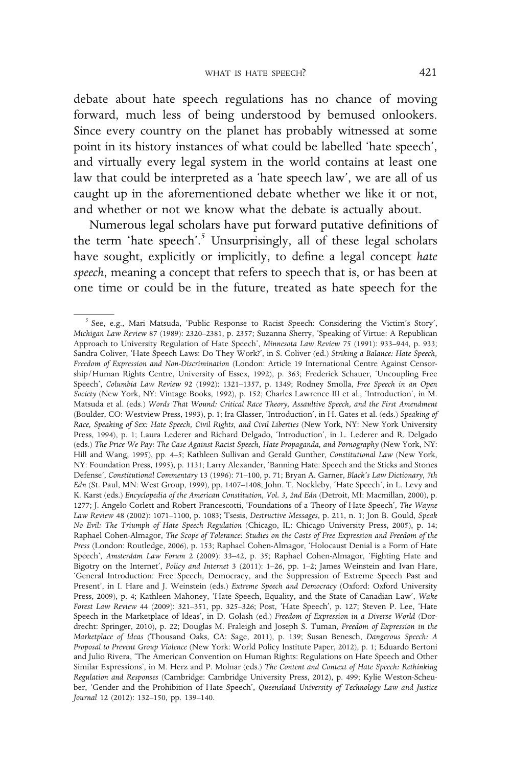debate about hate speech regulations has no chance of moving forward, much less of being understood by bemused onlookers. Since every country on the planet has probably witnessed at some point in its history instances of what could be labelled 'hate speech', and virtually every legal system in the world contains at least one law that could be interpreted as a 'hate speech law', we are all of us caught up in the aforementioned debate whether we like it or not, and whether or not we know what the debate is actually about.

Numerous legal scholars have put forward putative definitions of the term 'hate speech'.[5] Unsurprisingly, all of these legal scholars have sought, explicitly or implicitly, to define a legal concept *hate speech*, meaning a concept that refers to speech that is, or has been at one time or could be in the future, treated as hate speech for the

---

[5] See, e.g., Mari Matsuda, 'Public Response to Racist Speech: Considering the Victim's Story', *Michigan Law Review* 87 (1989): 2320–2381, p. 2357; Suzanna Sherry, 'Speaking of Virtue: A Republican Approach to University Regulation of Hate Speech', *Minnesota Law Review* 75 (1991): 933–944, p. 933; Sandra Coliver, 'Hate Speech Laws: Do They Work?', in S. Coliver (ed.) *Striking a Balance: Hate Speech, Freedom of Expression and Non-Discrimination* (London: Article 19 International Centre Against Censorship/Human Rights Centre, University of Essex, 1992), p. 363; Frederick Schauer, 'Uncoupling Free Speech', *Columbia Law Review* 92 (1992): 1321–1357, p. 1349; Rodney Smolla, *Free Speech in an Open Society* (New York, NY: Vintage Books, 1992), p. 152; Charles Lawrence III et al., 'Introduction', in M. Matsuda et al. (eds.) *Words That Wound: Critical Race Theory, Assaultive Speech, and the First Amendment* (Boulder, CO: Westview Press, 1993), p. 1; Ira Glasser, 'Introduction', in H. Gates et al. (eds.) *Speaking of Race, Speaking of Sex: Hate Speech, Civil Rights, and Civil Liberties* (New York, NY: New York University Press, 1994), p. 1; Laura Lederer and Richard Delgado, 'Introduction', in L. Lederer and R. Delgado (eds.) *The Price We Pay: The Case Against Racist Speech, Hate Propaganda, and Pornography* (New York, NY: Hill and Wang, 1995), pp. 4–5; Kathleen Sullivan and Gerald Gunther, *Constitutional Law* (New York, NY: Foundation Press, 1995), p. 1131; Larry Alexander, 'Banning Hate: Speech and the Sticks and Stones Defense', *Constitutional Commentary* 13 (1996): 71–100, p. 71; Bryan A. Garner, *Black's Law Dictionary, 7th Edn* (St. Paul, MN: West Group, 1999), pp. 1407–1408; John. T. Nockleby, 'Hate Speech', in L. Levy and K. Karst (eds.) *Encyclopedia of the American Constitution, Vol. 3, 2nd Edn* (Detroit, MI: Macmillan, 2000), p. 1277; J. Angelo Corlett and Robert Francescotti, 'Foundations of a Theory of Hate Speech', *The Wayne Law Review* 48 (2002): 1071–1100, p. 1083; Tsesis, *Destructive Messages*, p. 211, n. 1; Jon B. Gould, *Speak No Evil: The Triumph of Hate Speech Regulation* (Chicago, IL: Chicago University Press, 2005), p. 14; Raphael Cohen-Almagor, *The Scope of Tolerance: Studies on the Costs of Free Expression and Freedom of the Press* (London: Routledge, 2006), p. 153; Raphael Cohen-Almagor, 'Holocaust Denial is a Form of Hate Speech', *Amsterdam Law Forum* 2 (2009): 33–42, p. 35; Raphael Cohen-Almagor, 'Fighting Hate and Bigotry on the Internet', *Policy and Internet* 3 (2011): 1–26, pp. 1–2; James Weinstein and Ivan Hare, 'General Introduction: Free Speech, Democracy, and the Suppression of Extreme Speech Past and Present', in I. Hare and J. Weinstein (eds.) *Extreme Speech and Democracy* (Oxford: Oxford University Press, 2009), p. 4; Kathleen Mahoney, 'Hate Speech, Equality, and the State of Canadian Law', *Wake Forest Law Review* 44 (2009): 321–351, pp. 325–326; Post, 'Hate Speech', p. 127; Steven P. Lee, 'Hate Speech in the Marketplace of Ideas', in D. Golash (ed.) *Freedom of Expression in a Diverse World* (Dordrecht: Springer, 2010), p. 22; Douglas M. Fraleigh and Joseph S. Tuman, *Freedom of Expression in the Marketplace of Ideas* (Thousand Oaks, CA: Sage, 2011), p. 139; Susan Benesch, *Dangerous Speech: A Proposal to Prevent Group Violence* (New York: World Policy Institute Paper, 2012), p. 1; Eduardo Bertoni and Julio Rivera, 'The American Convention on Human Rights: Regulations on Hate Speech and Other Similar Expressions', in M. Herz and P. Molnar (eds.) *The Content and Context of Hate Speech: Rethinking Regulation and Responses* (Cambridge: Cambridge University Press, 2012), p. 499; Kylie Weston-Scheuber, 'Gender and the Prohibition of Hate Speech', *Queensland University of Technology Law and Justice Journal* 12 (2012): 132–150, pp. 139–140.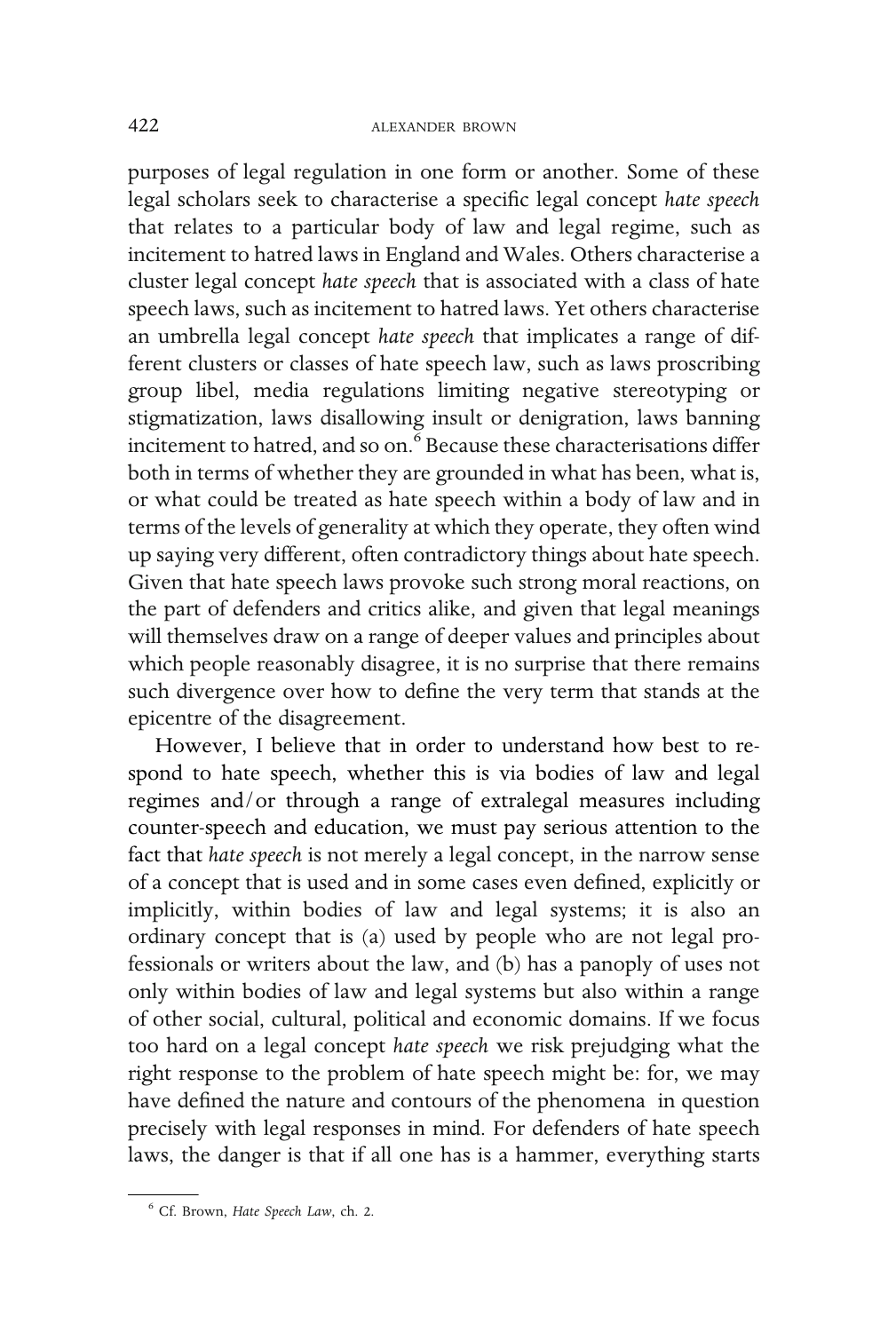purposes of legal regulation in one form or another. Some of these legal scholars seek to characterise a specific legal concept *hate speech* that relates to a particular body of law and legal regime, such as incitement to hatred laws in England and Wales. Others characterise a cluster legal concept *hate speech* that is associated with a class of hate speech laws, such as incitement to hatred laws. Yet others characterise an umbrella legal concept *hate speech* that implicates a range of different clusters or classes of hate speech law, such as laws proscribing group libel, media regulations limiting negative stereotyping or stigmatization, laws disallowing insult or denigration, laws banning incitement to hatred, and so on.[6] Because these characterisations differ both in terms of whether they are grounded in what has been, what is, or what could be treated as hate speech within a body of law and in terms of the levels of generality at which they operate, they often wind up saying very different, often contradictory things about hate speech. Given that hate speech laws provoke such strong moral reactions, on the part of defenders and critics alike, and given that legal meanings will themselves draw on a range of deeper values and principles about which people reasonably disagree, it is no surprise that there remains such divergence over how to define the very term that stands at the epicentre of the disagreement.

However, I believe that in order to understand how best to respond to hate speech, whether this is via bodies of law and legal regimes and/or through a range of extralegal measures including counter-speech and education, we must pay serious attention to the fact that *hate speech* is not merely a legal concept, in the narrow sense of a concept that is used and in some cases even defined, explicitly or implicitly, within bodies of law and legal systems; it is also an ordinary concept that is (a) used by people who are not legal professionals or writers about the law, and (b) has a panoply of uses not only within bodies of law and legal systems but also within a range of other social, cultural, political and economic domains. If we focus too hard on a legal concept *hate speech* we risk prejudging what the right response to the problem of hate speech might be: for, we may have defined the nature and contours of the phenomena in question precisely with legal responses in mind. For defenders of hate speech laws, the danger is that if all one has is a hammer, everything starts

[6] Cf. Brown, *Hate Speech Law*, ch. 2.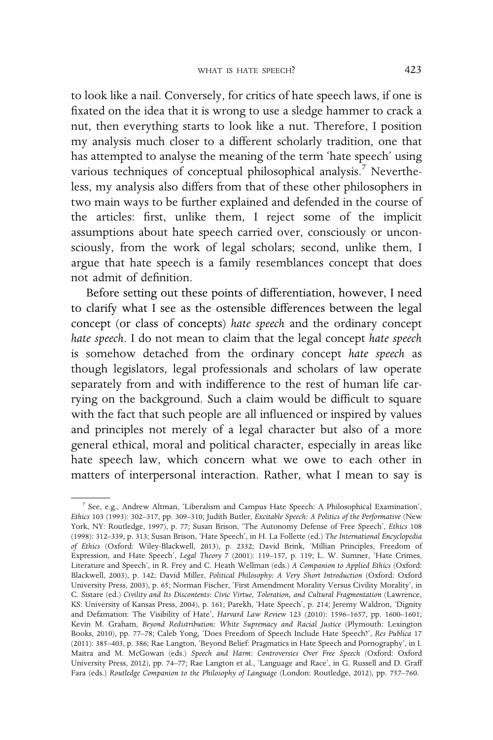to look like a nail. Conversely, for critics of hate speech laws, if one is fixated on the idea that it is wrong to use a sledge hammer to crack a nut, then everything starts to look like a nut. Therefore, I position my analysis much closer to a different scholarly tradition, one that has attempted to analyse the meaning of the term 'hate speech' using various techniques of conceptual philosophical analysis.[7] Nevertheless, my analysis also differs from that of these other philosophers in two main ways to be further explained and defended in the course of the articles: first, unlike them, I reject some of the implicit assumptions about hate speech carried over, consciously or unconsciously, from the work of legal scholars; second, unlike them, I argue that hate speech is a family resemblances concept that does not admit of definition.

Before setting out these points of differentiation, however, I need to clarify what I see as the ostensible differences between the legal concept (or class of concepts) *hate speech* and the ordinary concept *hate speech*. I do not mean to claim that the legal concept *hate speech* is somehow detached from the ordinary concept *hate speech* as though legislators, legal professionals and scholars of law operate separately from and with indifference to the rest of human life carrying on the background. Such a claim would be difficult to square with the fact that such people are all influenced or inspired by values and principles not merely of a legal character but also of a more general ethical, moral and political character, especially in areas like hate speech law, which concern what we owe to each other in matters of interpersonal interaction. Rather, what I mean to say is

---

[7] See, e.g., Andrew Altman, 'Liberalism and Campus Hate Speech: A Philosophical Examination', *Ethics* 103 (1993): 302–317, pp. 309–310; Judith Butler, *Excitable Speech: A Politics of the Performative* (New York, NY: Routledge, 1997), p. 77; Susan Brison, 'The Autonomy Defense of Free Speech', *Ethics* 108 (1998): 312–339, p. 313; Susan Brison, 'Hate Speech', in H. La Follette (ed.) *The International Encyclopedia of Ethics* (Oxford: Wiley-Blackwell, 2013), p. 2332; David Brink, 'Millian Principles, Freedom of Expression, and Hate Speech', *Legal Theory* 7 (2001): 119–157, p. 119; L. W. Sumner, 'Hate Crimes, Literature and Speech', in R. Frey and C. Heath Wellman (eds.) *A Companion to Applied Ethics* (Oxford: Blackwell, 2003), p. 142; David Miller, *Political Philosophy: A Very Short Introduction* (Oxford: Oxford University Press, 2003), p. 65; Norman Fischer, 'First Amendment Morality Versus Civility Morality', in C. Sistare (ed.) *Civility and Its Discontents: Civic Virtue, Toleration, and Cultural Fragmentation* (Lawrence, KS: University of Kansas Press, 2004), p. 161; Parekh, 'Hate Speech', p. 214; Jeremy Waldron, 'Dignity and Defamation: The Visibility of Hate', *Harvard Law Review* 123 (2010): 1596–1657, pp. 1600–1601; Kevin M. Graham, *Beyond Redistribution: White Supremacy and Racial Justice* (Plymouth: Lexington Books, 2010), pp. 77–78; Caleb Yong, 'Does Freedom of Speech Include Hate Speech?', *Res Publica* 17 (2011): 385–403, p. 386; Rae Langton, 'Beyond Belief: Pragmatics in Hate Speech and Pornography', in I. Maitra and M. McGowan (eds.) *Speech and Harm: Controversies Over Free Speech* (Oxford: Oxford University Press, 2012), pp. 74–77; Rae Langton et al., 'Language and Race', in G. Russell and D. Graff Fara (eds.) *Routledge Companion to the Philosophy of Language* (London: Routledge, 2012), pp. 757–760.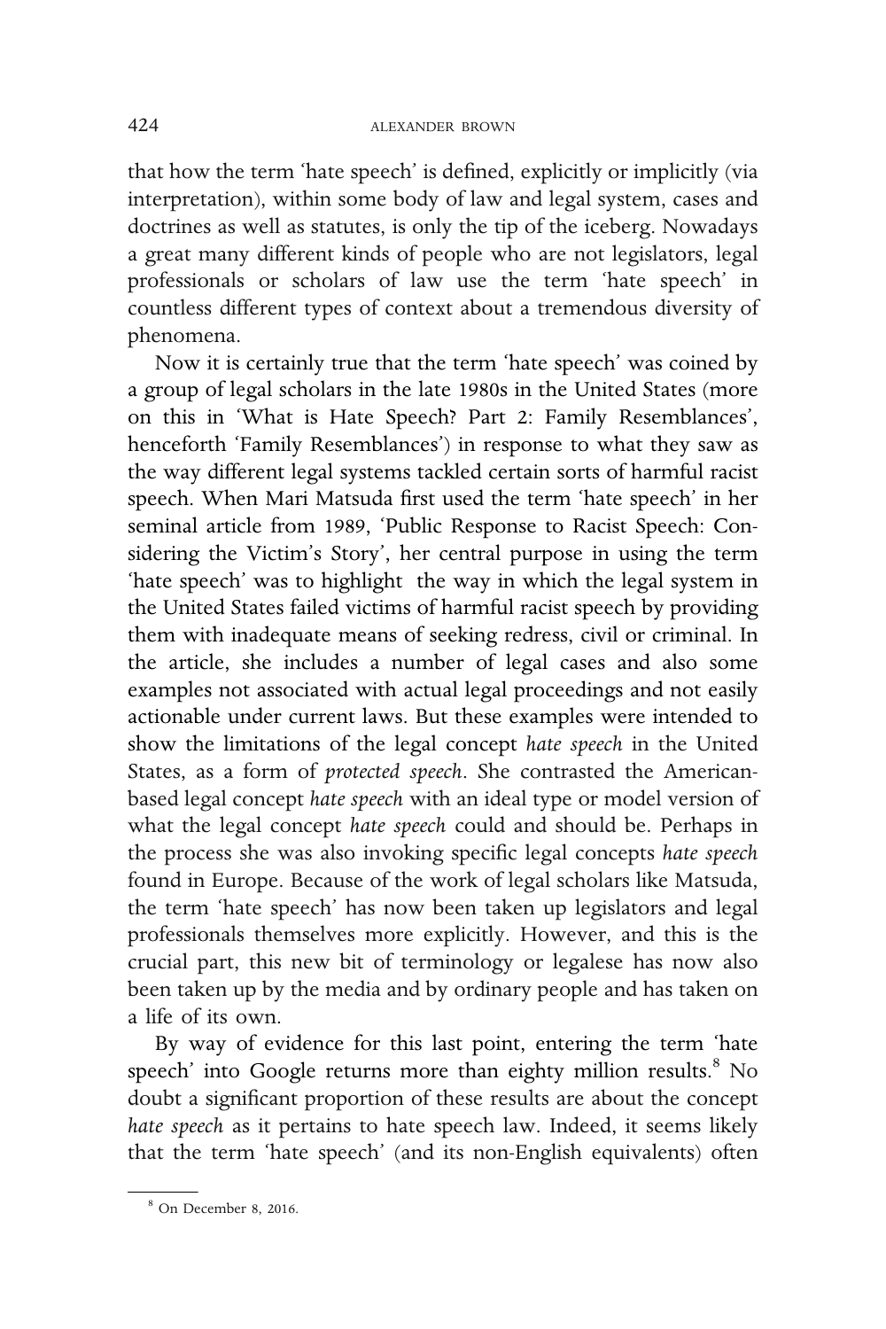that how the term 'hate speech' is defined, explicitly or implicitly (via interpretation), within some body of law and legal system, cases and doctrines as well as statutes, is only the tip of the iceberg. Nowadays a great many different kinds of people who are not legislators, legal professionals or scholars of law use the term 'hate speech' in countless different types of context about a tremendous diversity of phenomena.

Now it is certainly true that the term 'hate speech' was coined by a group of legal scholars in the late 1980s in the United States (more on this in 'What is Hate Speech? Part 2: Family Resemblances', henceforth 'Family Resemblances') in response to what they saw as the way different legal systems tackled certain sorts of harmful racist speech. When Mari Matsuda first used the term 'hate speech' in her seminal article from 1989, 'Public Response to Racist Speech: Considering the Victim's Story', her central purpose in using the term 'hate speech' was to highlight the way in which the legal system in the United States failed victims of harmful racist speech by providing them with inadequate means of seeking redress, civil or criminal. In the article, she includes a number of legal cases and also some examples not associated with actual legal proceedings and not easily actionable under current laws. But these examples were intended to show the limitations of the legal concept *hate speech* in the United States, as a form of *protected speech*. She contrasted the American-based legal concept *hate speech* with an ideal type or model version of what the legal concept *hate speech* could and should be. Perhaps in the process she was also invoking specific legal concepts *hate speech* found in Europe. Because of the work of legal scholars like Matsuda, the term 'hate speech' has now been taken up legislators and legal professionals themselves more explicitly. However, and this is the crucial part, this new bit of terminology or legalese has now also been taken up by the media and by ordinary people and has taken on a life of its own.

By way of evidence for this last point, entering the term 'hate speech' into Google returns more than eighty million results.[8] No doubt a significant proportion of these results are about the concept *hate speech* as it pertains to hate speech law. Indeed, it seems likely that the term 'hate speech' (and its non-English equivalents) often

[8] On December 8, 2016.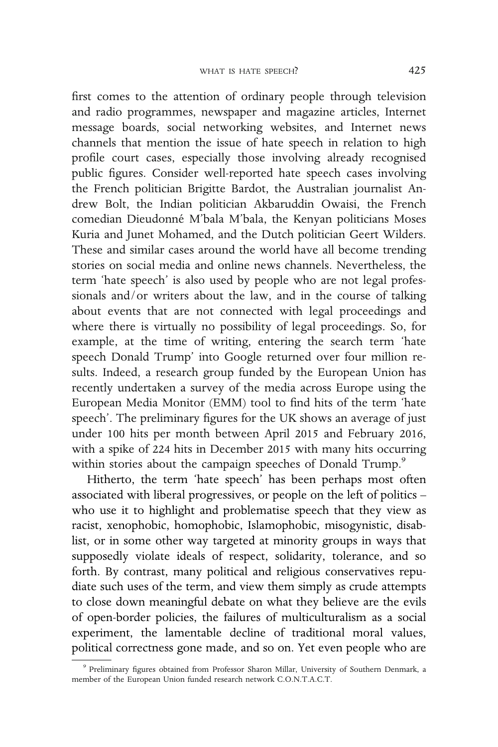first comes to the attention of ordinary people through television and radio programmes, newspaper and magazine articles, Internet message boards, social networking websites, and Internet news channels that mention the issue of hate speech in relation to high profile court cases, especially those involving already recognised public figures. Consider well-reported hate speech cases involving the French politician Brigitte Bardot, the Australian journalist Andrew Bolt, the Indian politician Akbaruddin Owaisi, the French comedian Dieudonné M'bala M'bala, the Kenyan politicians Moses Kuria and Junet Mohamed, and the Dutch politician Geert Wilders. These and similar cases around the world have all become trending stories on social media and online news channels. Nevertheless, the term 'hate speech' is also used by people who are not legal professionals and/or writers about the law, and in the course of talking about events that are not connected with legal proceedings and where there is virtually no possibility of legal proceedings. So, for example, at the time of writing, entering the search term 'hate speech Donald Trump' into Google returned over four million results. Indeed, a research group funded by the European Union has recently undertaken a survey of the media across Europe using the European Media Monitor (EMM) tool to find hits of the term 'hate speech'. The preliminary figures for the UK shows an average of just under 100 hits per month between April 2015 and February 2016, with a spike of 224 hits in December 2015 with many hits occurring within stories about the campaign speeches of Donald Trump.[9]

Hitherto, the term 'hate speech' has been perhaps most often associated with liberal progressives, or people on the left of politics – who use it to highlight and problematise speech that they view as racist, xenophobic, homophobic, Islamophobic, misogynistic, disablist, or in some other way targeted at minority groups in ways that supposedly violate ideals of respect, solidarity, tolerance, and so forth. By contrast, many political and religious conservatives repudiate such uses of the term, and view them simply as crude attempts to close down meaningful debate on what they believe are the evils of open-border policies, the failures of multiculturalism as a social experiment, the lamentable decline of traditional moral values, political correctness gone made, and so on. Yet even people who are

[9] Preliminary figures obtained from Professor Sharon Millar, University of Southern Denmark, a member of the European Union funded research network C.O.N.T.A.C.T.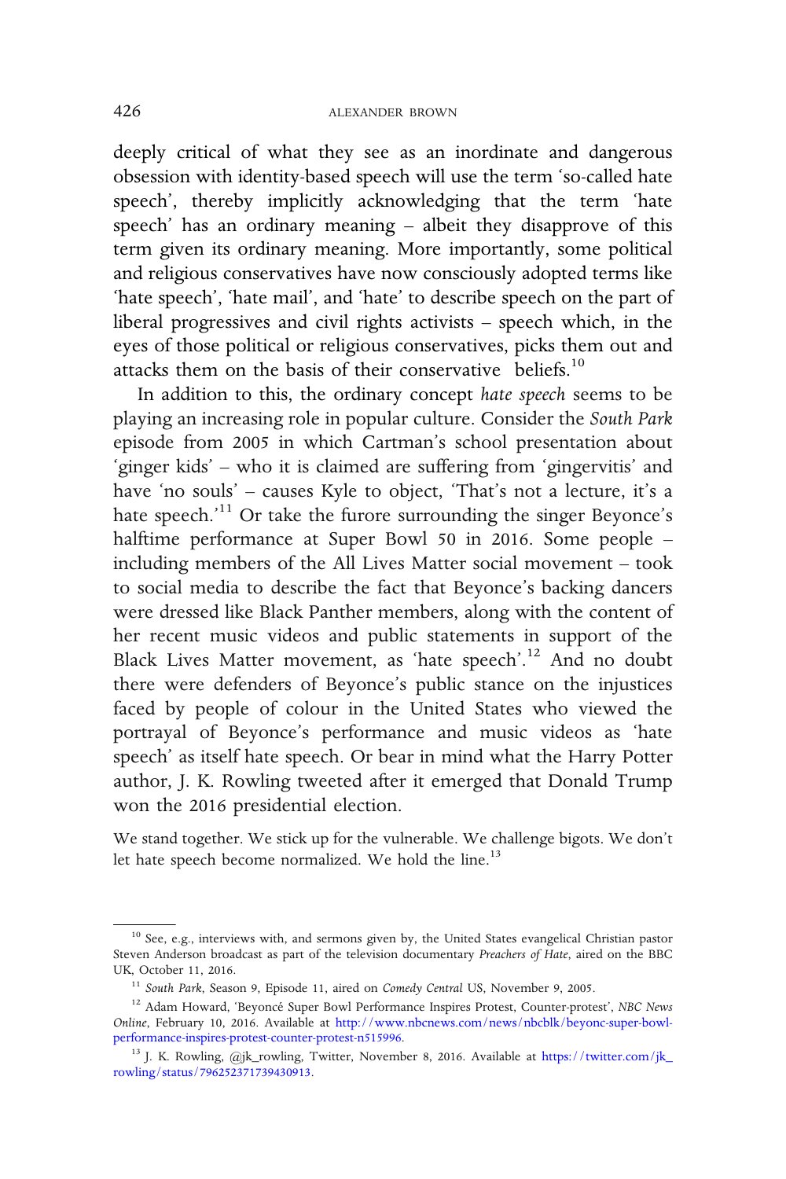deeply critical of what they see as an inordinate and dangerous obsession with identity-based speech will use the term 'so-called hate speech', thereby implicitly acknowledging that the term 'hate speech' has an ordinary meaning – albeit they disapprove of this term given its ordinary meaning. More importantly, some political and religious conservatives have now consciously adopted terms like 'hate speech', 'hate mail', and 'hate' to describe speech on the part of liberal progressives and civil rights activists – speech which, in the eyes of those political or religious conservatives, picks them out and attacks them on the basis of their conservative beliefs.[10]

In addition to this, the ordinary concept *hate speech* seems to be playing an increasing role in popular culture. Consider the *South Park* episode from 2005 in which Cartman's school presentation about 'ginger kids' – who it is claimed are suffering from 'gingervitis' and have 'no souls' – causes Kyle to object, 'That's not a lecture, it's a hate speech.'[11] Or take the furore surrounding the singer Beyonce's halftime performance at Super Bowl 50 in 2016. Some people – including members of the All Lives Matter social movement – took to social media to describe the fact that Beyonce's backing dancers were dressed like Black Panther members, along with the content of her recent music videos and public statements in support of the Black Lives Matter movement, as 'hate speech'.[12] And no doubt there were defenders of Beyonce's public stance on the injustices faced by people of colour in the United States who viewed the portrayal of Beyonce's performance and music videos as 'hate speech' as itself hate speech. Or bear in mind what the Harry Potter author, J. K. Rowling tweeted after it emerged that Donald Trump won the 2016 presidential election.

> We stand together. We stick up for the vulnerable. We challenge bigots. We don't let hate speech become normalized. We hold the line.[13]

---

[10] See, e.g., interviews with, and sermons given by, the United States evangelical Christian pastor Steven Anderson broadcast as part of the television documentary *Preachers of Hate*, aired on the BBC UK, October 11, 2016.

[11] *South Park*, Season 9, Episode 11, aired on *Comedy Central* US, November 9, 2005.

[12] Adam Howard, 'Beyoncé Super Bowl Performance Inspires Protest, Counter-protest', *NBC News Online*, February 10, 2016. Available at http://www.nbcnews.com/news/nbcblk/beyonc-super-bowl-performance-inspires-protest-counter-protest-n515996.

[13] J. K. Rowling, @jk_rowling, Twitter, November 8, 2016. Available at https://twitter.com/jk_rowling/status/796252371739430913.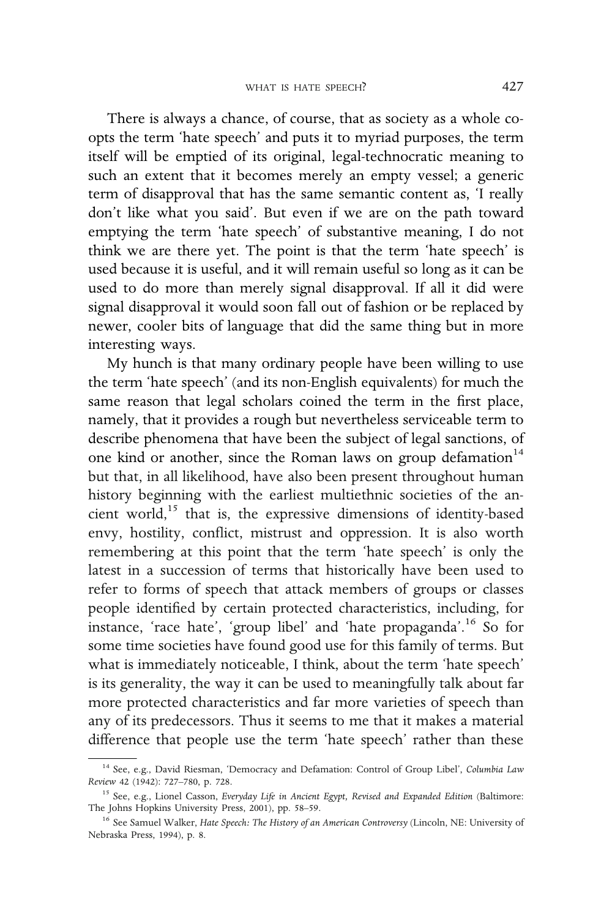There is always a chance, of course, that as society as a whole coopts the term 'hate speech' and puts it to myriad purposes, the term itself will be emptied of its original, legal-technocratic meaning to such an extent that it becomes merely an empty vessel; a generic term of disapproval that has the same semantic content as, 'I really don't like what you said'. But even if we are on the path toward emptying the term 'hate speech' of substantive meaning, I do not think we are there yet. The point is that the term 'hate speech' is used because it is useful, and it will remain useful so long as it can be used to do more than merely signal disapproval. If all it did were signal disapproval it would soon fall out of fashion or be replaced by newer, cooler bits of language that did the same thing but in more interesting ways.

My hunch is that many ordinary people have been willing to use the term 'hate speech' (and its non-English equivalents) for much the same reason that legal scholars coined the term in the first place, namely, that it provides a rough but nevertheless serviceable term to describe phenomena that have been the subject of legal sanctions, of one kind or another, since the Roman laws on group defamation[14] but that, in all likelihood, have also been present throughout human history beginning with the earliest multiethnic societies of the ancient world,[15] that is, the expressive dimensions of identity-based envy, hostility, conflict, mistrust and oppression. It is also worth remembering at this point that the term 'hate speech' is only the latest in a succession of terms that historically have been used to refer to forms of speech that attack members of groups or classes people identified by certain protected characteristics, including, for instance, 'race hate', 'group libel' and 'hate propaganda'.[16] So for some time societies have found good use for this family of terms. But what is immediately noticeable, I think, about the term 'hate speech' is its generality, the way it can be used to meaningfully talk about far more protected characteristics and far more varieties of speech than any of its predecessors. Thus it seems to me that it makes a material difference that people use the term 'hate speech' rather than these

---

[14] See, e.g., David Riesman, 'Democracy and Defamation: Control of Group Libel', *Columbia Law Review* 42 (1942): 727–780, p. 728.

[15] See, e.g., Lionel Casson, *Everyday Life in Ancient Egypt, Revised and Expanded Edition* (Baltimore: The Johns Hopkins University Press, 2001), pp. 58–59.

[16] See Samuel Walker, *Hate Speech: The History of an American Controversy* (Lincoln, NE: University of Nebraska Press, 1994), p. 8.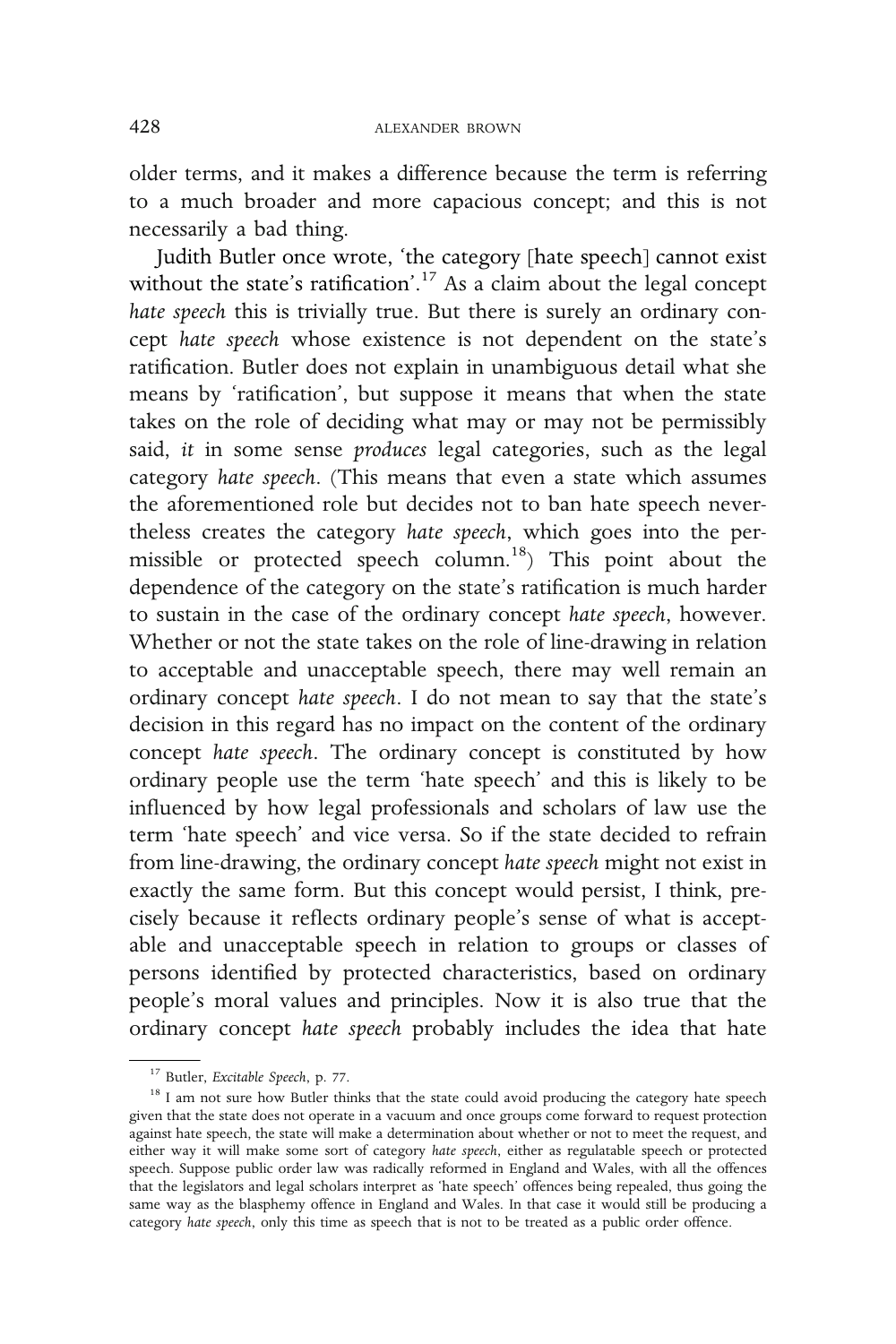older terms, and it makes a difference because the term is referring to a much broader and more capacious concept; and this is not necessarily a bad thing.

Judith Butler once wrote, 'the category [hate speech] cannot exist without the state's ratification'.[17] As a claim about the legal concept *hate speech* this is trivially true. But there is surely an ordinary concept *hate speech* whose existence is not dependent on the state's ratification. Butler does not explain in unambiguous detail what she means by 'ratification', but suppose it means that when the state takes on the role of deciding what may or may not be permissibly said, *it* in some sense *produces* legal categories, such as the legal category *hate speech*. (This means that even a state which assumes the aforementioned role but decides not to ban hate speech nevertheless creates the category *hate speech*, which goes into the permissible or protected speech column.[18]) This point about the dependence of the category on the state's ratification is much harder to sustain in the case of the ordinary concept *hate speech*, however. Whether or not the state takes on the role of line-drawing in relation to acceptable and unacceptable speech, there may well remain an ordinary concept *hate speech*. I do not mean to say that the state's decision in this regard has no impact on the content of the ordinary concept *hate speech*. The ordinary concept is constituted by how ordinary people use the term 'hate speech' and this is likely to be influenced by how legal professionals and scholars of law use the term 'hate speech' and vice versa. So if the state decided to refrain from line-drawing, the ordinary concept *hate speech* might not exist in exactly the same form. But this concept would persist, I think, precisely because it reflects ordinary people's sense of what is acceptable and unacceptable speech in relation to groups or classes of persons identified by protected characteristics, based on ordinary people's moral values and principles. Now it is also true that the ordinary concept *hate speech* probably includes the idea that hate

[17] Butler, *Excitable Speech*, p. 77.

[18] I am not sure how Butler thinks that the state could avoid producing the category hate speech given that the state does not operate in a vacuum and once groups come forward to request protection against hate speech, the state will make a determination about whether or not to meet the request, and either way it will make some sort of category *hate speech*, either as regulatable speech or protected speech. Suppose public order law was radically reformed in England and Wales, with all the offences that the legislators and legal scholars interpret as 'hate speech' offences being repealed, thus going the same way as the blasphemy offence in England and Wales. In that case it would still be producing a category *hate speech*, only this time as speech that is not to be treated as a public order offence.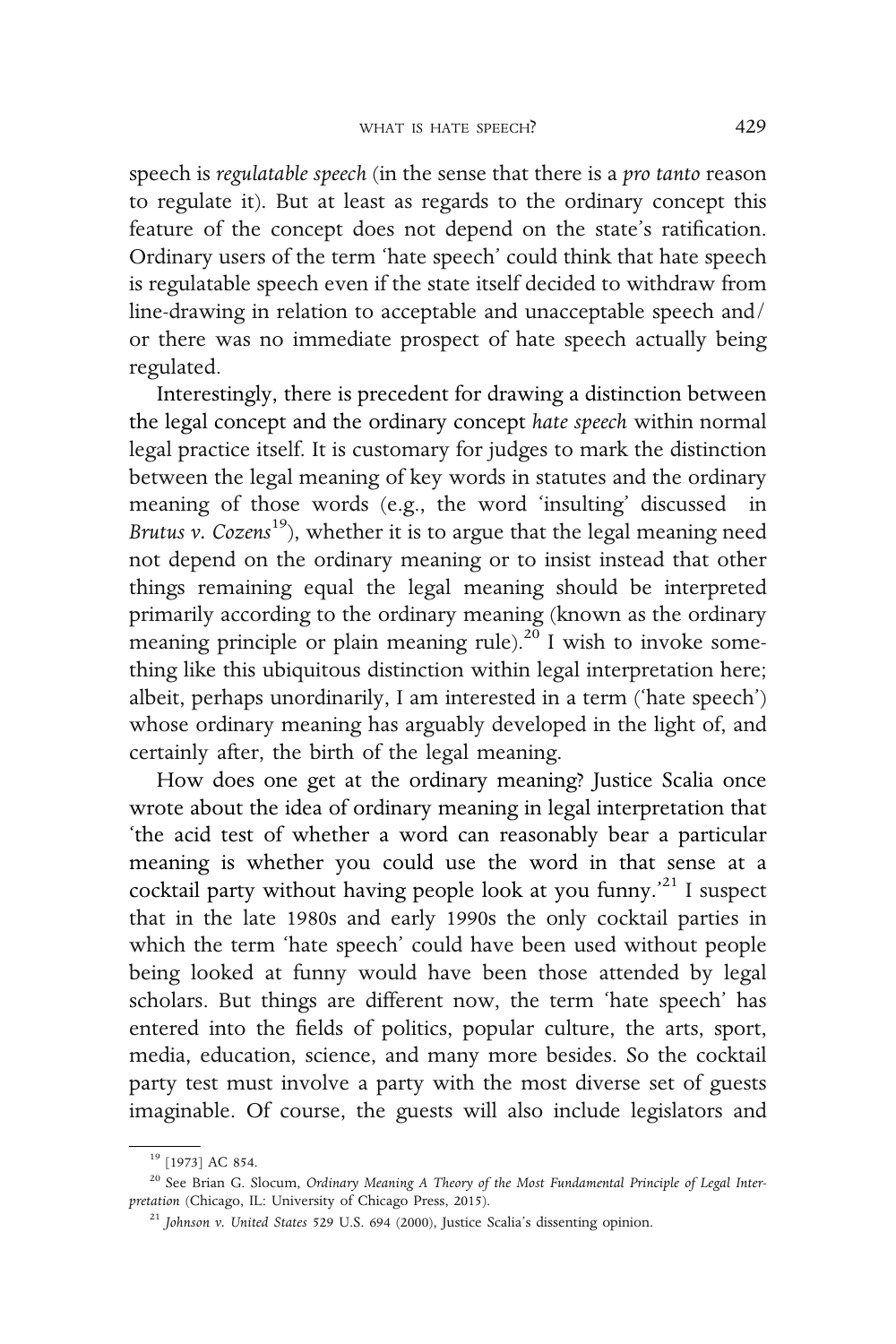speech is *regulatable speech* (in the sense that there is a *pro tanto* reason to regulate it). But at least as regards to the ordinary concept this feature of the concept does not depend on the state's ratification. Ordinary users of the term 'hate speech' could think that hate speech is regulatable speech even if the state itself decided to withdraw from line-drawing in relation to acceptable and unacceptable speech and/or there was no immediate prospect of hate speech actually being regulated.

Interestingly, there is precedent for drawing a distinction between the legal concept and the ordinary concept *hate speech* within normal legal practice itself. It is customary for judges to mark the distinction between the legal meaning of key words in statutes and the ordinary meaning of those words (e.g., the word 'insulting' discussed in *Brutus v. Cozens*[19]), whether it is to argue that the legal meaning need not depend on the ordinary meaning or to insist instead that other things remaining equal the legal meaning should be interpreted primarily according to the ordinary meaning (known as the ordinary meaning principle or plain meaning rule).[20] I wish to invoke something like this ubiquitous distinction within legal interpretation here; albeit, perhaps unordinarily, I am interested in a term ('hate speech') whose ordinary meaning has arguably developed in the light of, and certainly after, the birth of the legal meaning.

How does one get at the ordinary meaning? Justice Scalia once wrote about the idea of ordinary meaning in legal interpretation that 'the acid test of whether a word can reasonably bear a particular meaning is whether you could use the word in that sense at a cocktail party without having people look at you funny.'[21] I suspect that in the late 1980s and early 1990s the only cocktail parties in which the term 'hate speech' could have been used without people being looked at funny would have been those attended by legal scholars. But things are different now, the term 'hate speech' has entered into the fields of politics, popular culture, the arts, sport, media, education, science, and many more besides. So the cocktail party test must involve a party with the most diverse set of guests imaginable. Of course, the guests will also include legislators and

---

[19] [1973] AC 854.

[20] See Brian G. Slocum, *Ordinary Meaning A Theory of the Most Fundamental Principle of Legal Interpretation* (Chicago, IL: University of Chicago Press, 2015).

[21] *Johnson v. United States* 529 U.S. 694 (2000), Justice Scalia's dissenting opinion.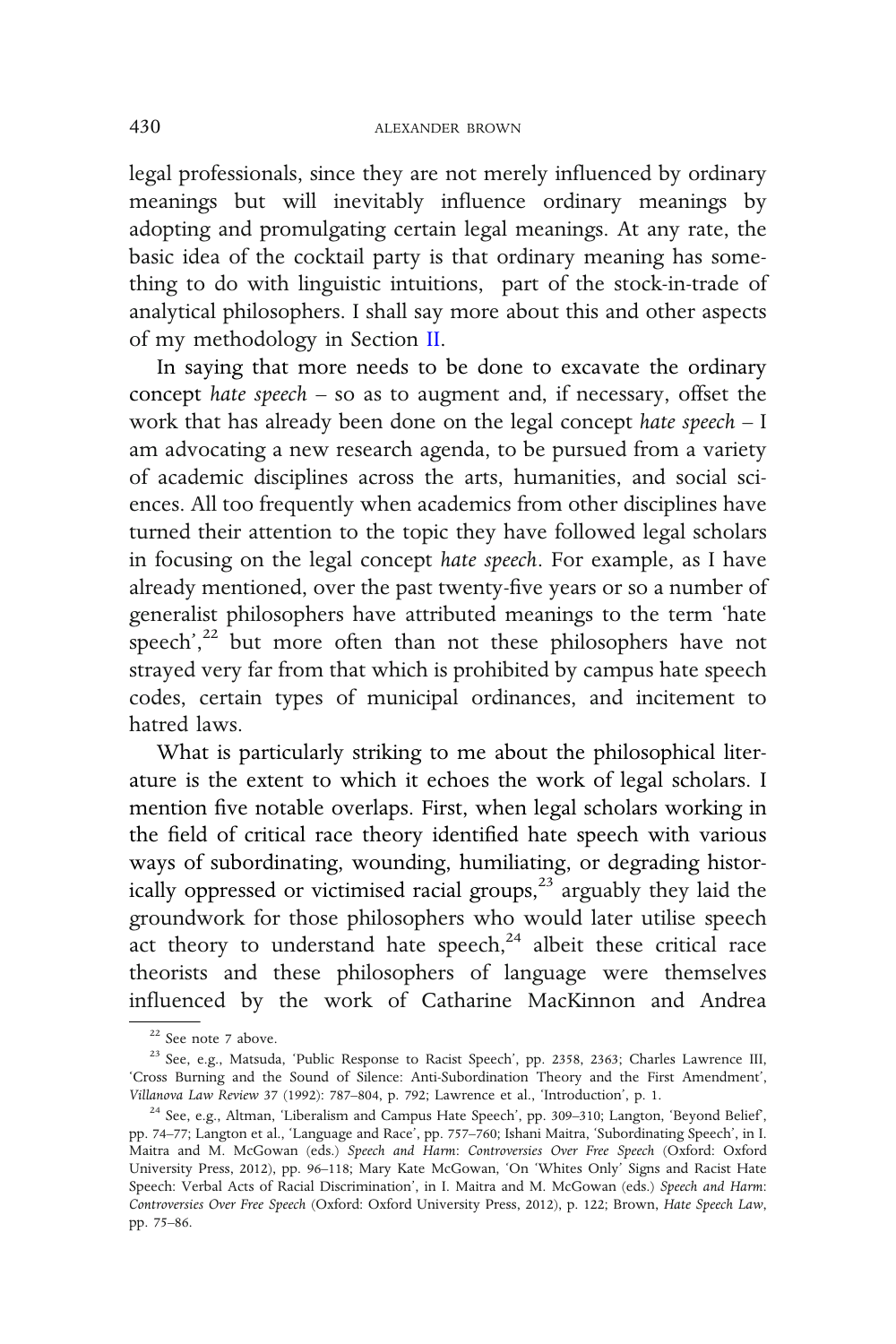legal professionals, since they are not merely influenced by ordinary meanings but will inevitably influence ordinary meanings by adopting and promulgating certain legal meanings. At any rate, the basic idea of the cocktail party is that ordinary meaning has something to do with linguistic intuitions, part of the stock-in-trade of analytical philosophers. I shall say more about this and other aspects of my methodology in Section II.

In saying that more needs to be done to excavate the ordinary concept *hate speech* – so as to augment and, if necessary, offset the work that has already been done on the legal concept *hate speech* – I am advocating a new research agenda, to be pursued from a variety of academic disciplines across the arts, humanities, and social sciences. All too frequently when academics from other disciplines have turned their attention to the topic they have followed legal scholars in focusing on the legal concept *hate speech*. For example, as I have already mentioned, over the past twenty-five years or so a number of generalist philosophers have attributed meanings to the term 'hate speech',[22] but more often than not these philosophers have not strayed very far from that which is prohibited by campus hate speech codes, certain types of municipal ordinances, and incitement to hatred laws.

What is particularly striking to me about the philosophical literature is the extent to which it echoes the work of legal scholars. I mention five notable overlaps. First, when legal scholars working in the field of critical race theory identified hate speech with various ways of subordinating, wounding, humiliating, or degrading historically oppressed or victimised racial groups,[23] arguably they laid the groundwork for those philosophers who would later utilise speech act theory to understand hate speech,[24] albeit these critical race theorists and these philosophers of language were themselves influenced by the work of Catharine MacKinnon and Andrea

[22] See note 7 above.

[23] See, e.g., Matsuda, 'Public Response to Racist Speech', pp. 2358, 2363; Charles Lawrence III, 'Cross Burning and the Sound of Silence: Anti-Subordination Theory and the First Amendment', *Villanova Law Review* 37 (1992): 787–804, p. 792; Lawrence et al., 'Introduction', p. 1.

[24] See, e.g., Altman, 'Liberalism and Campus Hate Speech', pp. 309–310; Langton, 'Beyond Belief', pp. 74–77; Langton et al., 'Language and Race', pp. 757–760; Ishani Maitra, 'Subordinating Speech', in I. Maitra and M. McGowan (eds.) *Speech and Harm: Controversies Over Free Speech* (Oxford: Oxford University Press, 2012), pp. 96–118; Mary Kate McGowan, 'On 'Whites Only' Signs and Racist Hate Speech: Verbal Acts of Racial Discrimination', in I. Maitra and M. McGowan (eds.) *Speech and Harm: Controversies Over Free Speech* (Oxford: Oxford University Press, 2012), p. 122; Brown, *Hate Speech Law*, pp. 75–86.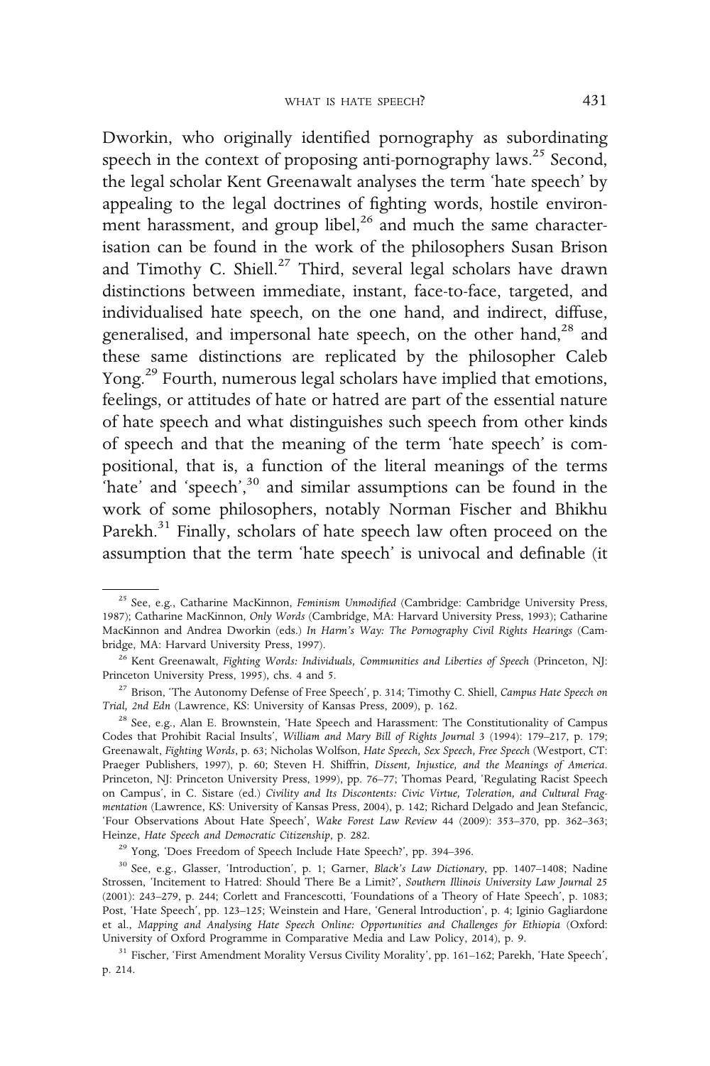Dworkin, who originally identified pornography as subordinating speech in the context of proposing anti-pornography laws.[25] Second, the legal scholar Kent Greenawalt analyses the term 'hate speech' by appealing to the legal doctrines of fighting words, hostile environment harassment, and group libel,[26] and much the same characterisation can be found in the work of the philosophers Susan Brison and Timothy C. Shiell.[27] Third, several legal scholars have drawn distinctions between immediate, instant, face-to-face, targeted, and individualised hate speech, on the one hand, and indirect, diffuse, generalised, and impersonal hate speech, on the other hand,[28] and these same distinctions are replicated by the philosopher Caleb Yong.[29] Fourth, numerous legal scholars have implied that emotions, feelings, or attitudes of hate or hatred are part of the essential nature of hate speech and what distinguishes such speech from other kinds of speech and that the meaning of the term 'hate speech' is compositional, that is, a function of the literal meanings of the terms 'hate' and 'speech',[30] and similar assumptions can be found in the work of some philosophers, notably Norman Fischer and Bhikhu Parekh.[31] Finally, scholars of hate speech law often proceed on the assumption that the term 'hate speech' is univocal and definable (it

---

[25] See, e.g., Catharine MacKinnon, *Feminism Unmodified* (Cambridge: Cambridge University Press, 1987); Catharine MacKinnon, *Only Words* (Cambridge, MA: Harvard University Press, 1993); Catharine MacKinnon and Andrea Dworkin (eds.) *In Harm's Way: The Pornography Civil Rights Hearings* (Cambridge, MA: Harvard University Press, 1997).

[26] Kent Greenawalt, *Fighting Words: Individuals, Communities and Liberties of Speech* (Princeton, NJ: Princeton University Press, 1995), chs. 4 and 5.

[27] Brison, 'The Autonomy Defense of Free Speech', p. 314; Timothy C. Shiell, *Campus Hate Speech on Trial, 2nd Edn* (Lawrence, KS: University of Kansas Press, 2009), p. 162.

[28] See, e.g., Alan E. Brownstein, 'Hate Speech and Harassment: The Constitutionality of Campus Codes that Prohibit Racial Insults', *William and Mary Bill of Rights Journal* 3 (1994): 179–217, p. 179; Greenawalt, *Fighting Words*, p. 63; Nicholas Wolfson, *Hate Speech, Sex Speech, Free Speech* (Westport, CT: Praeger Publishers, 1997), p. 60; Steven H. Shiffrin, *Dissent, Injustice, and the Meanings of America*. Princeton, NJ: Princeton University Press, 1999), pp. 76–77; Thomas Peard, 'Regulating Racist Speech on Campus', in C. Sistare (ed.) *Civility and Its Discontents: Civic Virtue, Toleration, and Cultural Fragmentation* (Lawrence, KS: University of Kansas Press, 2004), p. 142; Richard Delgado and Jean Stefancic, 'Four Observations About Hate Speech', *Wake Forest Law Review* 44 (2009): 353–370, pp. 362–363; Heinze, *Hate Speech and Democratic Citizenship*, p. 282.

[29] Yong, 'Does Freedom of Speech Include Hate Speech?', pp. 394–396.

[30] See, e.g., Glasser, 'Introduction', p. 1; Garner, *Black's Law Dictionary*, pp. 1407–1408; Nadine Strossen, 'Incitement to Hatred: Should There Be a Limit?', *Southern Illinois University Law Journal* 25 (2001): 243–279, p. 244; Corlett and Francescotti, 'Foundations of a Theory of Hate Speech', p. 1083; Post, 'Hate Speech', pp. 123–125; Weinstein and Hare, 'General Introduction', p. 4; Iginio Gagliardone et al., *Mapping and Analysing Hate Speech Online: Opportunities and Challenges for Ethiopia* (Oxford: University of Oxford Programme in Comparative Media and Law Policy, 2014), p. 9.

[31] Fischer, 'First Amendment Morality Versus Civility Morality', pp. 161–162; Parekh, 'Hate Speech', p. 214.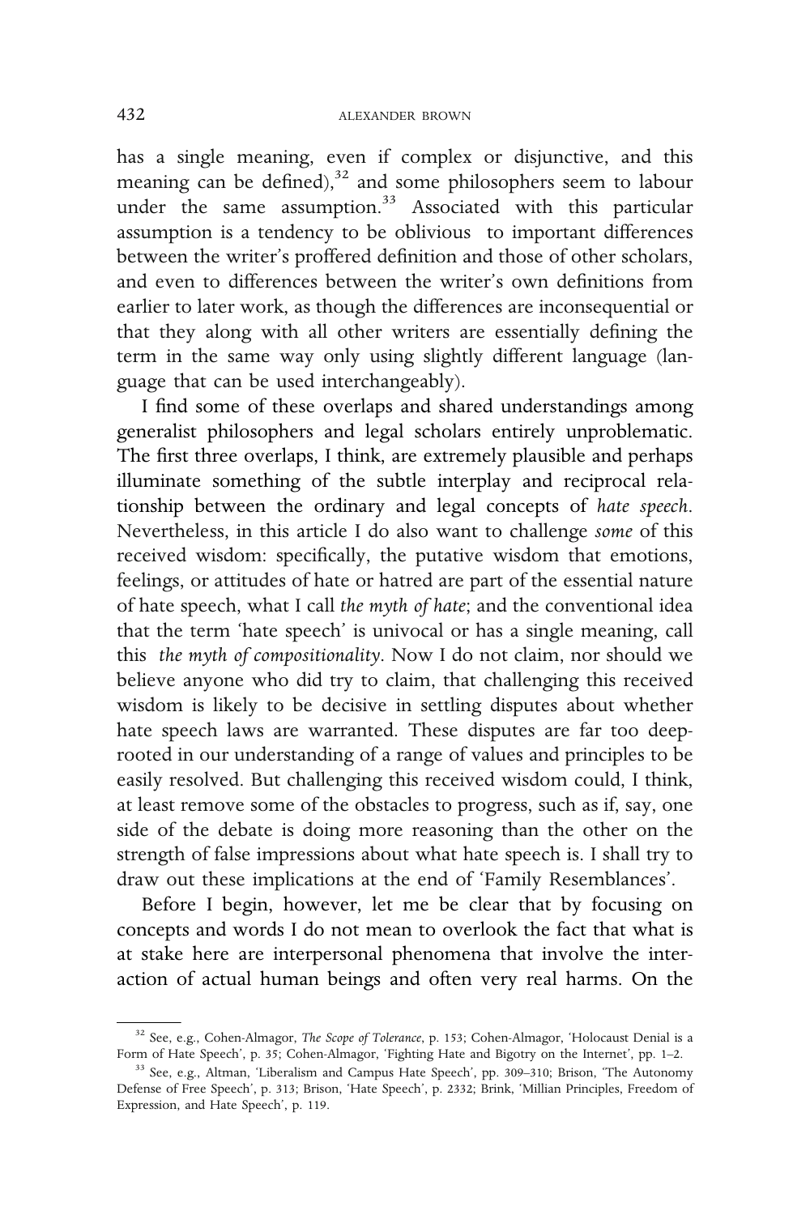has a single meaning, even if complex or disjunctive, and this meaning can be defined),[32] and some philosophers seem to labour under the same assumption.[33] Associated with this particular assumption is a tendency to be oblivious to important differences between the writer's proffered definition and those of other scholars, and even to differences between the writer's own definitions from earlier to later work, as though the differences are inconsequential or that they along with all other writers are essentially defining the term in the same way only using slightly different language (language that can be used interchangeably).

I find some of these overlaps and shared understandings among generalist philosophers and legal scholars entirely unproblematic. The first three overlaps, I think, are extremely plausible and perhaps illuminate something of the subtle interplay and reciprocal relationship between the ordinary and legal concepts of *hate speech*. Nevertheless, in this article I do also want to challenge *some* of this received wisdom: specifically, the putative wisdom that emotions, feelings, or attitudes of hate or hatred are part of the essential nature of hate speech, what I call *the myth of hate*; and the conventional idea that the term 'hate speech' is univocal or has a single meaning, call this *the myth of compositionality*. Now I do not claim, nor should we believe anyone who did try to claim, that challenging this received wisdom is likely to be decisive in settling disputes about whether hate speech laws are warranted. These disputes are far too deep-rooted in our understanding of a range of values and principles to be easily resolved. But challenging this received wisdom could, I think, at least remove some of the obstacles to progress, such as if, say, one side of the debate is doing more reasoning than the other on the strength of false impressions about what hate speech is. I shall try to draw out these implications at the end of 'Family Resemblances'.

Before I begin, however, let me be clear that by focusing on concepts and words I do not mean to overlook the fact that what is at stake here are interpersonal phenomena that involve the interaction of actual human beings and often very real harms. On the

[32] See, e.g., Cohen-Almagor, *The Scope of Tolerance*, p. 153; Cohen-Almagor, 'Holocaust Denial is a Form of Hate Speech', p. 35; Cohen-Almagor, 'Fighting Hate and Bigotry on the Internet', pp. 1–2.

[33] See, e.g., Altman, 'Liberalism and Campus Hate Speech', pp. 309–310; Brison, 'The Autonomy Defense of Free Speech', p. 313; Brison, 'Hate Speech', p. 2332; Brink, 'Millian Principles, Freedom of Expression, and Hate Speech', p. 119.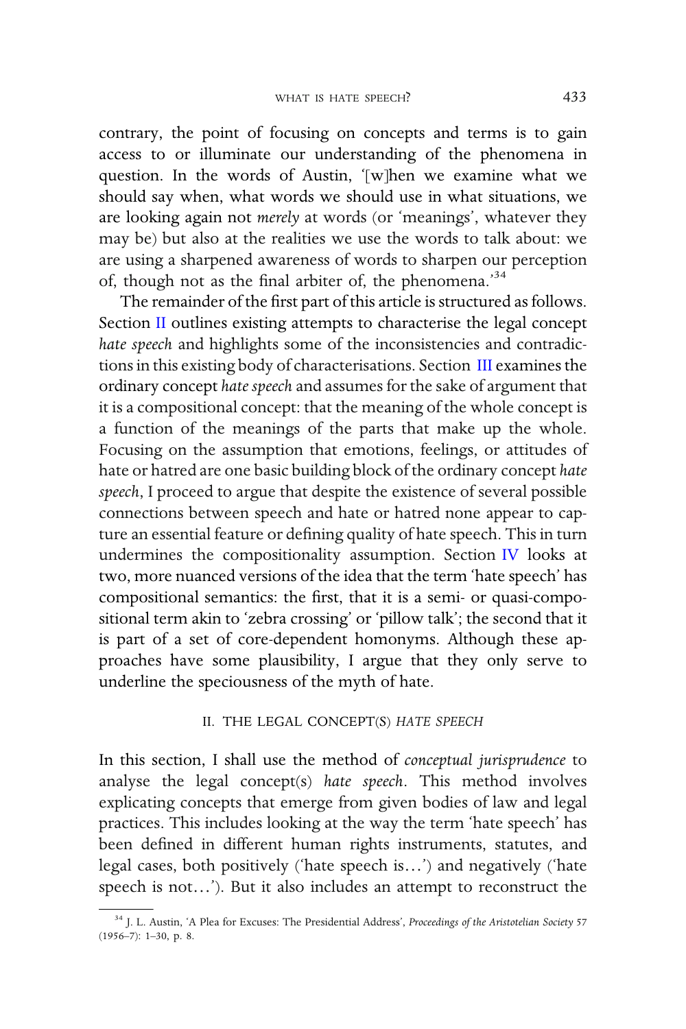contrary, the point of focusing on concepts and terms is to gain access to or illuminate our understanding of the phenomena in question. In the words of Austin, '[w]hen we examine what we should say when, what words we should use in what situations, we are looking again not *merely* at words (or 'meanings', whatever they may be) but also at the realities we use the words to talk about: we are using a sharpened awareness of words to sharpen our perception of, though not as the final arbiter of, the phenomena.'[34]

The remainder of the first part of this article is structured as follows. Section II outlines existing attempts to characterise the legal concept *hate speech* and highlights some of the inconsistencies and contradictions in this existing body of characterisations. Section III examines the ordinary concept *hate speech* and assumes for the sake of argument that it is a compositional concept: that the meaning of the whole concept is a function of the meanings of the parts that make up the whole. Focusing on the assumption that emotions, feelings, or attitudes of hate or hatred are one basic building block of the ordinary concept *hate speech*, I proceed to argue that despite the existence of several possible connections between speech and hate or hatred none appear to capture an essential feature or defining quality of hate speech. This in turn undermines the compositionality assumption. Section IV looks at two, more nuanced versions of the idea that the term 'hate speech' has compositional semantics: the first, that it is a semi- or quasi-compositional term akin to 'zebra crossing' or 'pillow talk'; the second that it is part of a set of core-dependent homonyms. Although these approaches have some plausibility, I argue that they only serve to underline the speciousness of the myth of hate.

## II. THE LEGAL CONCEPT(S) *HATE SPEECH*

In this section, I shall use the method of *conceptual jurisprudence* to analyse the legal concept(s) *hate speech*. This method involves explicating concepts that emerge from given bodies of law and legal practices. This includes looking at the way the term 'hate speech' has been defined in different human rights instruments, statutes, and legal cases, both positively ('hate speech is…') and negatively ('hate speech is not…'). But it also includes an attempt to reconstruct the

[34] J. L. Austin, 'A Plea for Excuses: The Presidential Address', *Proceedings of the Aristotelian Society* 57 (1956–7): 1–30, p. 8.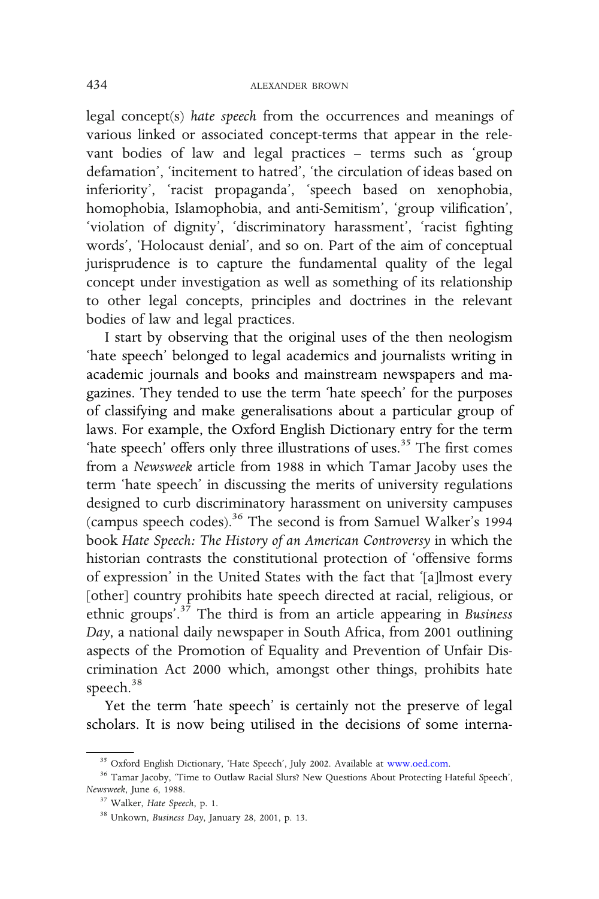legal concept(s) *hate speech* from the occurrences and meanings of various linked or associated concept-terms that appear in the relevant bodies of law and legal practices – terms such as 'group defamation', 'incitement to hatred', 'the circulation of ideas based on inferiority', 'racist propaganda', 'speech based on xenophobia, homophobia, Islamophobia, and anti-Semitism', 'group vilification', 'violation of dignity', 'discriminatory harassment', 'racist fighting words', 'Holocaust denial', and so on. Part of the aim of conceptual jurisprudence is to capture the fundamental quality of the legal concept under investigation as well as something of its relationship to other legal concepts, principles and doctrines in the relevant bodies of law and legal practices.

I start by observing that the original uses of the then neologism 'hate speech' belonged to legal academics and journalists writing in academic journals and books and mainstream newspapers and magazines. They tended to use the term 'hate speech' for the purposes of classifying and make generalisations about a particular group of laws. For example, the Oxford English Dictionary entry for the term 'hate speech' offers only three illustrations of uses.[35] The first comes from a *Newsweek* article from 1988 in which Tamar Jacoby uses the term 'hate speech' in discussing the merits of university regulations designed to curb discriminatory harassment on university campuses (campus speech codes).[36] The second is from Samuel Walker's 1994 book *Hate Speech: The History of an American Controversy* in which the historian contrasts the constitutional protection of 'offensive forms of expression' in the United States with the fact that '[a]lmost every [other] country prohibits hate speech directed at racial, religious, or ethnic groups'.[37] The third is from an article appearing in *Business Day*, a national daily newspaper in South Africa, from 2001 outlining aspects of the Promotion of Equality and Prevention of Unfair Discrimination Act 2000 which, amongst other things, prohibits hate speech.[38]

Yet the term 'hate speech' is certainly not the preserve of legal scholars. It is now being utilised in the decisions of some interna-

---

[35] Oxford English Dictionary, 'Hate Speech', July 2002. Available at www.oed.com.

[36] Tamar Jacoby, 'Time to Outlaw Racial Slurs? New Questions About Protecting Hateful Speech', *Newsweek*, June 6, 1988.

[37] Walker, *Hate Speech*, p. 1.

[38] Unkown, *Business Day*, January 28, 2001, p. 13.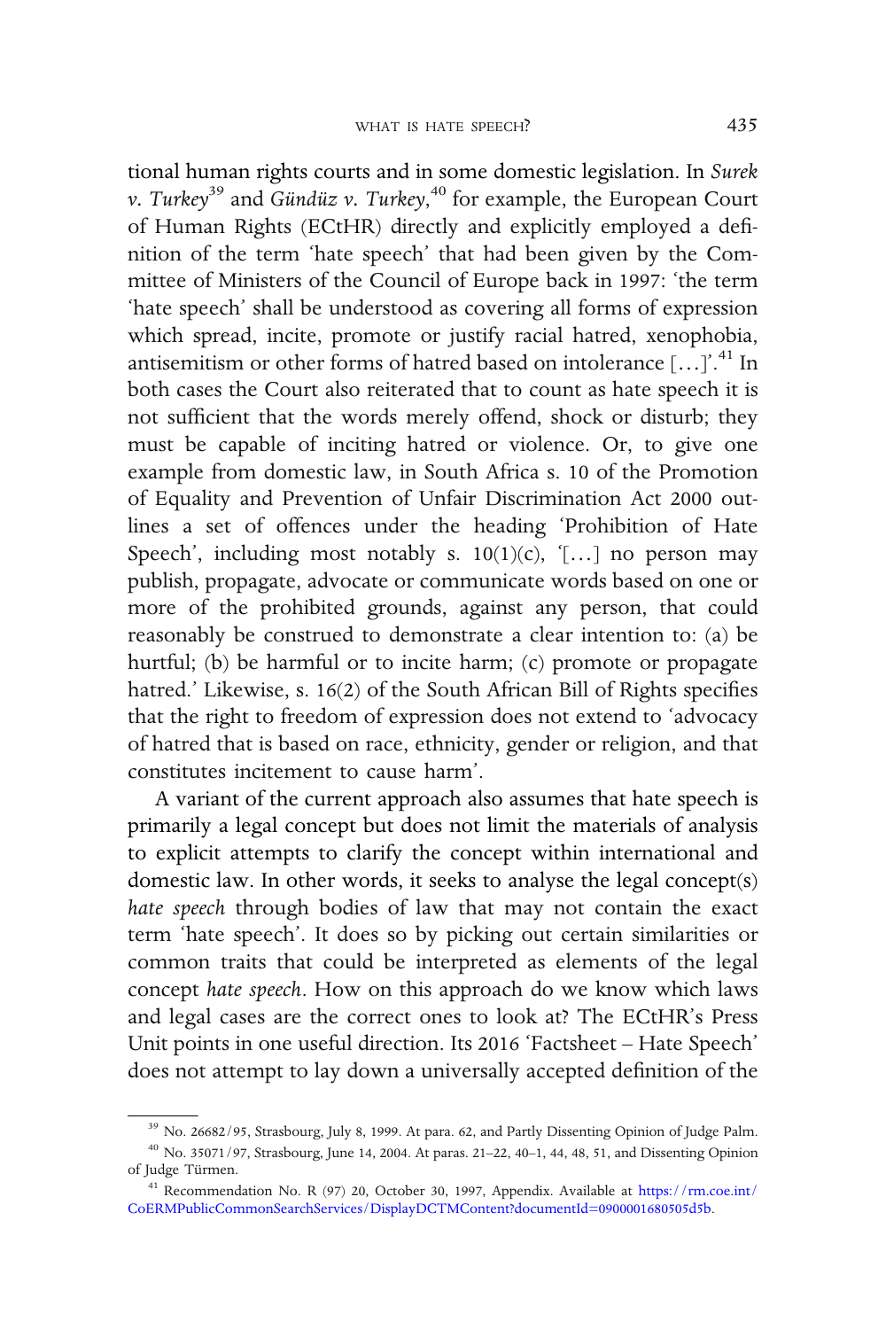tional human rights courts and in some domestic legislation. In *Surek v. Turkey*[39] and *Gündüz v. Turkey*,[40] for example, the European Court of Human Rights (ECtHR) directly and explicitly employed a definition of the term 'hate speech' that had been given by the Committee of Ministers of the Council of Europe back in 1997: 'the term 'hate speech' shall be understood as covering all forms of expression which spread, incite, promote or justify racial hatred, xenophobia, antisemitism or other forms of hatred based on intolerance […]'.[41] In both cases the Court also reiterated that to count as hate speech it is not sufficient that the words merely offend, shock or disturb; they must be capable of inciting hatred or violence. Or, to give one example from domestic law, in South Africa s. 10 of the Promotion of Equality and Prevention of Unfair Discrimination Act 2000 outlines a set of offences under the heading 'Prohibition of Hate Speech', including most notably s. 10(1)(c), '[…] no person may publish, propagate, advocate or communicate words based on one or more of the prohibited grounds, against any person, that could reasonably be construed to demonstrate a clear intention to: (a) be hurtful; (b) be harmful or to incite harm; (c) promote or propagate hatred.' Likewise, s. 16(2) of the South African Bill of Rights specifies that the right to freedom of expression does not extend to 'advocacy of hatred that is based on race, ethnicity, gender or religion, and that constitutes incitement to cause harm'.

A variant of the current approach also assumes that hate speech is primarily a legal concept but does not limit the materials of analysis to explicit attempts to clarify the concept within international and domestic law. In other words, it seeks to analyse the legal concept(s) *hate speech* through bodies of law that may not contain the exact term 'hate speech'. It does so by picking out certain similarities or common traits that could be interpreted as elements of the legal concept *hate speech*. How on this approach do we know which laws and legal cases are the correct ones to look at? The ECtHR's Press Unit points in one useful direction. Its 2016 'Factsheet – Hate Speech' does not attempt to lay down a universally accepted definition of the

---

[39] No. 26682/95, Strasbourg, July 8, 1999. At para. 62, and Partly Dissenting Opinion of Judge Palm.

[40] No. 35071/97, Strasbourg, June 14, 2004. At paras. 21–22, 40–1, 44, 48, 51, and Dissenting Opinion of Judge Türmen.

[41] Recommendation No. R (97) 20, October 30, 1997, Appendix. Available at https://rm.coe.int/CoERMPublicCommonSearchServices/DisplayDCTMContent?documentId=0900001680505d5b.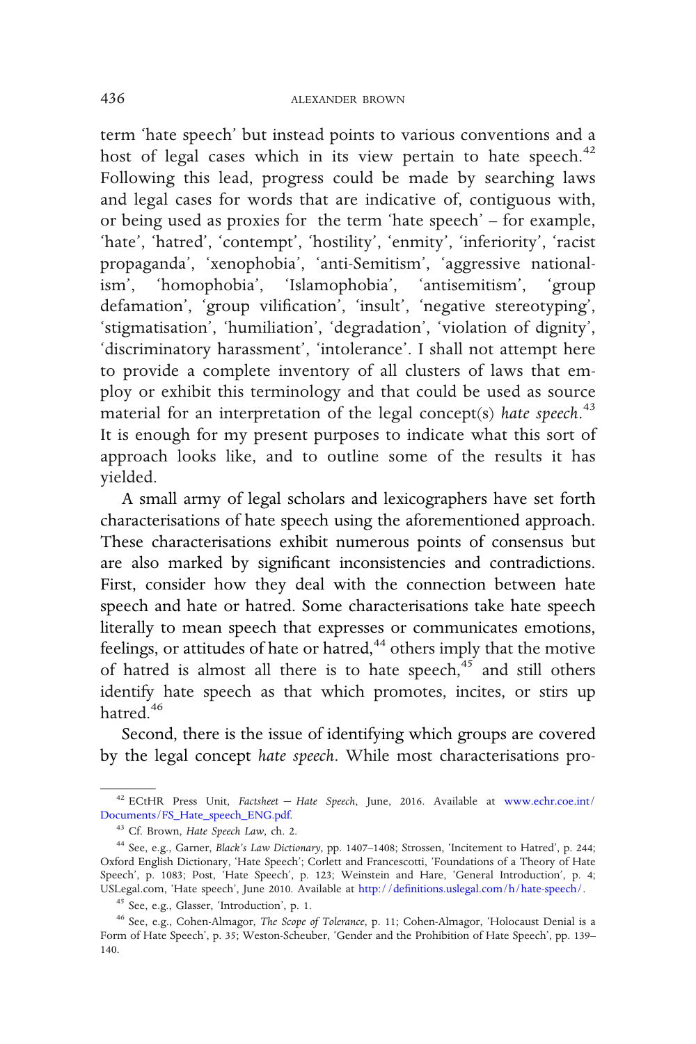term 'hate speech' but instead points to various conventions and a host of legal cases which in its view pertain to hate speech.[42] Following this lead, progress could be made by searching laws and legal cases for words that are indicative of, contiguous with, or being used as proxies for the term 'hate speech' – for example, 'hate', 'hatred', 'contempt', 'hostility', 'enmity', 'inferiority', 'racist propaganda', 'xenophobia', 'anti-Semitism', 'aggressive nationalism', 'homophobia', 'Islamophobia', 'antisemitism', 'group defamation', 'group vilification', 'insult', 'negative stereotyping', 'stigmatisation', 'humiliation', 'degradation', 'violation of dignity', 'discriminatory harassment', 'intolerance'. I shall not attempt here to provide a complete inventory of all clusters of laws that employ or exhibit this terminology and that could be used as source material for an interpretation of the legal concept(s) *hate speech*.[43] It is enough for my present purposes to indicate what this sort of approach looks like, and to outline some of the results it has yielded.

A small army of legal scholars and lexicographers have set forth characterisations of hate speech using the aforementioned approach. These characterisations exhibit numerous points of consensus but are also marked by significant inconsistencies and contradictions. First, consider how they deal with the connection between hate speech and hate or hatred. Some characterisations take hate speech literally to mean speech that expresses or communicates emotions, feelings, or attitudes of hate or hatred,[44] others imply that the motive of hatred is almost all there is to hate speech,[45] and still others identify hate speech as that which promotes, incites, or stirs up hatred.[46]

Second, there is the issue of identifying which groups are covered by the legal concept *hate speech*. While most characterisations pro-

---

[42] ECtHR Press Unit, *Factsheet – Hate Speech*, June, 2016. Available at www.echr.coe.int/Documents/FS_Hate_speech_ENG.pdf.

[43] Cf. Brown, *Hate Speech Law*, ch. 2.

[44] See, e.g., Garner, *Black's Law Dictionary*, pp. 1407–1408; Strossen, 'Incitement to Hatred', p. 244; Oxford English Dictionary, 'Hate Speech'; Corlett and Francescotti, 'Foundations of a Theory of Hate Speech', p. 1083; Post, 'Hate Speech', p. 123; Weinstein and Hare, 'General Introduction', p. 4; USLegal.com, 'Hate speech', June 2010. Available at http://definitions.uslegal.com/h/hate-speech/.

[45] See, e.g., Glasser, 'Introduction', p. 1.

[46] See, e.g., Cohen-Almagor, *The Scope of Tolerance*, p. 11; Cohen-Almagor, 'Holocaust Denial is a Form of Hate Speech', p. 35; Weston-Scheuber, 'Gender and the Prohibition of Hate Speech', pp. 139–140.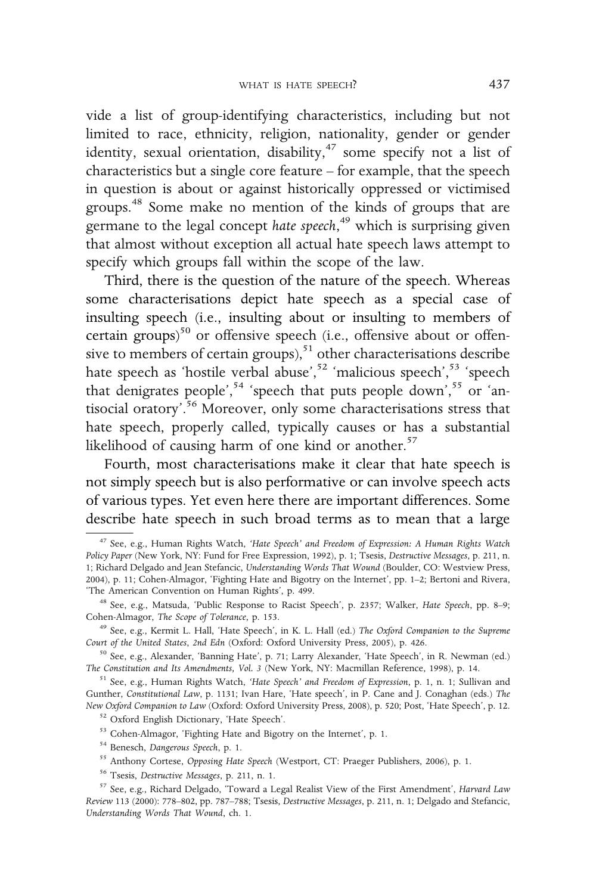vide a list of group-identifying characteristics, including but not limited to race, ethnicity, religion, nationality, gender or gender identity, sexual orientation, disability,[47] some specify not a list of characteristics but a single core feature – for example, that the speech in question is about or against historically oppressed or victimised groups.[48] Some make no mention of the kinds of groups that are germane to the legal concept *hate speech*,[49] which is surprising given that almost without exception all actual hate speech laws attempt to specify which groups fall within the scope of the law.

Third, there is the question of the nature of the speech. Whereas some characterisations depict hate speech as a special case of insulting speech (i.e., insulting about or insulting to members of certain groups)[50] or offensive speech (i.e., offensive about or offensive to members of certain groups),[51] other characterisations describe hate speech as 'hostile verbal abuse',[52] 'malicious speech',[53] 'speech that denigrates people',[54] 'speech that puts people down',[55] or 'antisocial oratory'.[56] Moreover, only some characterisations stress that hate speech, properly called, typically causes or has a substantial likelihood of causing harm of one kind or another.[57]

Fourth, most characterisations make it clear that hate speech is not simply speech but is also performative or can involve speech acts of various types. Yet even here there are important differences. Some describe hate speech in such broad terms as to mean that a large

---

[47] See, e.g., Human Rights Watch, *'Hate Speech' and Freedom of Expression: A Human Rights Watch Policy Paper* (New York, NY: Fund for Free Expression, 1992), p. 1; Tsesis, *Destructive Messages*, p. 211, n. 1; Richard Delgado and Jean Stefancic, *Understanding Words That Wound* (Boulder, CO: Westview Press, 2004), p. 11; Cohen-Almagor, 'Fighting Hate and Bigotry on the Internet', pp. 1–2; Bertoni and Rivera, 'The American Convention on Human Rights', p. 499.

[48] See, e.g., Matsuda, 'Public Response to Racist Speech', p. 2357; Walker, *Hate Speech*, pp. 8–9; Cohen-Almagor, *The Scope of Tolerance*, p. 153.

[49] See, e.g., Kermit L. Hall, 'Hate Speech', in K. L. Hall (ed.) *The Oxford Companion to the Supreme Court of the United States, 2nd Edn* (Oxford: Oxford University Press, 2005), p. 426.

[50] See, e.g., Alexander, 'Banning Hate', p. 71; Larry Alexander, 'Hate Speech', in R. Newman (ed.) *The Constitution and Its Amendments, Vol. 3* (New York, NY: Macmillan Reference, 1998), p. 14.

[51] See, e.g., Human Rights Watch, *'Hate Speech' and Freedom of Expression*, p. 1, n. 1; Sullivan and Gunther, *Constitutional Law*, p. 1131; Ivan Hare, 'Hate speech', in P. Cane and J. Conaghan (eds.) *The New Oxford Companion to Law* (Oxford: Oxford University Press, 2008), p. 520; Post, 'Hate Speech', p. 12.

[52] Oxford English Dictionary, 'Hate Speech'.

[53] Cohen-Almagor, 'Fighting Hate and Bigotry on the Internet', p. 1.

[54] Benesch, *Dangerous Speech*, p. 1.

[55] Anthony Cortese, *Opposing Hate Speech* (Westport, CT: Praeger Publishers, 2006), p. 1.

[56] Tsesis, *Destructive Messages*, p. 211, n. 1.

[57] See, e.g., Richard Delgado, 'Toward a Legal Realist View of the First Amendment', *Harvard Law Review* 113 (2000): 778–802, pp. 787–788; Tsesis, *Destructive Messages*, p. 211, n. 1; Delgado and Stefancic, *Understanding Words That Wound*, ch. 1.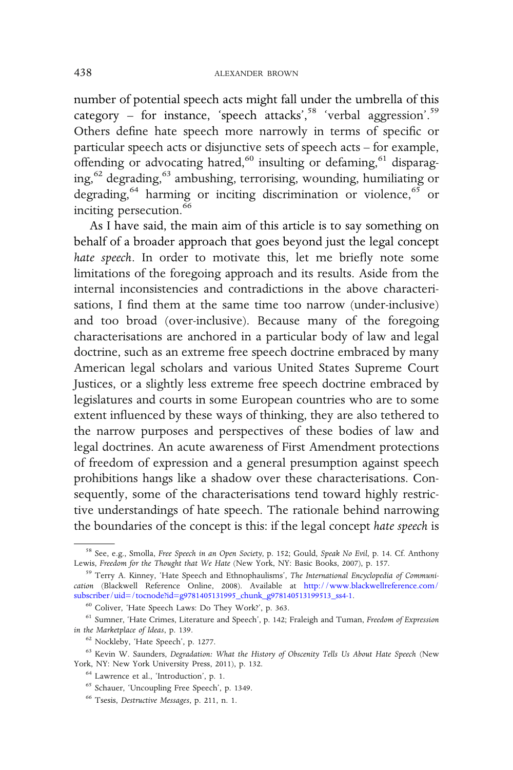number of potential speech acts might fall under the umbrella of this category – for instance, 'speech attacks',[58] 'verbal aggression'.[59] Others define hate speech more narrowly in terms of specific or particular speech acts or disjunctive sets of speech acts – for example, offending or advocating hatred,[60] insulting or defaming,[61] disparaging,[62] degrading,[63] ambushing, terrorising, wounding, humiliating or degrading,[64] harming or inciting discrimination or violence,[65] or inciting persecution.[66]

As I have said, the main aim of this article is to say something on behalf of a broader approach that goes beyond just the legal concept *hate speech*. In order to motivate this, let me briefly note some limitations of the foregoing approach and its results. Aside from the internal inconsistencies and contradictions in the above characterisations, I find them at the same time too narrow (under-inclusive) and too broad (over-inclusive). Because many of the foregoing characterisations are anchored in a particular body of law and legal doctrine, such as an extreme free speech doctrine embraced by many American legal scholars and various United States Supreme Court Justices, or a slightly less extreme free speech doctrine embraced by legislatures and courts in some European countries who are to some extent influenced by these ways of thinking, they are also tethered to the narrow purposes and perspectives of these bodies of law and legal doctrines. An acute awareness of First Amendment protections of freedom of expression and a general presumption against speech prohibitions hangs like a shadow over these characterisations. Consequently, some of the characterisations tend toward highly restrictive understandings of hate speech. The rationale behind narrowing the boundaries of the concept is this: if the legal concept *hate speech* is

---

[58] See, e.g., Smolla, *Free Speech in an Open Society*, p. 152; Gould, *Speak No Evil*, p. 14. Cf. Anthony Lewis, *Freedom for the Thought that We Hate* (New York, NY: Basic Books, 2007), p. 157.

[59] Terry A. Kinney, 'Hate Speech and Ethnophaulisms', *The International Encyclopedia of Communication* (Blackwell Reference Online, 2008). Available at http://www.blackwellreference.com/subscriber/uid=/tocnode?id=g9781405131995_chunk_g978140513199513_ss4-1.

[60] Coliver, 'Hate Speech Laws: Do They Work?', p. 363.

[61] Sumner, 'Hate Crimes, Literature and Speech', p. 142; Fraleigh and Tuman, *Freedom of Expression in the Marketplace of Ideas*, p. 139.

[62] Nockleby, 'Hate Speech', p. 1277.

[63] Kevin W. Saunders, *Degradation: What the History of Obscenity Tells Us About Hate Speech* (New York, NY: New York University Press, 2011), p. 132.

[64] Lawrence et al., 'Introduction', p. 1.

[65] Schauer, 'Uncoupling Free Speech', p. 1349.

[66] Tsesis, *Destructive Messages*, p. 211, n. 1.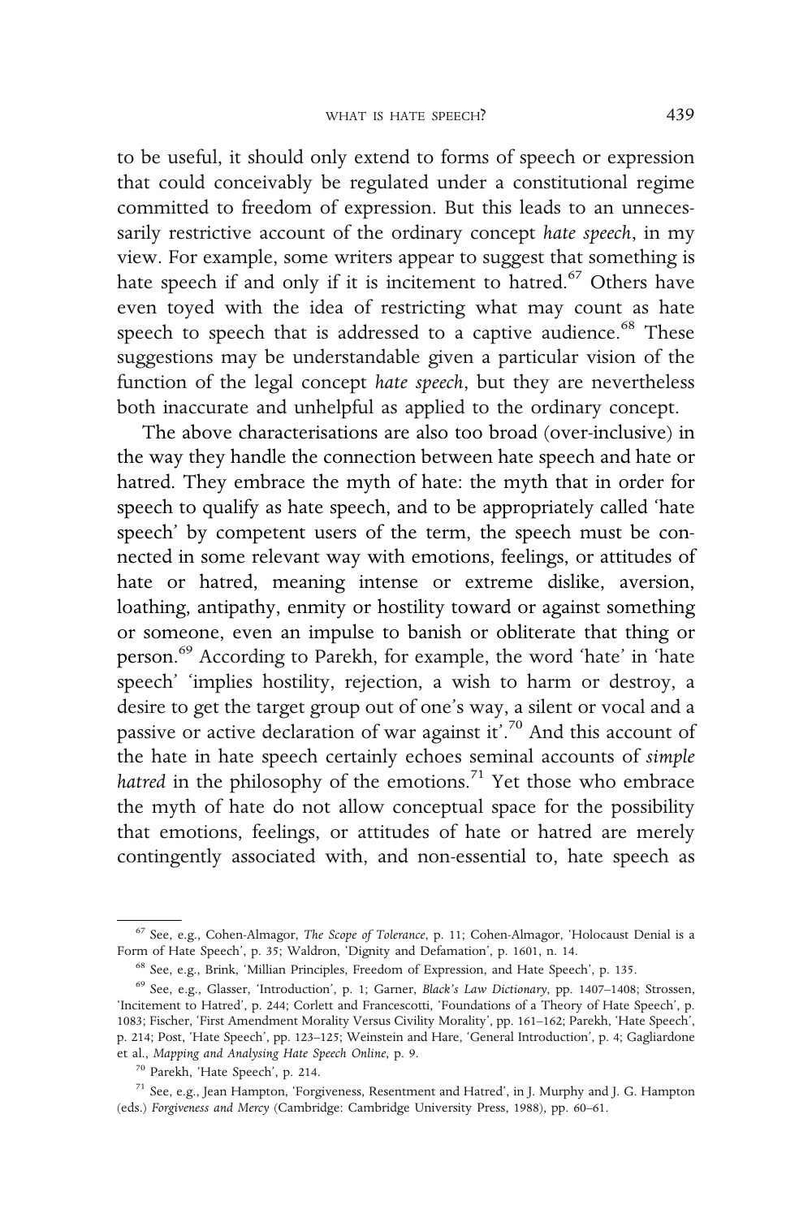to be useful, it should only extend to forms of speech or expression that could conceivably be regulated under a constitutional regime committed to freedom of expression. But this leads to an unnecessarily restrictive account of the ordinary concept *hate speech*, in my view. For example, some writers appear to suggest that something is hate speech if and only if it is incitement to hatred.[67] Others have even toyed with the idea of restricting what may count as hate speech to speech that is addressed to a captive audience.[68] These suggestions may be understandable given a particular vision of the function of the legal concept *hate speech*, but they are nevertheless both inaccurate and unhelpful as applied to the ordinary concept.

The above characterisations are also too broad (over-inclusive) in the way they handle the connection between hate speech and hate or hatred. They embrace the myth of hate: the myth that in order for speech to qualify as hate speech, and to be appropriately called 'hate speech' by competent users of the term, the speech must be connected in some relevant way with emotions, feelings, or attitudes of hate or hatred, meaning intense or extreme dislike, aversion, loathing, antipathy, enmity or hostility toward or against something or someone, even an impulse to banish or obliterate that thing or person.[69] According to Parekh, for example, the word 'hate' in 'hate speech' 'implies hostility, rejection, a wish to harm or destroy, a desire to get the target group out of one's way, a silent or vocal and a passive or active declaration of war against it'.[70] And this account of the hate in hate speech certainly echoes seminal accounts of *simple hatred* in the philosophy of the emotions.[71] Yet those who embrace the myth of hate do not allow conceptual space for the possibility that emotions, feelings, or attitudes of hate or hatred are merely contingently associated with, and non-essential to, hate speech as

---

[67] See, e.g., Cohen-Almagor, *The Scope of Tolerance*, p. 11; Cohen-Almagor, 'Holocaust Denial is a Form of Hate Speech', p. 35; Waldron, 'Dignity and Defamation', p. 1601, n. 14.

[68] See, e.g., Brink, 'Millian Principles, Freedom of Expression, and Hate Speech', p. 135.

[69] See, e.g., Glasser, 'Introduction', p. 1; Garner, *Black's Law Dictionary*, pp. 1407–1408; Strossen, 'Incitement to Hatred', p. 244; Corlett and Francescotti, 'Foundations of a Theory of Hate Speech', p. 1083; Fischer, 'First Amendment Morality Versus Civility Morality', pp. 161–162; Parekh, 'Hate Speech', p. 214; Post, 'Hate Speech', pp. 123–125; Weinstein and Hare, 'General Introduction', p. 4; Gagliardone et al., *Mapping and Analysing Hate Speech Online*, p. 9.

[70] Parekh, 'Hate Speech', p. 214.

[71] See, e.g., Jean Hampton, 'Forgiveness, Resentment and Hatred', in J. Murphy and J. G. Hampton (eds.) *Forgiveness and Mercy* (Cambridge: Cambridge University Press, 1988), pp. 60–61.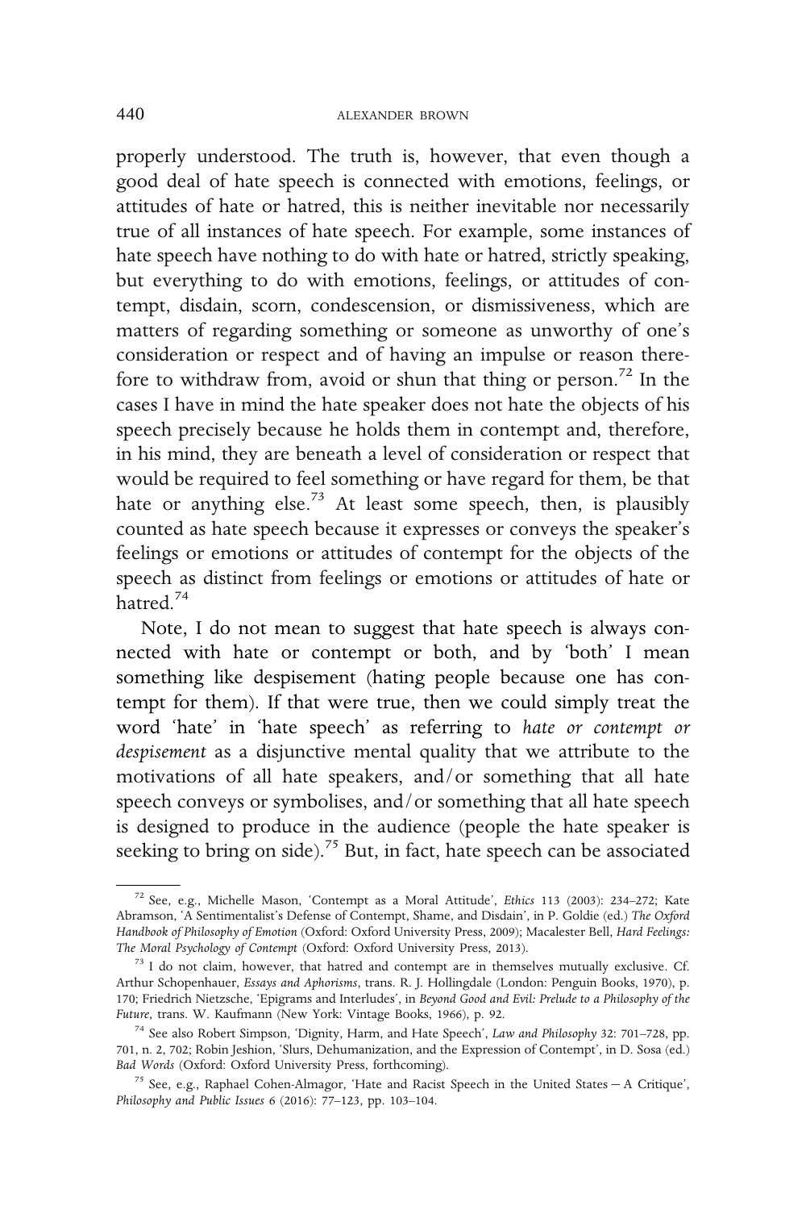properly understood. The truth is, however, that even though a good deal of hate speech is connected with emotions, feelings, or attitudes of hate or hatred, this is neither inevitable nor necessarily true of all instances of hate speech. For example, some instances of hate speech have nothing to do with hate or hatred, strictly speaking, but everything to do with emotions, feelings, or attitudes of contempt, disdain, scorn, condescension, or dismissiveness, which are matters of regarding something or someone as unworthy of one's consideration or respect and of having an impulse or reason therefore to withdraw from, avoid or shun that thing or person.[72] In the cases I have in mind the hate speaker does not hate the objects of his speech precisely because he holds them in contempt and, therefore, in his mind, they are beneath a level of consideration or respect that would be required to feel something or have regard for them, be that hate or anything else.[73] At least some speech, then, is plausibly counted as hate speech because it expresses or conveys the speaker's feelings or emotions or attitudes of contempt for the objects of the speech as distinct from feelings or emotions or attitudes of hate or hatred.[74]

Note, I do not mean to suggest that hate speech is always connected with hate or contempt or both, and by 'both' I mean something like despisement (hating people because one has contempt for them). If that were true, then we could simply treat the word 'hate' in 'hate speech' as referring to *hate or contempt or despisement* as a disjunctive mental quality that we attribute to the motivations of all hate speakers, and/or something that all hate speech conveys or symbolises, and/or something that all hate speech is designed to produce in the audience (people the hate speaker is seeking to bring on side).[75] But, in fact, hate speech can be associated

---

[72] See, e.g., Michelle Mason, 'Contempt as a Moral Attitude', *Ethics* 113 (2003): 234–272; Kate Abramson, 'A Sentimentalist's Defense of Contempt, Shame, and Disdain', in P. Goldie (ed.) *The Oxford Handbook of Philosophy of Emotion* (Oxford: Oxford University Press, 2009); Macalester Bell, *Hard Feelings: The Moral Psychology of Contempt* (Oxford: Oxford University Press, 2013).

[73] I do not claim, however, that hatred and contempt are in themselves mutually exclusive. Cf. Arthur Schopenhauer, *Essays and Aphorisms*, trans. R. J. Hollingdale (London: Penguin Books, 1970), p. 170; Friedrich Nietzsche, 'Epigrams and Interludes', in *Beyond Good and Evil: Prelude to a Philosophy of the Future*, trans. W. Kaufmann (New York: Vintage Books, 1966), p. 92.

[74] See also Robert Simpson, 'Dignity, Harm, and Hate Speech', *Law and Philosophy* 32: 701–728, pp. 701, n. 2, 702; Robin Jeshion, 'Slurs, Dehumanization, and the Expression of Contempt', in D. Sosa (ed.) *Bad Words* (Oxford: Oxford University Press, forthcoming).

[75] See, e.g., Raphael Cohen-Almagor, 'Hate and Racist Speech in the United States – A Critique', *Philosophy and Public Issues* 6 (2016): 77–123, pp. 103–104.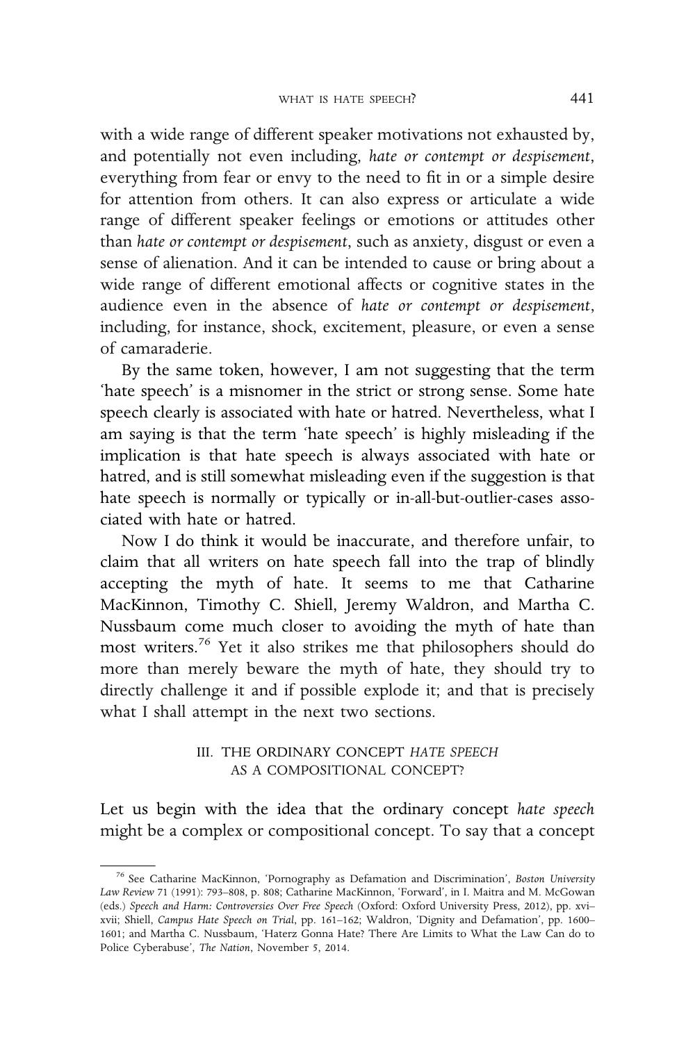with a wide range of different speaker motivations not exhausted by, and potentially not even including, *hate or contempt or despisement*, everything from fear or envy to the need to fit in or a simple desire for attention from others. It can also express or articulate a wide range of different speaker feelings or emotions or attitudes other than *hate or contempt or despisement*, such as anxiety, disgust or even a sense of alienation. And it can be intended to cause or bring about a wide range of different emotional affects or cognitive states in the audience even in the absence of *hate or contempt or despisement*, including, for instance, shock, excitement, pleasure, or even a sense of camaraderie.

By the same token, however, I am not suggesting that the term 'hate speech' is a misnomer in the strict or strong sense. Some hate speech clearly is associated with hate or hatred. Nevertheless, what I am saying is that the term 'hate speech' is highly misleading if the implication is that hate speech is always associated with hate or hatred, and is still somewhat misleading even if the suggestion is that hate speech is normally or typically or in-all-but-outlier-cases associated with hate or hatred.

Now I do think it would be inaccurate, and therefore unfair, to claim that all writers on hate speech fall into the trap of blindly accepting the myth of hate. It seems to me that Catharine MacKinnon, Timothy C. Shiell, Jeremy Waldron, and Martha C. Nussbaum come much closer to avoiding the myth of hate than most writers.[76] Yet it also strikes me that philosophers should do more than merely beware the myth of hate, they should try to directly challenge it and if possible explode it; and that is precisely what I shall attempt in the next two sections.

## III. THE ORDINARY CONCEPT *HATE SPEECH* AS A COMPOSITIONAL CONCEPT?

Let us begin with the idea that the ordinary concept *hate speech* might be a complex or compositional concept. To say that a concept

[76] See Catharine MacKinnon, 'Pornography as Defamation and Discrimination', *Boston University Law Review* 71 (1991): 793–808, p. 808; Catharine MacKinnon, 'Forward', in I. Maitra and M. McGowan (eds.) *Speech and Harm: Controversies Over Free Speech* (Oxford: Oxford University Press, 2012), pp. xvi–xvii; Shiell, *Campus Hate Speech on Trial*, pp. 161–162; Waldron, 'Dignity and Defamation', pp. 1600–1601; and Martha C. Nussbaum, 'Haterz Gonna Hate? There Are Limits to What the Law Can do to Police Cyberabuse', *The Nation*, November 5, 2014.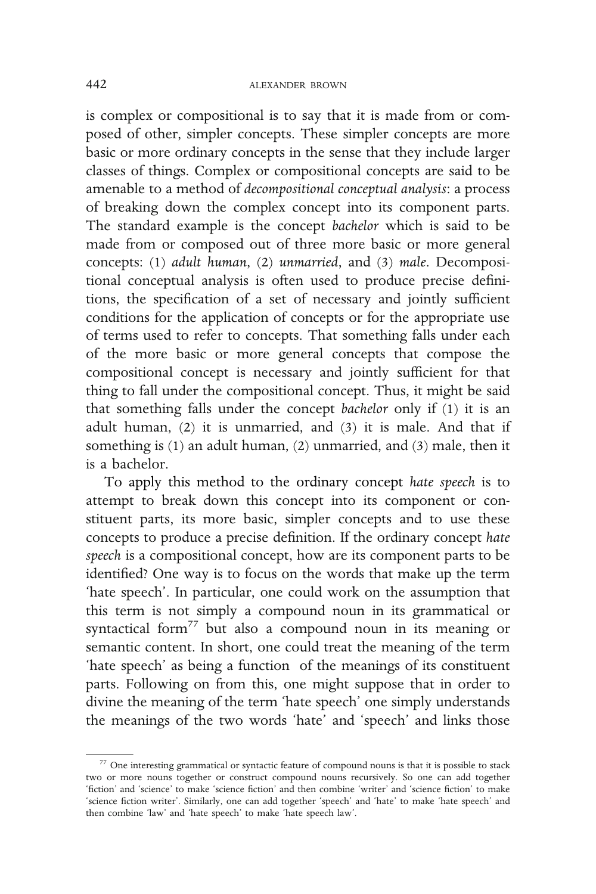is complex or compositional is to say that it is made from or composed of other, simpler concepts. These simpler concepts are more basic or more ordinary concepts in the sense that they include larger classes of things. Complex or compositional concepts are said to be amenable to a method of *decompositional conceptual analysis*: a process of breaking down the complex concept into its component parts. The standard example is the concept *bachelor* which is said to be made from or composed out of three more basic or more general concepts: (1) *adult human*, (2) *unmarried*, and (3) *male*. Decompositional conceptual analysis is often used to produce precise definitions, the specification of a set of necessary and jointly sufficient conditions for the application of concepts or for the appropriate use of terms used to refer to concepts. That something falls under each of the more basic or more general concepts that compose the compositional concept is necessary and jointly sufficient for that thing to fall under the compositional concept. Thus, it might be said that something falls under the concept *bachelor* only if (1) it is an adult human, (2) it is unmarried, and (3) it is male. And that if something is (1) an adult human, (2) unmarried, and (3) male, then it is a bachelor.

To apply this method to the ordinary concept *hate speech* is to attempt to break down this concept into its component or constituent parts, its more basic, simpler concepts and to use these concepts to produce a precise definition. If the ordinary concept *hate speech* is a compositional concept, how are its component parts to be identified? One way is to focus on the words that make up the term 'hate speech'. In particular, one could work on the assumption that this term is not simply a compound noun in its grammatical or syntactical form[77] but also a compound noun in its meaning or semantic content. In short, one could treat the meaning of the term 'hate speech' as being a function of the meanings of its constituent parts. Following on from this, one might suppose that in order to divine the meaning of the term 'hate speech' one simply understands the meanings of the two words 'hate' and 'speech' and links those

[77] One interesting grammatical or syntactic feature of compound nouns is that it is possible to stack two or more nouns together or construct compound nouns recursively. So one can add together 'fiction' and 'science' to make 'science fiction' and then combine 'writer' and 'science fiction' to make 'science fiction writer'. Similarly, one can add together 'speech' and 'hate' to make 'hate speech' and then combine 'law' and 'hate speech' to make 'hate speech law'.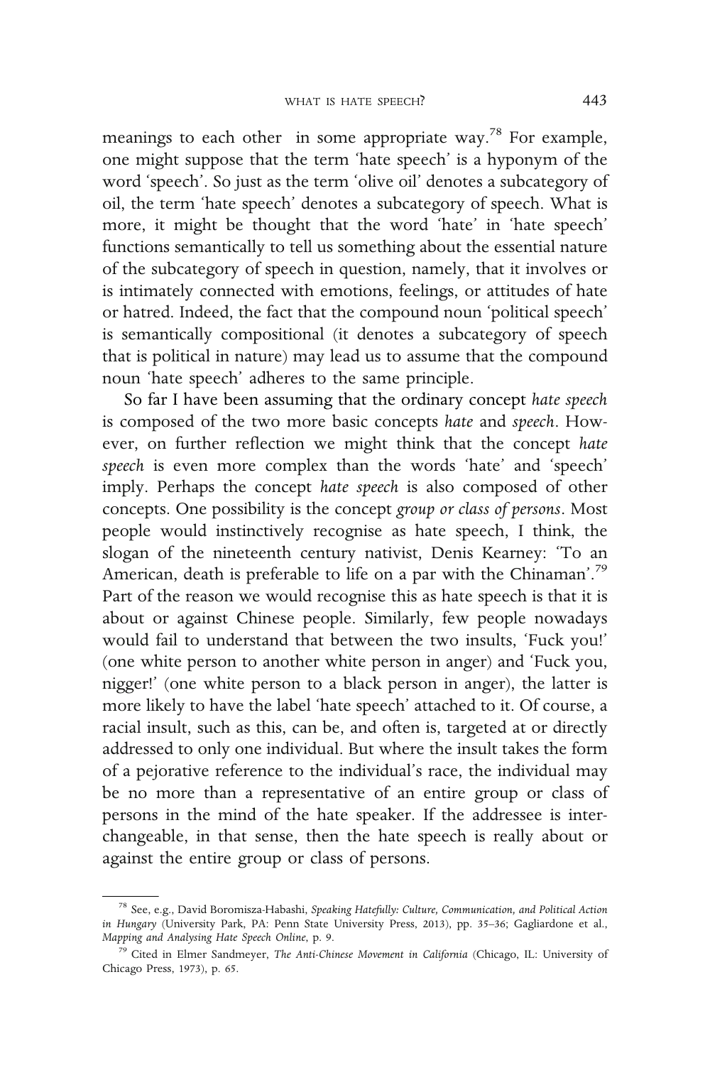meanings to each other in some appropriate way.[78] For example, one might suppose that the term 'hate speech' is a hyponym of the word 'speech'. So just as the term 'olive oil' denotes a subcategory of oil, the term 'hate speech' denotes a subcategory of speech. What is more, it might be thought that the word 'hate' in 'hate speech' functions semantically to tell us something about the essential nature of the subcategory of speech in question, namely, that it involves or is intimately connected with emotions, feelings, or attitudes of hate or hatred. Indeed, the fact that the compound noun 'political speech' is semantically compositional (it denotes a subcategory of speech that is political in nature) may lead us to assume that the compound noun 'hate speech' adheres to the same principle.

So far I have been assuming that the ordinary concept *hate speech* is composed of the two more basic concepts *hate* and *speech*. However, on further reflection we might think that the concept *hate speech* is even more complex than the words 'hate' and 'speech' imply. Perhaps the concept *hate speech* is also composed of other concepts. One possibility is the concept *group or class of persons*. Most people would instinctively recognise as hate speech, I think, the slogan of the nineteenth century nativist, Denis Kearney: 'To an American, death is preferable to life on a par with the Chinaman'.[79] Part of the reason we would recognise this as hate speech is that it is about or against Chinese people. Similarly, few people nowadays would fail to understand that between the two insults, 'Fuck you!' (one white person to another white person in anger) and 'Fuck you, nigger!' (one white person to a black person in anger), the latter is more likely to have the label 'hate speech' attached to it. Of course, a racial insult, such as this, can be, and often is, targeted at or directly addressed to only one individual. But where the insult takes the form of a pejorative reference to the individual's race, the individual may be no more than a representative of an entire group or class of persons in the mind of the hate speaker. If the addressee is interchangeable, in that sense, then the hate speech is really about or against the entire group or class of persons.

---

[78] See, e.g., David Boromisza-Habashi, *Speaking Hatefully: Culture, Communication, and Political Action in Hungary* (University Park, PA: Penn State University Press, 2013), pp. 35–36; Gagliardone et al., *Mapping and Analysing Hate Speech Online*, p. 9.

[79] Cited in Elmer Sandmeyer, *The Anti-Chinese Movement in California* (Chicago, IL: University of Chicago Press, 1973), p. 65.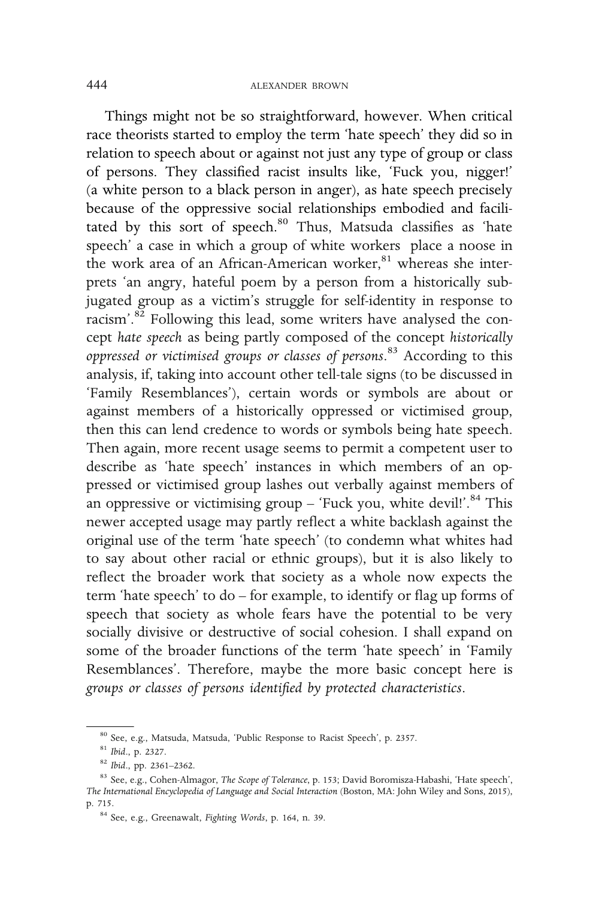Things might not be so straightforward, however. When critical race theorists started to employ the term 'hate speech' they did so in relation to speech about or against not just any type of group or class of persons. They classified racist insults like, 'Fuck you, nigger!' (a white person to a black person in anger), as hate speech precisely because of the oppressive social relationships embodied and facilitated by this sort of speech.[80] Thus, Matsuda classifies as 'hate speech' a case in which a group of white workers place a noose in the work area of an African-American worker,[81] whereas she interprets 'an angry, hateful poem by a person from a historically subjugated group as a victim's struggle for self-identity in response to racism'.[82] Following this lead, some writers have analysed the concept *hate speech* as being partly composed of the concept *historically oppressed or victimised groups or classes of persons*.[83] According to this analysis, if, taking into account other tell-tale signs (to be discussed in 'Family Resemblances'), certain words or symbols are about or against members of a historically oppressed or victimised group, then this can lend credence to words or symbols being hate speech. Then again, more recent usage seems to permit a competent user to describe as 'hate speech' instances in which members of an oppressed or victimised group lashes out verbally against members of an oppressive or victimising group – 'Fuck you, white devil!'.[84] This newer accepted usage may partly reflect a white backlash against the original use of the term 'hate speech' (to condemn what whites had to say about other racial or ethnic groups), but it is also likely to reflect the broader work that society as a whole now expects the term 'hate speech' to do – for example, to identify or flag up forms of speech that society as whole fears have the potential to be very socially divisive or destructive of social cohesion. I shall expand on some of the broader functions of the term 'hate speech' in 'Family Resemblances'. Therefore, maybe the more basic concept here is *groups or classes of persons identified by protected characteristics*.

---

[80] See, e.g., Matsuda, Matsuda, 'Public Response to Racist Speech', p. 2357.

[81] *Ibid*., p. 2327.

[82] *Ibid*., pp. 2361–2362.

[83] See, e.g., Cohen-Almagor, *The Scope of Tolerance*, p. 153; David Boromisza-Habashi, 'Hate speech', *The International Encyclopedia of Language and Social Interaction* (Boston, MA: John Wiley and Sons, 2015), p. 715.

[84] See, e.g., Greenawalt, *Fighting Words*, p. 164, n. 39.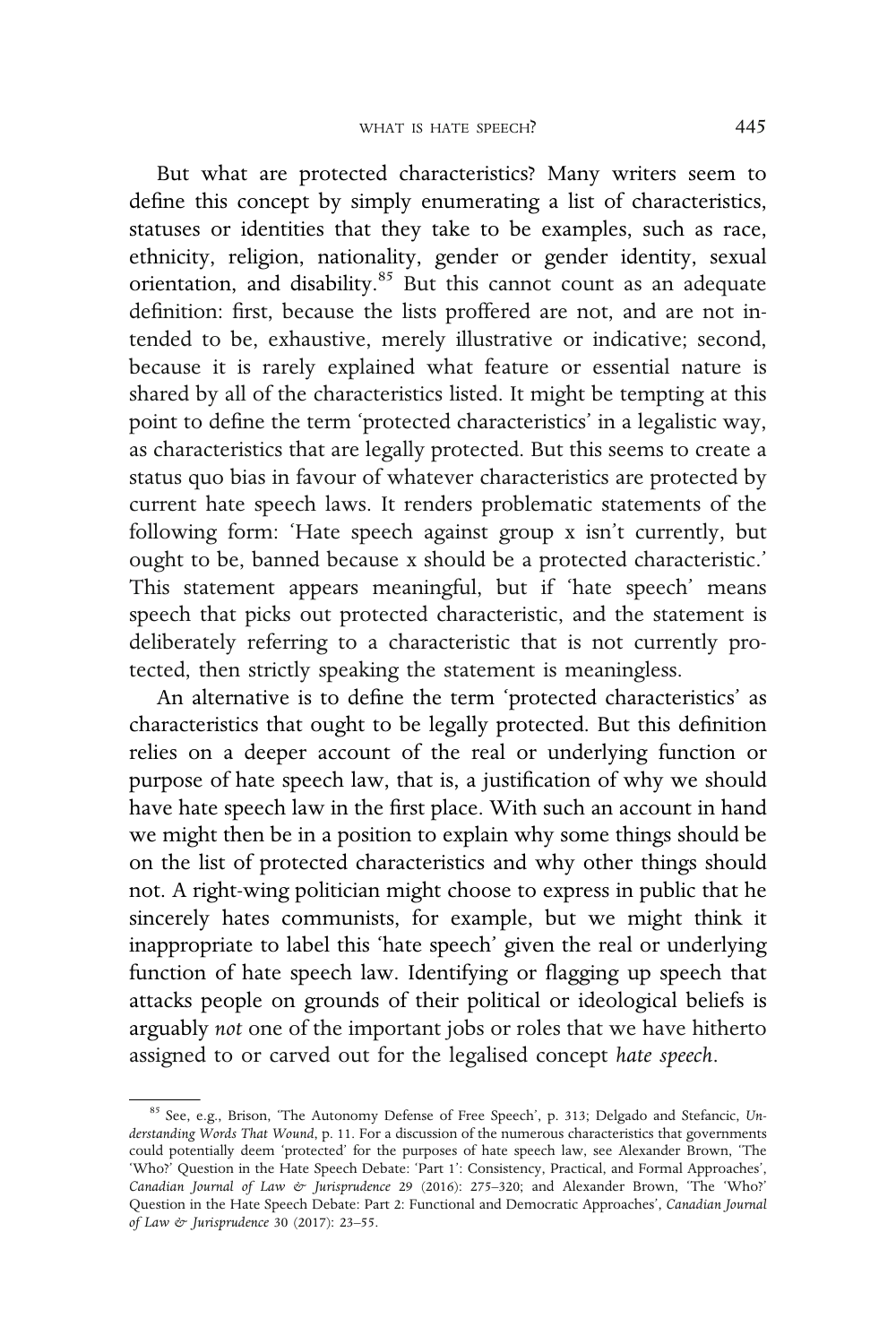But what are protected characteristics? Many writers seem to define this concept by simply enumerating a list of characteristics, statuses or identities that they take to be examples, such as race, ethnicity, religion, nationality, gender or gender identity, sexual orientation, and disability.[85] But this cannot count as an adequate definition: first, because the lists proffered are not, and are not intended to be, exhaustive, merely illustrative or indicative; second, because it is rarely explained what feature or essential nature is shared by all of the characteristics listed. It might be tempting at this point to define the term 'protected characteristics' in a legalistic way, as characteristics that are legally protected. But this seems to create a status quo bias in favour of whatever characteristics are protected by current hate speech laws. It renders problematic statements of the following form: 'Hate speech against group x isn't currently, but ought to be, banned because x should be a protected characteristic.' This statement appears meaningful, but if 'hate speech' means speech that picks out protected characteristic, and the statement is deliberately referring to a characteristic that is not currently protected, then strictly speaking the statement is meaningless.

An alternative is to define the term 'protected characteristics' as characteristics that ought to be legally protected. But this definition relies on a deeper account of the real or underlying function or purpose of hate speech law, that is, a justification of why we should have hate speech law in the first place. With such an account in hand we might then be in a position to explain why some things should be on the list of protected characteristics and why other things should not. A right-wing politician might choose to express in public that he sincerely hates communists, for example, but we might think it inappropriate to label this 'hate speech' given the real or underlying function of hate speech law. Identifying or flagging up speech that attacks people on grounds of their political or ideological beliefs is arguably *not* one of the important jobs or roles that we have hitherto assigned to or carved out for the legalised concept *hate speech*.

---

[85] See, e.g., Brison, 'The Autonomy Defense of Free Speech', p. 313; Delgado and Stefancic, *Understanding Words That Wound*, p. 11. For a discussion of the numerous characteristics that governments could potentially deem 'protected' for the purposes of hate speech law, see Alexander Brown, 'The 'Who?' Question in the Hate Speech Debate: 'Part 1': Consistency, Practical, and Formal Approaches', *Canadian Journal of Law & Jurisprudence* 29 (2016): 275–320; and Alexander Brown, 'The 'Who?' Question in the Hate Speech Debate: Part 2: Functional and Democratic Approaches', *Canadian Journal of Law & Jurisprudence* 30 (2017): 23–55.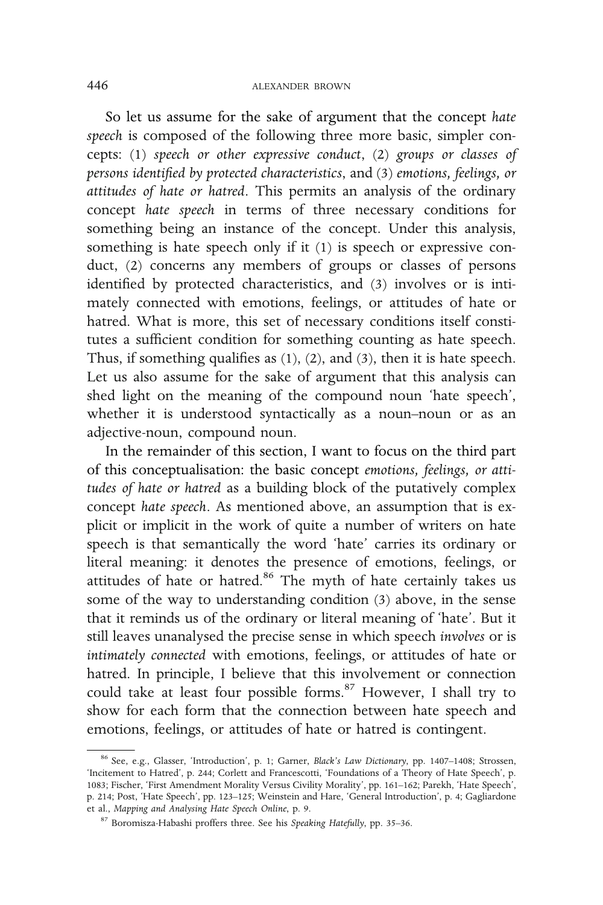So let us assume for the sake of argument that the concept *hate speech* is composed of the following three more basic, simpler concepts: (1) *speech or other expressive conduct*, (2) *groups or classes of persons identified by protected characteristics*, and (3) *emotions, feelings, or attitudes of hate or hatred*. This permits an analysis of the ordinary concept *hate speech* in terms of three necessary conditions for something being an instance of the concept. Under this analysis, something is hate speech only if it (1) is speech or expressive conduct, (2) concerns any members of groups or classes of persons identified by protected characteristics, and (3) involves or is intimately connected with emotions, feelings, or attitudes of hate or hatred. What is more, this set of necessary conditions itself constitutes a sufficient condition for something counting as hate speech. Thus, if something qualifies as (1), (2), and (3), then it is hate speech. Let us also assume for the sake of argument that this analysis can shed light on the meaning of the compound noun 'hate speech', whether it is understood syntactically as a noun–noun or as an adjective-noun, compound noun.

In the remainder of this section, I want to focus on the third part of this conceptualisation: the basic concept *emotions, feelings, or attitudes of hate or hatred* as a building block of the putatively complex concept *hate speech*. As mentioned above, an assumption that is explicit or implicit in the work of quite a number of writers on hate speech is that semantically the word 'hate' carries its ordinary or literal meaning: it denotes the presence of emotions, feelings, or attitudes of hate or hatred.[86] The myth of hate certainly takes us some of the way to understanding condition (3) above, in the sense that it reminds us of the ordinary or literal meaning of 'hate'. But it still leaves unanalysed the precise sense in which speech *involves* or is *intimately connected* with emotions, feelings, or attitudes of hate or hatred. In principle, I believe that this involvement or connection could take at least four possible forms.[87] However, I shall try to show for each form that the connection between hate speech and emotions, feelings, or attitudes of hate or hatred is contingent.

---

[86] See, e.g., Glasser, 'Introduction', p. 1; Garner, *Black's Law Dictionary*, pp. 1407–1408; Strossen, 'Incitement to Hatred', p. 244; Corlett and Francescotti, 'Foundations of a Theory of Hate Speech', p. 1083; Fischer, 'First Amendment Morality Versus Civility Morality', pp. 161–162; Parekh, 'Hate Speech', p. 214; Post, 'Hate Speech', pp. 123–125; Weinstein and Hare, 'General Introduction', p. 4; Gagliardone et al., *Mapping and Analysing Hate Speech Online*, p. 9.

[87] Boromisza-Habashi proffers three. See his *Speaking Hatefully*, pp. 35–36.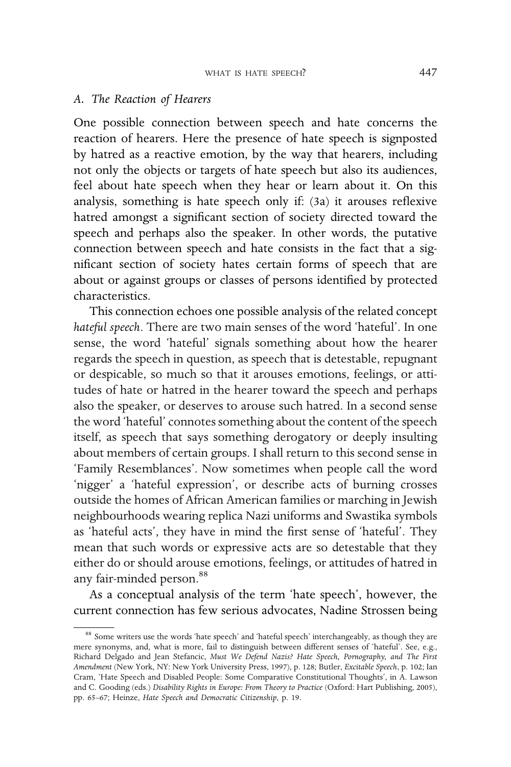### A. *The Reaction of Hearers*

One possible connection between speech and hate concerns the reaction of hearers. Here the presence of hate speech is signposted by hatred as a reactive emotion, by the way that hearers, including not only the objects or targets of hate speech but also its audiences, feel about hate speech when they hear or learn about it. On this analysis, something is hate speech only if: (3a) it arouses reflexive hatred amongst a significant section of society directed toward the speech and perhaps also the speaker. In other words, the putative connection between speech and hate consists in the fact that a significant section of society hates certain forms of speech that are about or against groups or classes of persons identified by protected characteristics.

This connection echoes one possible analysis of the related concept *hateful speech*. There are two main senses of the word 'hateful'. In one sense, the word 'hateful' signals something about how the hearer regards the speech in question, as speech that is detestable, repugnant or despicable, so much so that it arouses emotions, feelings, or attitudes of hate or hatred in the hearer toward the speech and perhaps also the speaker, or deserves to arouse such hatred. In a second sense the word 'hateful' connotes something about the content of the speech itself, as speech that says something derogatory or deeply insulting about members of certain groups. I shall return to this second sense in 'Family Resemblances'. Now sometimes when people call the word 'nigger' a 'hateful expression', or describe acts of burning crosses outside the homes of African American families or marching in Jewish neighbourhoods wearing replica Nazi uniforms and Swastika symbols as 'hateful acts', they have in mind the first sense of 'hateful'. They mean that such words or expressive acts are so detestable that they either do or should arouse emotions, feelings, or attitudes of hatred in any fair-minded person.[88]

As a conceptual analysis of the term 'hate speech', however, the current connection has few serious advocates, Nadine Strossen being

[88] Some writers use the words 'hate speech' and 'hateful speech' interchangeably, as though they are mere synonyms, and, what is more, fail to distinguish between different senses of 'hateful'. See, e.g., Richard Delgado and Jean Stefancic, *Must We Defend Nazis? Hate Speech, Pornography, and The First Amendment* (New York, NY: New York University Press, 1997), p. 128; Butler, *Excitable Speech*, p. 102; Ian Cram, 'Hate Speech and Disabled People: Some Comparative Constitutional Thoughts', in A. Lawson and C. Gooding (eds.) *Disability Rights in Europe: From Theory to Practice* (Oxford: Hart Publishing, 2005), pp. 65–67; Heinze, *Hate Speech and Democratic Citizenship*, p. 19.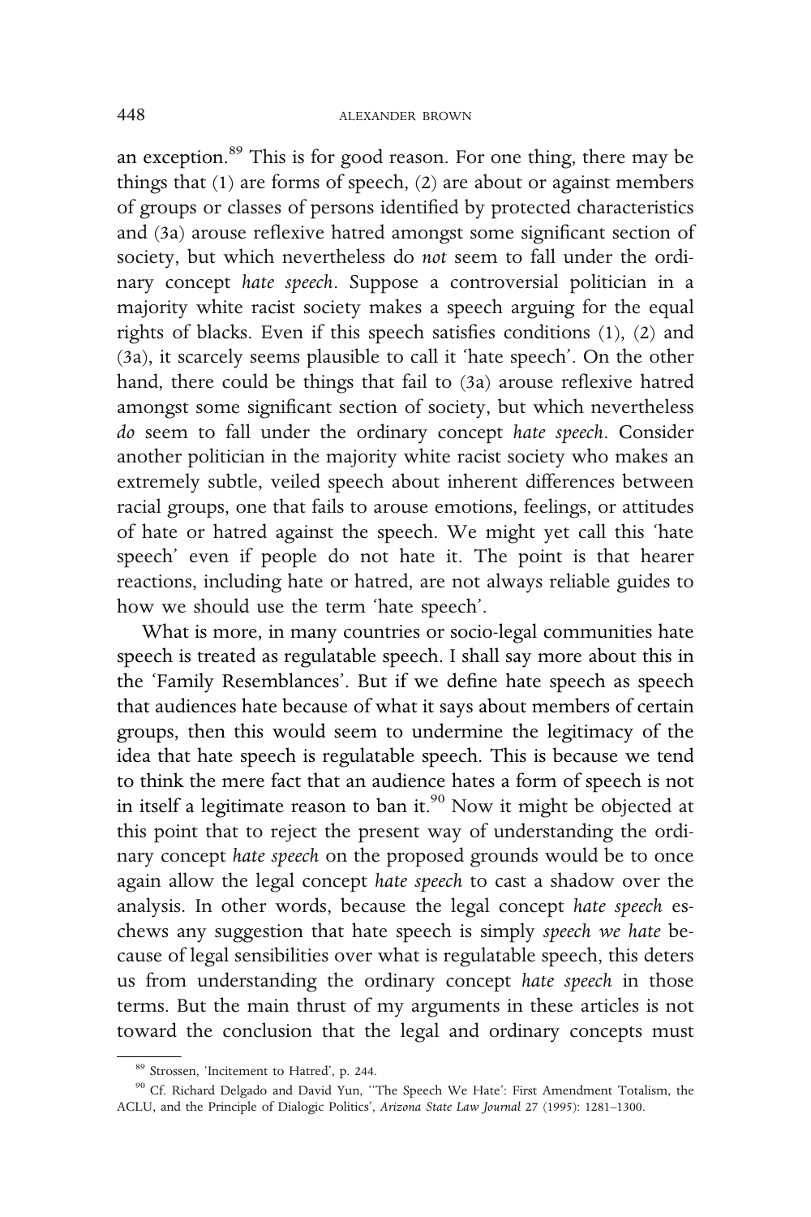an exception.[89] This is for good reason. For one thing, there may be things that (1) are forms of speech, (2) are about or against members of groups or classes of persons identified by protected characteristics and (3a) arouse reflexive hatred amongst some significant section of society, but which nevertheless do *not* seem to fall under the ordinary concept *hate speech*. Suppose a controversial politician in a majority white racist society makes a speech arguing for the equal rights of blacks. Even if this speech satisfies conditions (1), (2) and (3a), it scarcely seems plausible to call it 'hate speech'. On the other hand, there could be things that fail to (3a) arouse reflexive hatred amongst some significant section of society, but which nevertheless *do* seem to fall under the ordinary concept *hate speech*. Consider another politician in the majority white racist society who makes an extremely subtle, veiled speech about inherent differences between racial groups, one that fails to arouse emotions, feelings, or attitudes of hate or hatred against the speech. We might yet call this 'hate speech' even if people do not hate it. The point is that hearer reactions, including hate or hatred, are not always reliable guides to how we should use the term 'hate speech'.

What is more, in many countries or socio-legal communities hate speech is treated as regulatable speech. I shall say more about this in the 'Family Resemblances'. But if we define hate speech as speech that audiences hate because of what it says about members of certain groups, then this would seem to undermine the legitimacy of the idea that hate speech is regulatable speech. This is because we tend to think the mere fact that an audience hates a form of speech is not in itself a legitimate reason to ban it.[90] Now it might be objected at this point that to reject the present way of understanding the ordinary concept *hate speech* on the proposed grounds would be to once again allow the legal concept *hate speech* to cast a shadow over the analysis. In other words, because the legal concept *hate speech* eschews any suggestion that hate speech is simply *speech we hate* because of legal sensibilities over what is regulatable speech, this deters us from understanding the ordinary concept *hate speech* in those terms. But the main thrust of my arguments in these articles is not toward the conclusion that the legal and ordinary concepts must

[89] Strossen, 'Incitement to Hatred', p. 244.

[90] Cf. Richard Delgado and David Yun, ''The Speech We Hate': First Amendment Totalism, the ACLU, and the Principle of Dialogic Politics', *Arizona State Law Journal* 27 (1995): 1281–1300.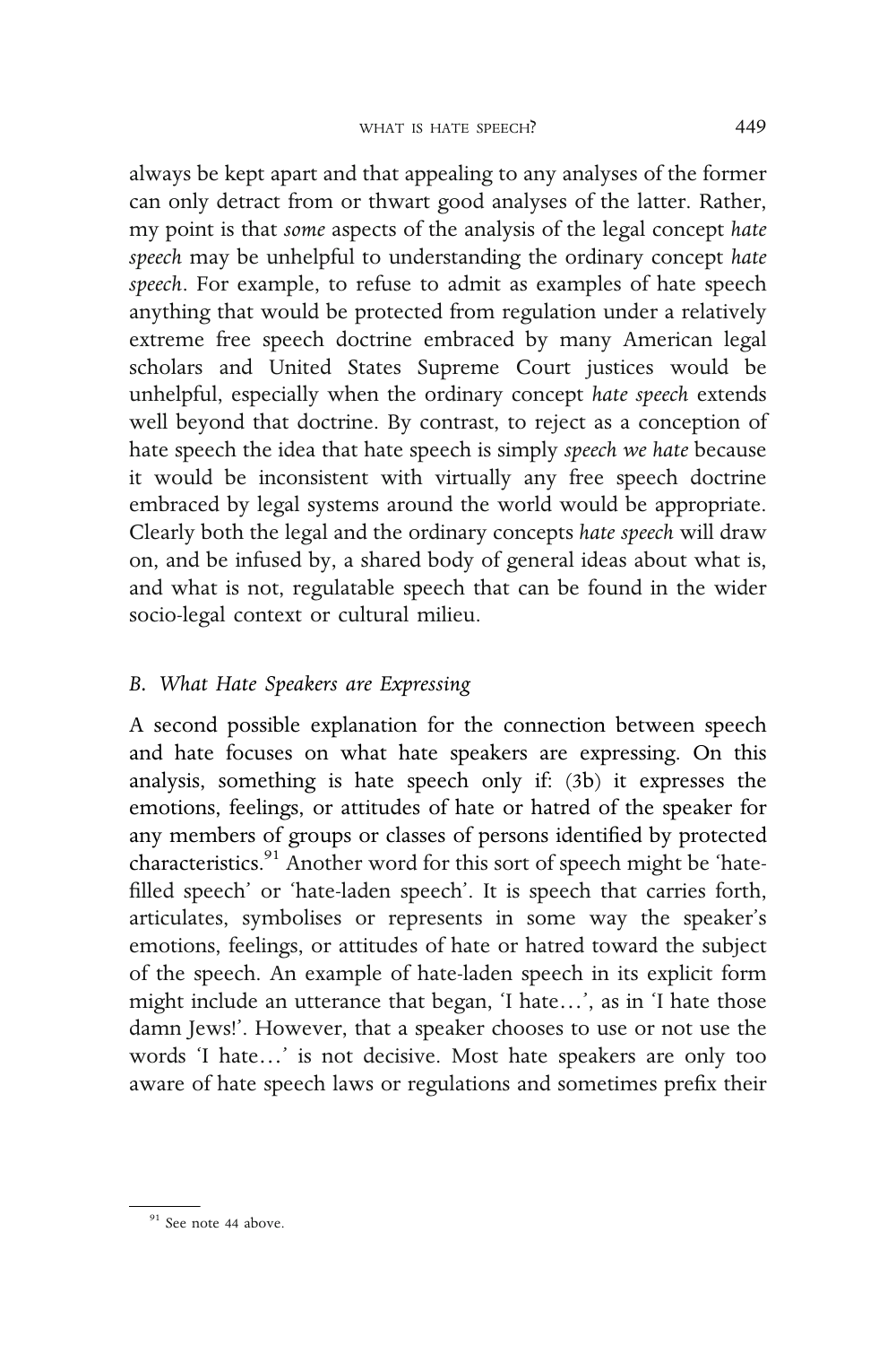always be kept apart and that appealing to any analyses of the former can only detract from or thwart good analyses of the latter. Rather, my point is that *some* aspects of the analysis of the legal concept *hate speech* may be unhelpful to understanding the ordinary concept *hate speech*. For example, to refuse to admit as examples of hate speech anything that would be protected from regulation under a relatively extreme free speech doctrine embraced by many American legal scholars and United States Supreme Court justices would be unhelpful, especially when the ordinary concept *hate speech* extends well beyond that doctrine. By contrast, to reject as a conception of hate speech the idea that hate speech is simply *speech we hate* because it would be inconsistent with virtually any free speech doctrine embraced by legal systems around the world would be appropriate. Clearly both the legal and the ordinary concepts *hate speech* will draw on, and be infused by, a shared body of general ideas about what is, and what is not, regulatable speech that can be found in the wider socio-legal context or cultural milieu.

### *B. What Hate Speakers are Expressing*

A second possible explanation for the connection between speech and hate focuses on what hate speakers are expressing. On this analysis, something is hate speech only if: (3b) it expresses the emotions, feelings, or attitudes of hate or hatred of the speaker for any members of groups or classes of persons identified by protected characteristics.[91] Another word for this sort of speech might be 'hate-filled speech' or 'hate-laden speech'. It is speech that carries forth, articulates, symbolises or represents in some way the speaker's emotions, feelings, or attitudes of hate or hatred toward the subject of the speech. An example of hate-laden speech in its explicit form might include an utterance that began, 'I hate…', as in 'I hate those damn Jews!'. However, that a speaker chooses to use or not use the words 'I hate…' is not decisive. Most hate speakers are only too aware of hate speech laws or regulations and sometimes prefix their

[91] See note 44 above.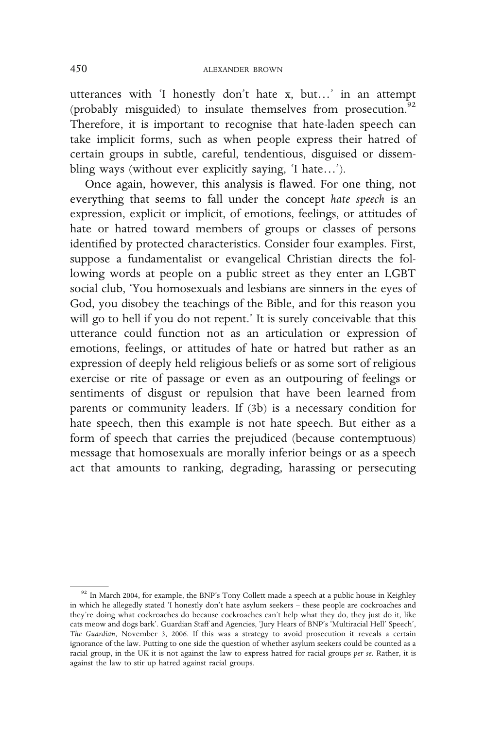utterances with 'I honestly don't hate x, but…' in an attempt (probably misguided) to insulate themselves from prosecution.[92] Therefore, it is important to recognise that hate-laden speech can take implicit forms, such as when people express their hatred of certain groups in subtle, careful, tendentious, disguised or dissembling ways (without ever explicitly saying, 'I hate…').

Once again, however, this analysis is flawed. For one thing, not everything that seems to fall under the concept *hate speech* is an expression, explicit or implicit, of emotions, feelings, or attitudes of hate or hatred toward members of groups or classes of persons identified by protected characteristics. Consider four examples. First, suppose a fundamentalist or evangelical Christian directs the following words at people on a public street as they enter an LGBT social club, 'You homosexuals and lesbians are sinners in the eyes of God, you disobey the teachings of the Bible, and for this reason you will go to hell if you do not repent.' It is surely conceivable that this utterance could function not as an articulation or expression of emotions, feelings, or attitudes of hate or hatred but rather as an expression of deeply held religious beliefs or as some sort of religious exercise or rite of passage or even as an outpouring of feelings or sentiments of disgust or repulsion that have been learned from parents or community leaders. If (3b) is a necessary condition for hate speech, then this example is not hate speech. But either as a form of speech that carries the prejudiced (because contemptuous) message that homosexuals are morally inferior beings or as a speech act that amounts to ranking, degrading, harassing or persecuting

[92] In March 2004, for example, the BNP's Tony Collett made a speech at a public house in Keighley in which he allegedly stated 'I honestly don't hate asylum seekers – these people are cockroaches and they're doing what cockroaches do because cockroaches can't help what they do, they just do it, like cats meow and dogs bark'. Guardian Staff and Agencies, 'Jury Hears of BNP's 'Multiracial Hell' Speech', *The Guardian*, November 3, 2006. If this was a strategy to avoid prosecution it reveals a certain ignorance of the law. Putting to one side the question of whether asylum seekers could be counted as a racial group, in the UK it is not against the law to express hatred for racial groups *per se*. Rather, it is against the law to stir up hatred against racial groups.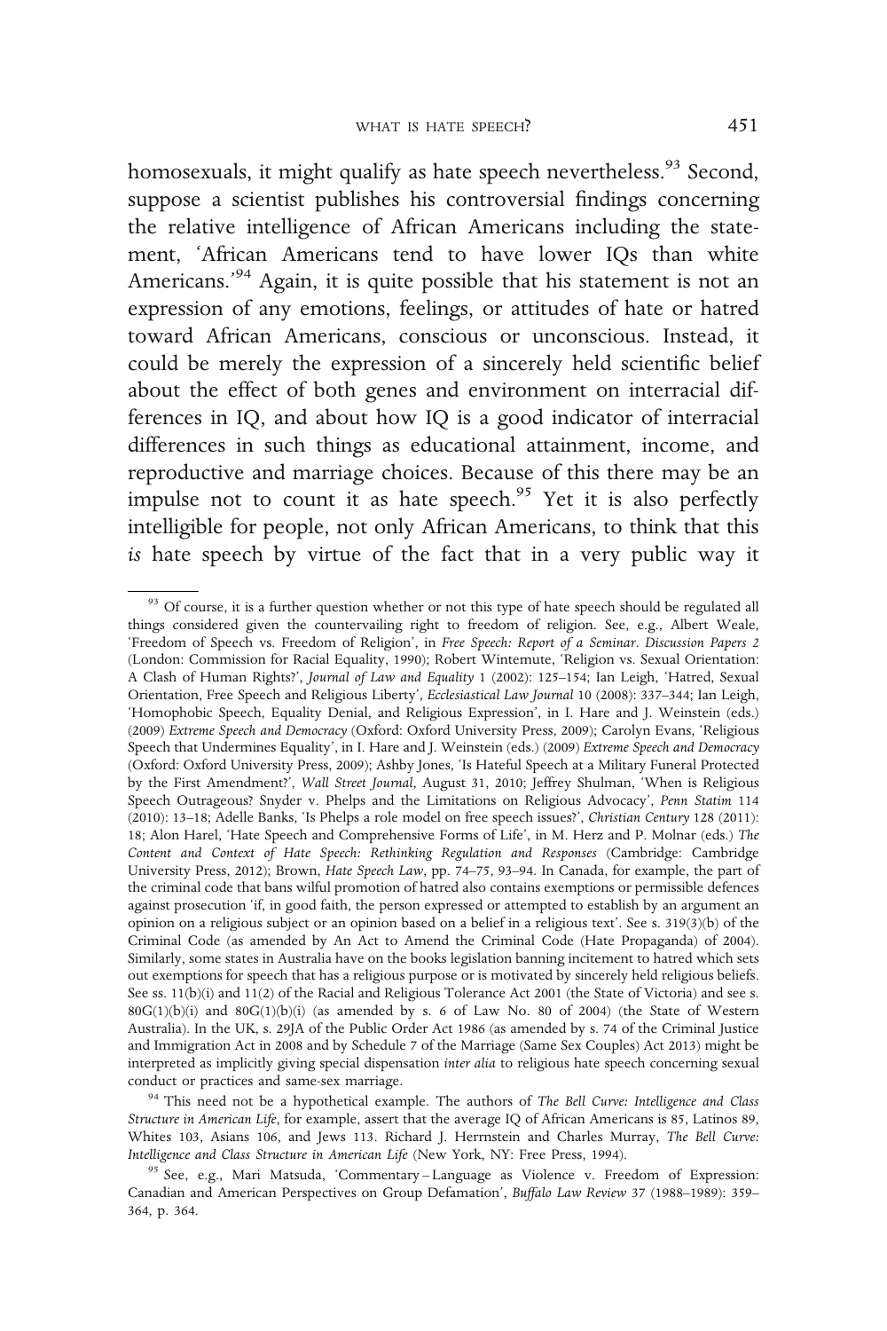homosexuals, it might qualify as hate speech nevertheless.[93] Second, suppose a scientist publishes his controversial findings concerning the relative intelligence of African Americans including the statement, 'African Americans tend to have lower IQs than white Americans.'[94] Again, it is quite possible that his statement is not an expression of any emotions, feelings, or attitudes of hate or hatred toward African Americans, conscious or unconscious. Instead, it could be merely the expression of a sincerely held scientific belief about the effect of both genes and environment on interracial differences in IQ, and about how IQ is a good indicator of interracial differences in such things as educational attainment, income, and reproductive and marriage choices. Because of this there may be an impulse not to count it as hate speech.[95] Yet it is also perfectly intelligible for people, not only African Americans, to think that this *is* hate speech by virtue of the fact that in a very public way it

---

[93] Of course, it is a further question whether or not this type of hate speech should be regulated all things considered given the countervailing right to freedom of religion. See, e.g., Albert Weale, 'Freedom of Speech vs. Freedom of Religion', in *Free Speech: Report of a Seminar. Discussion Papers 2* (London: Commission for Racial Equality, 1990); Robert Wintemute, 'Religion vs. Sexual Orientation: A Clash of Human Rights?', *Journal of Law and Equality* 1 (2002): 125–154; Ian Leigh, 'Hatred, Sexual Orientation, Free Speech and Religious Liberty', *Ecclesiastical Law Journal* 10 (2008): 337–344; Ian Leigh, 'Homophobic Speech, Equality Denial, and Religious Expression', in I. Hare and J. Weinstein (eds.) (2009) *Extreme Speech and Democracy* (Oxford: Oxford University Press, 2009); Carolyn Evans, 'Religious Speech that Undermines Equality', in I. Hare and J. Weinstein (eds.) (2009) *Extreme Speech and Democracy* (Oxford: Oxford University Press, 2009); Ashby Jones, 'Is Hateful Speech at a Military Funeral Protected by the First Amendment?', *Wall Street Journal*, August 31, 2010; Jeffrey Shulman, 'When is Religious Speech Outrageous? Snyder v. Phelps and the Limitations on Religious Advocacy', *Penn Statim* 114 (2010): 13–18; Adelle Banks, 'Is Phelps a role model on free speech issues?', *Christian Century* 128 (2011): 18; Alon Harel, 'Hate Speech and Comprehensive Forms of Life', in M. Herz and P. Molnar (eds.) *The Content and Context of Hate Speech: Rethinking Regulation and Responses* (Cambridge: Cambridge University Press, 2012); Brown, *Hate Speech Law*, pp. 74–75, 93–94. In Canada, for example, the part of the criminal code that bans wilful promotion of hatred also contains exemptions or permissible defences against prosecution 'if, in good faith, the person expressed or attempted to establish by an argument an opinion on a religious subject or an opinion based on a belief in a religious text'. See s. 319(3)(b) of the Criminal Code (as amended by An Act to Amend the Criminal Code (Hate Propaganda) of 2004). Similarly, some states in Australia have on the books legislation banning incitement to hatred which sets out exemptions for speech that has a religious purpose or is motivated by sincerely held religious beliefs. See ss. 11(b)(i) and 11(2) of the Racial and Religious Tolerance Act 2001 (the State of Victoria) and see s. 80G(1)(b)(i) and 80G(1)(b)(i) (as amended by s. 6 of Law No. 80 of 2004) (the State of Western Australia). In the UK, s. 29JA of the Public Order Act 1986 (as amended by s. 74 of the Criminal Justice and Immigration Act in 2008 and by Schedule 7 of the Marriage (Same Sex Couples) Act 2013) might be interpreted as implicitly giving special dispensation *inter alia* to religious hate speech concerning sexual conduct or practices and same-sex marriage.

[94] This need not be a hypothetical example. The authors of *The Bell Curve: Intelligence and Class Structure in American Life*, for example, assert that the average IQ of African Americans is 85, Latinos 89, Whites 103, Asians 106, and Jews 113. Richard J. Herrnstein and Charles Murray, *The Bell Curve: Intelligence and Class Structure in American Life* (New York, NY: Free Press, 1994).

[95] See, e.g., Mari Matsuda, 'Commentary – Language as Violence v. Freedom of Expression: Canadian and American Perspectives on Group Defamation', *Buffalo Law Review* 37 (1988–1989): 359–364, p. 364.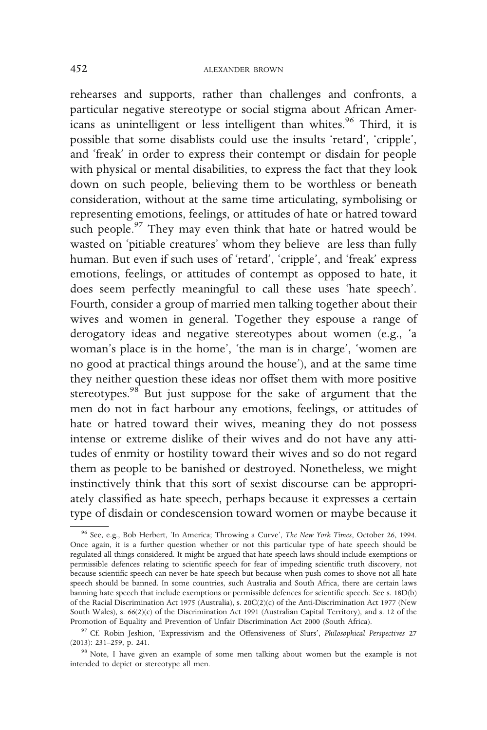rehearses and supports, rather than challenges and confronts, a particular negative stereotype or social stigma about African Americans as unintelligent or less intelligent than whites.[96] Third, it is possible that some disablists could use the insults 'retard', 'cripple', and 'freak' in order to express their contempt or disdain for people with physical or mental disabilities, to express the fact that they look down on such people, believing them to be worthless or beneath consideration, without at the same time articulating, symbolising or representing emotions, feelings, or attitudes of hate or hatred toward such people.[97] They may even think that hate or hatred would be wasted on 'pitiable creatures' whom they believe are less than fully human. But even if such uses of 'retard', 'cripple', and 'freak' express emotions, feelings, or attitudes of contempt as opposed to hate, it does seem perfectly meaningful to call these uses 'hate speech'. Fourth, consider a group of married men talking together about their wives and women in general. Together they espouse a range of derogatory ideas and negative stereotypes about women (e.g., 'a woman's place is in the home', 'the man is in charge', 'women are no good at practical things around the house'), and at the same time they neither question these ideas nor offset them with more positive stereotypes.[98] But just suppose for the sake of argument that the men do not in fact harbour any emotions, feelings, or attitudes of hate or hatred toward their wives, meaning they do not possess intense or extreme dislike of their wives and do not have any attitudes of enmity or hostility toward their wives and so do not regard them as people to be banished or destroyed. Nonetheless, we might instinctively think that this sort of sexist discourse can be appropriately classified as hate speech, perhaps because it expresses a certain type of disdain or condescension toward women or maybe because it

---

[96] See, e.g., Bob Herbert, 'In America; Throwing a Curve', *The New York Times*, October 26, 1994. Once again, it is a further question whether or not this particular type of hate speech should be regulated all things considered. It might be argued that hate speech laws should include exemptions or permissible defences relating to scientific speech for fear of impeding scientific truth discovery, not because scientific speech can never be hate speech but because when push comes to shove not all hate speech should be banned. In some countries, such Australia and South Africa, there are certain laws banning hate speech that include exemptions or permissible defences for scientific speech. See s. 18D(b) of the Racial Discrimination Act 1975 (Australia), s. 20C(2)(c) of the Anti-Discrimination Act 1977 (New South Wales), s. 66(2)(c) of the Discrimination Act 1991 (Australian Capital Territory), and s. 12 of the Promotion of Equality and Prevention of Unfair Discrimination Act 2000 (South Africa).

[97] Cf. Robin Jeshion, 'Expressivism and the Offensiveness of Slurs', *Philosophical Perspectives* 27 (2013): 231–259, p. 241.

[98] Note, I have given an example of some men talking about women but the example is not intended to depict or stereotype all men.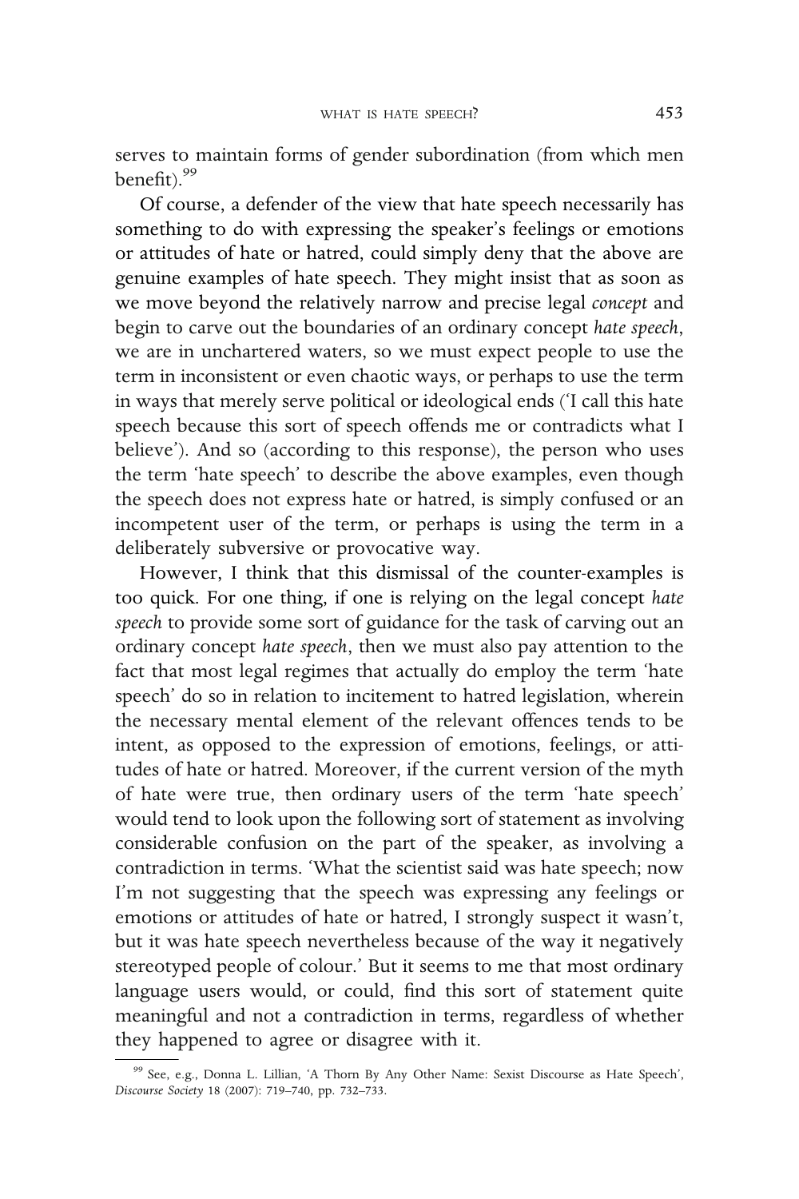serves to maintain forms of gender subordination (from which men benefit).[99]

Of course, a defender of the view that hate speech necessarily has something to do with expressing the speaker's feelings or emotions or attitudes of hate or hatred, could simply deny that the above are genuine examples of hate speech. They might insist that as soon as we move beyond the relatively narrow and precise legal *concept* and begin to carve out the boundaries of an ordinary concept *hate speech*, we are in unchartered waters, so we must expect people to use the term in inconsistent or even chaotic ways, or perhaps to use the term in ways that merely serve political or ideological ends ('I call this hate speech because this sort of speech offends me or contradicts what I believe'). And so (according to this response), the person who uses the term 'hate speech' to describe the above examples, even though the speech does not express hate or hatred, is simply confused or an incompetent user of the term, or perhaps is using the term in a deliberately subversive or provocative way.

However, I think that this dismissal of the counter-examples is too quick. For one thing, if one is relying on the legal concept *hate speech* to provide some sort of guidance for the task of carving out an ordinary concept *hate speech*, then we must also pay attention to the fact that most legal regimes that actually do employ the term 'hate speech' do so in relation to incitement to hatred legislation, wherein the necessary mental element of the relevant offences tends to be intent, as opposed to the expression of emotions, feelings, or attitudes of hate or hatred. Moreover, if the current version of the myth of hate were true, then ordinary users of the term 'hate speech' would tend to look upon the following sort of statement as involving considerable confusion on the part of the speaker, as involving a contradiction in terms. 'What the scientist said was hate speech; now I'm not suggesting that the speech was expressing any feelings or emotions or attitudes of hate or hatred, I strongly suspect it wasn't, but it was hate speech nevertheless because of the way it negatively stereotyped people of colour.' But it seems to me that most ordinary language users would, or could, find this sort of statement quite meaningful and not a contradiction in terms, regardless of whether they happened to agree or disagree with it.

[99] See, e.g., Donna L. Lillian, 'A Thorn By Any Other Name: Sexist Discourse as Hate Speech', *Discourse Society* 18 (2007): 719–740, pp. 732–733.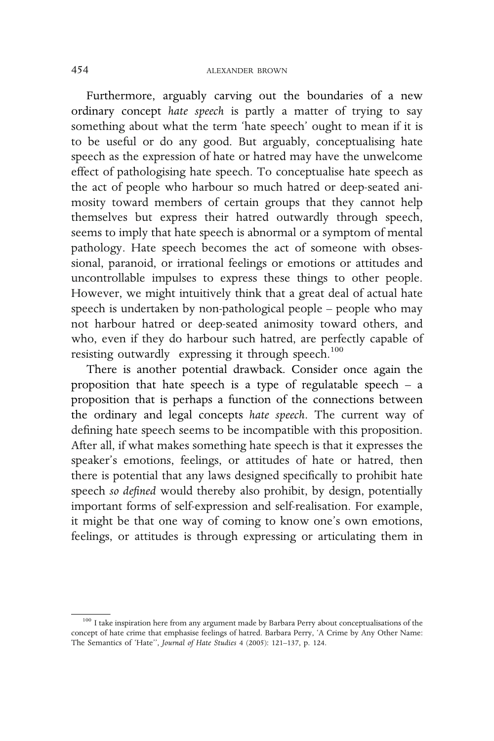Furthermore, arguably carving out the boundaries of a new ordinary concept *hate speech* is partly a matter of trying to say something about what the term 'hate speech' ought to mean if it is to be useful or do any good. But arguably, conceptualising hate speech as the expression of hate or hatred may have the unwelcome effect of pathologising hate speech. To conceptualise hate speech as the act of people who harbour so much hatred or deep-seated animosity toward members of certain groups that they cannot help themselves but express their hatred outwardly through speech, seems to imply that hate speech is abnormal or a symptom of mental pathology. Hate speech becomes the act of someone with obsessional, paranoid, or irrational feelings or emotions or attitudes and uncontrollable impulses to express these things to other people. However, we might intuitively think that a great deal of actual hate speech is undertaken by non-pathological people – people who may not harbour hatred or deep-seated animosity toward others, and who, even if they do harbour such hatred, are perfectly capable of resisting outwardly expressing it through speech.[100]

There is another potential drawback. Consider once again the proposition that hate speech is a type of regulatable speech – a proposition that is perhaps a function of the connections between the ordinary and legal concepts *hate speech*. The current way of defining hate speech seems to be incompatible with this proposition. After all, if what makes something hate speech is that it expresses the speaker's emotions, feelings, or attitudes of hate or hatred, then there is potential that any laws designed specifically to prohibit hate speech *so defined* would thereby also prohibit, by design, potentially important forms of self-expression and self-realisation. For example, it might be that one way of coming to know one's own emotions, feelings, or attitudes is through expressing or articulating them in

[100] I take inspiration here from any argument made by Barbara Perry about conceptualisations of the concept of hate crime that emphasise feelings of hatred. Barbara Perry, 'A Crime by Any Other Name: The Semantics of 'Hate'', *Journal of Hate Studies* 4 (2005): 121–137, p. 124.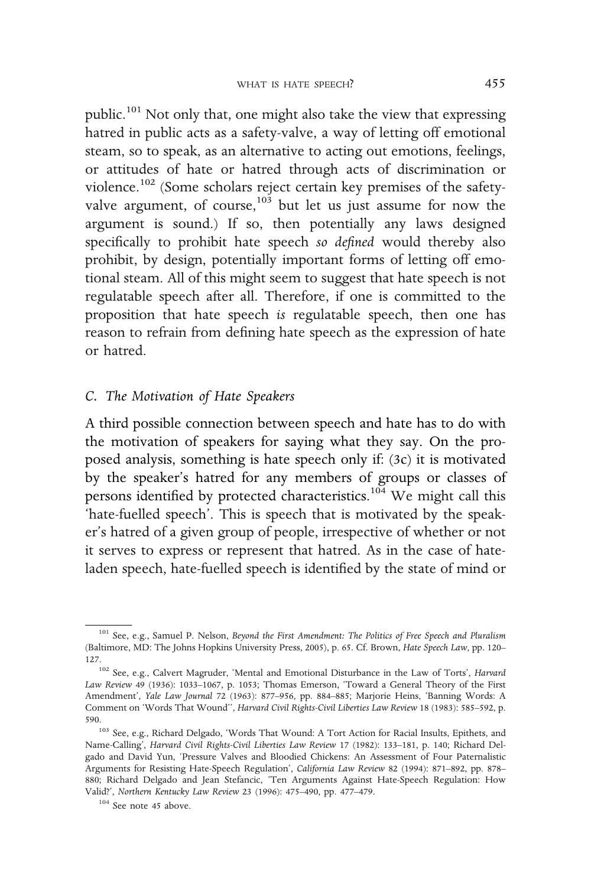public.[101] Not only that, one might also take the view that expressing hatred in public acts as a safety-valve, a way of letting off emotional steam, so to speak, as an alternative to acting out emotions, feelings, or attitudes of hate or hatred through acts of discrimination or violence.[102] (Some scholars reject certain key premises of the safety-valve argument, of course,[103] but let us just assume for now the argument is sound.) If so, then potentially any laws designed specifically to prohibit hate speech *so defined* would thereby also prohibit, by design, potentially important forms of letting off emotional steam. All of this might seem to suggest that hate speech is not regulatable speech after all. Therefore, if one is committed to the proposition that hate speech *is* regulatable speech, then one has reason to refrain from defining hate speech as the expression of hate or hatred.

### *C. The Motivation of Hate Speakers*

A third possible connection between speech and hate has to do with the motivation of speakers for saying what they say. On the proposed analysis, something is hate speech only if: (3c) it is motivated by the speaker's hatred for any members of groups or classes of persons identified by protected characteristics.[104] We might call this 'hate-fuelled speech'. This is speech that is motivated by the speaker's hatred of a given group of people, irrespective of whether or not it serves to express or represent that hatred. As in the case of hate-laden speech, hate-fuelled speech is identified by the state of mind or

---

[101] See, e.g., Samuel P. Nelson, *Beyond the First Amendment: The Politics of Free Speech and Pluralism* (Baltimore, MD: The Johns Hopkins University Press, 2005), p. 65. Cf. Brown, *Hate Speech Law*, pp. 120–127.

[102] See, e.g., Calvert Magruder, 'Mental and Emotional Disturbance in the Law of Torts', *Harvard Law Review* 49 (1936): 1033–1067, p. 1053; Thomas Emerson, 'Toward a General Theory of the First Amendment', *Yale Law Journal* 72 (1963): 877–956, pp. 884–885; Marjorie Heins, 'Banning Words: A Comment on 'Words That Wound'', *Harvard Civil Rights-Civil Liberties Law Review* 18 (1983): 585–592, p. 590.

[103] See, e.g., Richard Delgado, 'Words That Wound: A Tort Action for Racial Insults, Epithets, and Name-Calling', *Harvard Civil Rights-Civil Liberties Law Review* 17 (1982): 133–181, p. 140; Richard Delgado and David Yun, 'Pressure Valves and Bloodied Chickens: An Assessment of Four Paternalistic Arguments for Resisting Hate-Speech Regulation', *California Law Review* 82 (1994): 871–892, pp. 878–880; Richard Delgado and Jean Stefancic, 'Ten Arguments Against Hate-Speech Regulation: How Valid?', *Northern Kentucky Law Review* 23 (1996): 475–490, pp. 477–479.

[104] See note 45 above.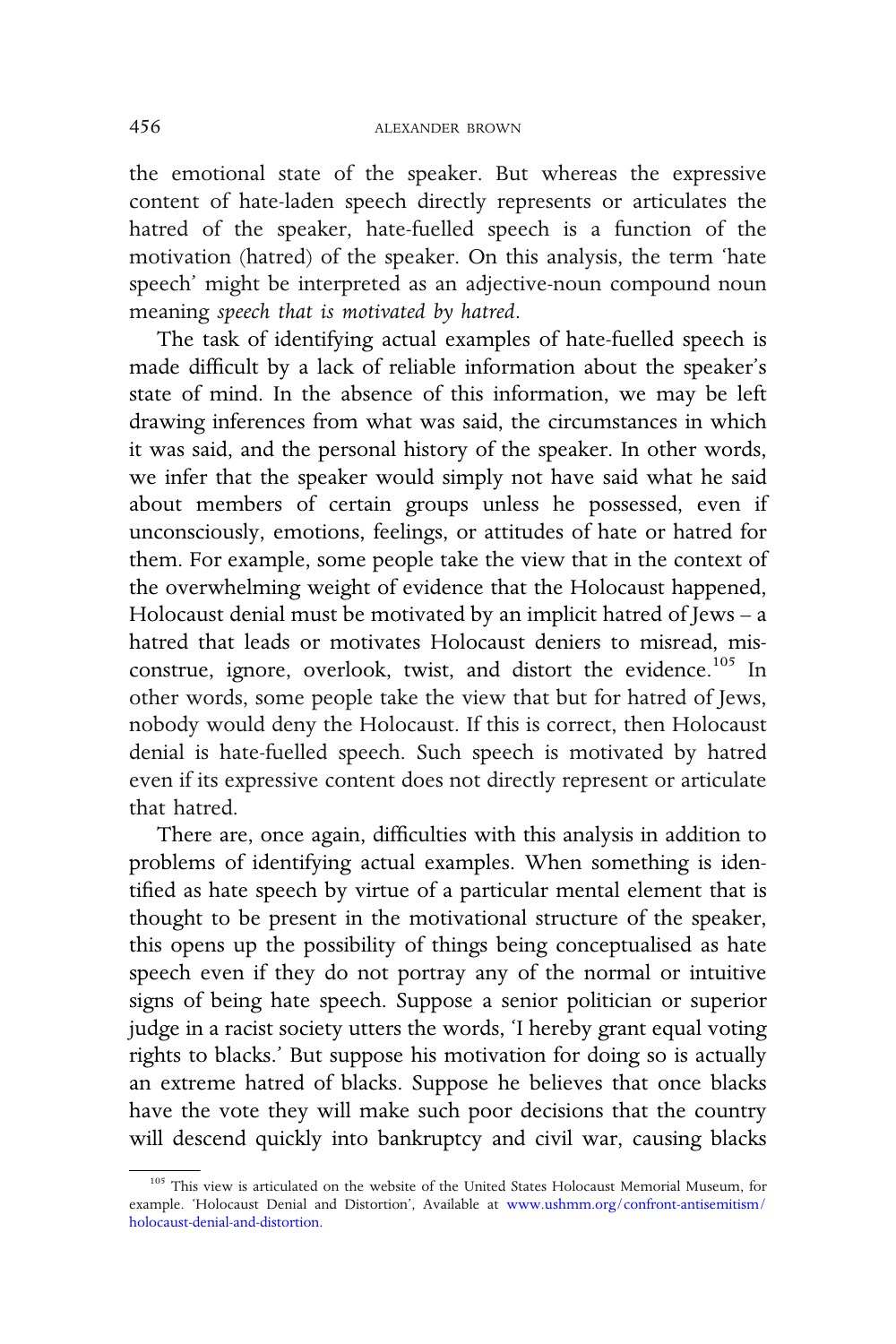the emotional state of the speaker. But whereas the expressive content of hate-laden speech directly represents or articulates the hatred of the speaker, hate-fuelled speech is a function of the motivation (hatred) of the speaker. On this analysis, the term 'hate speech' might be interpreted as an adjective-noun compound noun meaning *speech that is motivated by hatred*.

The task of identifying actual examples of hate-fuelled speech is made difficult by a lack of reliable information about the speaker's state of mind. In the absence of this information, we may be left drawing inferences from what was said, the circumstances in which it was said, and the personal history of the speaker. In other words, we infer that the speaker would simply not have said what he said about members of certain groups unless he possessed, even if unconsciously, emotions, feelings, or attitudes of hate or hatred for them. For example, some people take the view that in the context of the overwhelming weight of evidence that the Holocaust happened, Holocaust denial must be motivated by an implicit hatred of Jews – a hatred that leads or motivates Holocaust deniers to misread, misconstrue, ignore, overlook, twist, and distort the evidence.[105] In other words, some people take the view that but for hatred of Jews, nobody would deny the Holocaust. If this is correct, then Holocaust denial is hate-fuelled speech. Such speech is motivated by hatred even if its expressive content does not directly represent or articulate that hatred.

There are, once again, difficulties with this analysis in addition to problems of identifying actual examples. When something is identified as hate speech by virtue of a particular mental element that is thought to be present in the motivational structure of the speaker, this opens up the possibility of things being conceptualised as hate speech even if they do not portray any of the normal or intuitive signs of being hate speech. Suppose a senior politician or superior judge in a racist society utters the words, 'I hereby grant equal voting rights to blacks.' But suppose his motivation for doing so is actually an extreme hatred of blacks. Suppose he believes that once blacks have the vote they will make such poor decisions that the country will descend quickly into bankruptcy and civil war, causing blacks

[105] This view is articulated on the website of the United States Holocaust Memorial Museum, for example. 'Holocaust Denial and Distortion', Available at www.ushmm.org/confront-antisemitism/holocaust-denial-and-distortion.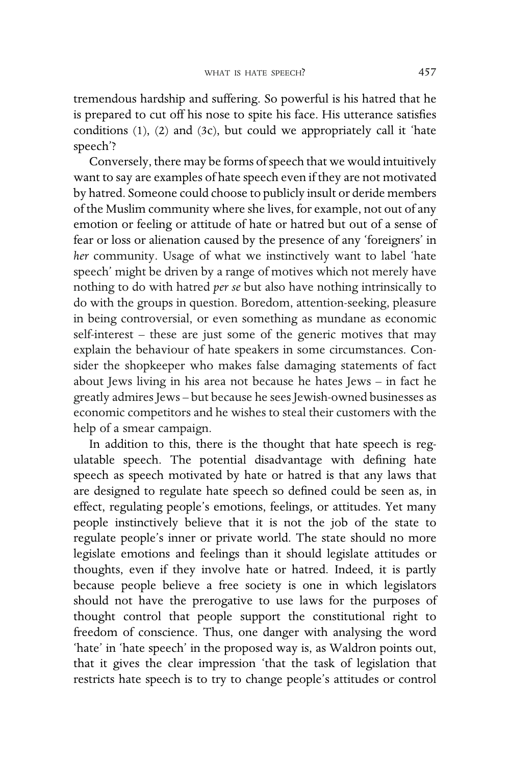tremendous hardship and suffering. So powerful is his hatred that he is prepared to cut off his nose to spite his face. His utterance satisfies conditions (1), (2) and (3c), but could we appropriately call it 'hate speech'?

Conversely, there may be forms of speech that we would intuitively want to say are examples of hate speech even if they are not motivated by hatred. Someone could choose to publicly insult or deride members of the Muslim community where she lives, for example, not out of any emotion or feeling or attitude of hate or hatred but out of a sense of fear or loss or alienation caused by the presence of any 'foreigners' in *her* community. Usage of what we instinctively want to label 'hate speech' might be driven by a range of motives which not merely have nothing to do with hatred *per se* but also have nothing intrinsically to do with the groups in question. Boredom, attention-seeking, pleasure in being controversial, or even something as mundane as economic self-interest – these are just some of the generic motives that may explain the behaviour of hate speakers in some circumstances. Consider the shopkeeper who makes false damaging statements of fact about Jews living in his area not because he hates Jews – in fact he greatly admires Jews – but because he sees Jewish-owned businesses as economic competitors and he wishes to steal their customers with the help of a smear campaign.

In addition to this, there is the thought that hate speech is regulatable speech. The potential disadvantage with defining hate speech as speech motivated by hate or hatred is that any laws that are designed to regulate hate speech so defined could be seen as, in effect, regulating people's emotions, feelings, or attitudes. Yet many people instinctively believe that it is not the job of the state to regulate people's inner or private world. The state should no more legislate emotions and feelings than it should legislate attitudes or thoughts, even if they involve hate or hatred. Indeed, it is partly because people believe a free society is one in which legislators should not have the prerogative to use laws for the purposes of thought control that people support the constitutional right to freedom of conscience. Thus, one danger with analysing the word 'hate' in 'hate speech' in the proposed way is, as Waldron points out, that it gives the clear impression 'that the task of legislation that restricts hate speech is to try to change people's attitudes or control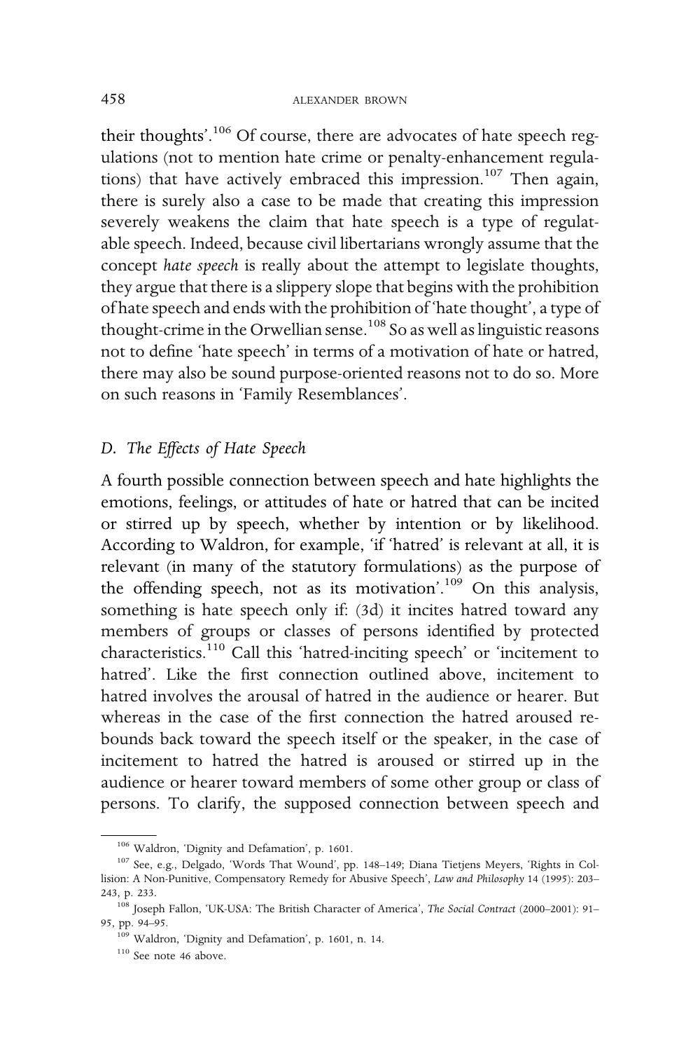their thoughts'.[106] Of course, there are advocates of hate speech regulations (not to mention hate crime or penalty-enhancement regulations) that have actively embraced this impression.[107] Then again, there is surely also a case to be made that creating this impression severely weakens the claim that hate speech is a type of regulatable speech. Indeed, because civil libertarians wrongly assume that the concept *hate speech* is really about the attempt to legislate thoughts, they argue that there is a slippery slope that begins with the prohibition of hate speech and ends with the prohibition of 'hate thought', a type of thought-crime in the Orwellian sense.[108] So as well as linguistic reasons not to define 'hate speech' in terms of a motivation of hate or hatred, there may also be sound purpose-oriented reasons not to do so. More on such reasons in 'Family Resemblances'.

### *D. The Effects of Hate Speech*

A fourth possible connection between speech and hate highlights the emotions, feelings, or attitudes of hate or hatred that can be incited or stirred up by speech, whether by intention or by likelihood. According to Waldron, for example, 'if 'hatred' is relevant at all, it is relevant (in many of the statutory formulations) as the purpose of the offending speech, not as its motivation'.[109] On this analysis, something is hate speech only if: (3d) it incites hatred toward any members of groups or classes of persons identified by protected characteristics.[110] Call this 'hatred-inciting speech' or 'incitement to hatred'. Like the first connection outlined above, incitement to hatred involves the arousal of hatred in the audience or hearer. But whereas in the case of the first connection the hatred aroused rebounds back toward the speech itself or the speaker, in the case of incitement to hatred the hatred is aroused or stirred up in the audience or hearer toward members of some other group or class of persons. To clarify, the supposed connection between speech and

---

[106] Waldron, 'Dignity and Defamation', p. 1601.

[107] See, e.g., Delgado, 'Words That Wound', pp. 148–149; Diana Tietjens Meyers, 'Rights in Collision: A Non-Punitive, Compensatory Remedy for Abusive Speech', *Law and Philosophy* 14 (1995): 203–243, p. 233.

[108] Joseph Fallon, 'UK-USA: The British Character of America', *The Social Contract* (2000–2001): 91–95, pp. 94–95.

[109] Waldron, 'Dignity and Defamation', p. 1601, n. 14.

[110] See note 46 above.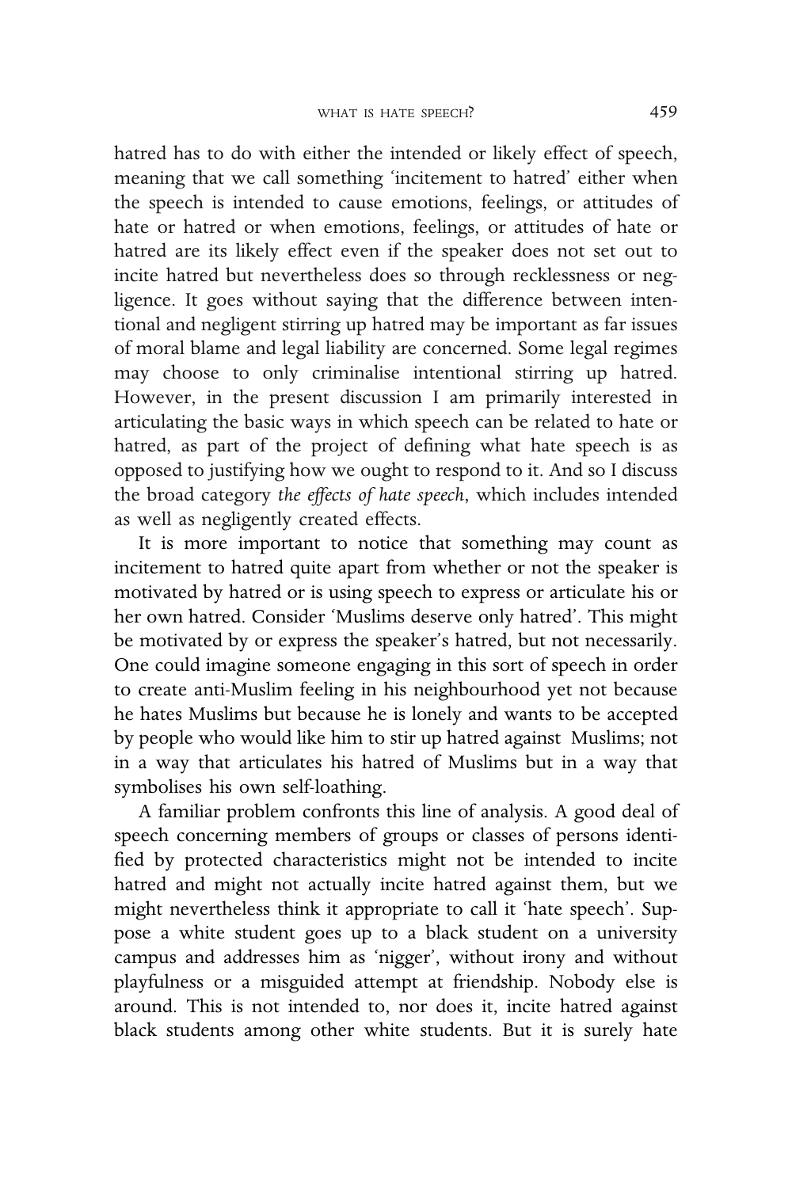hatred has to do with either the intended or likely effect of speech, meaning that we call something 'incitement to hatred' either when the speech is intended to cause emotions, feelings, or attitudes of hate or hatred or when emotions, feelings, or attitudes of hate or hatred are its likely effect even if the speaker does not set out to incite hatred but nevertheless does so through recklessness or negligence. It goes without saying that the difference between intentional and negligent stirring up hatred may be important as far issues of moral blame and legal liability are concerned. Some legal regimes may choose to only criminalise intentional stirring up hatred. However, in the present discussion I am primarily interested in articulating the basic ways in which speech can be related to hate or hatred, as part of the project of defining what hate speech is as opposed to justifying how we ought to respond to it. And so I discuss the broad category *the effects of hate speech*, which includes intended as well as negligently created effects.

It is more important to notice that something may count as incitement to hatred quite apart from whether or not the speaker is motivated by hatred or is using speech to express or articulate his or her own hatred. Consider 'Muslims deserve only hatred'. This might be motivated by or express the speaker's hatred, but not necessarily. One could imagine someone engaging in this sort of speech in order to create anti-Muslim feeling in his neighbourhood yet not because he hates Muslims but because he is lonely and wants to be accepted by people who would like him to stir up hatred against Muslims; not in a way that articulates his hatred of Muslims but in a way that symbolises his own self-loathing.

A familiar problem confronts this line of analysis. A good deal of speech concerning members of groups or classes of persons identified by protected characteristics might not be intended to incite hatred and might not actually incite hatred against them, but we might nevertheless think it appropriate to call it 'hate speech'. Suppose a white student goes up to a black student on a university campus and addresses him as 'nigger', without irony and without playfulness or a misguided attempt at friendship. Nobody else is around. This is not intended to, nor does it, incite hatred against black students among other white students. But it is surely hate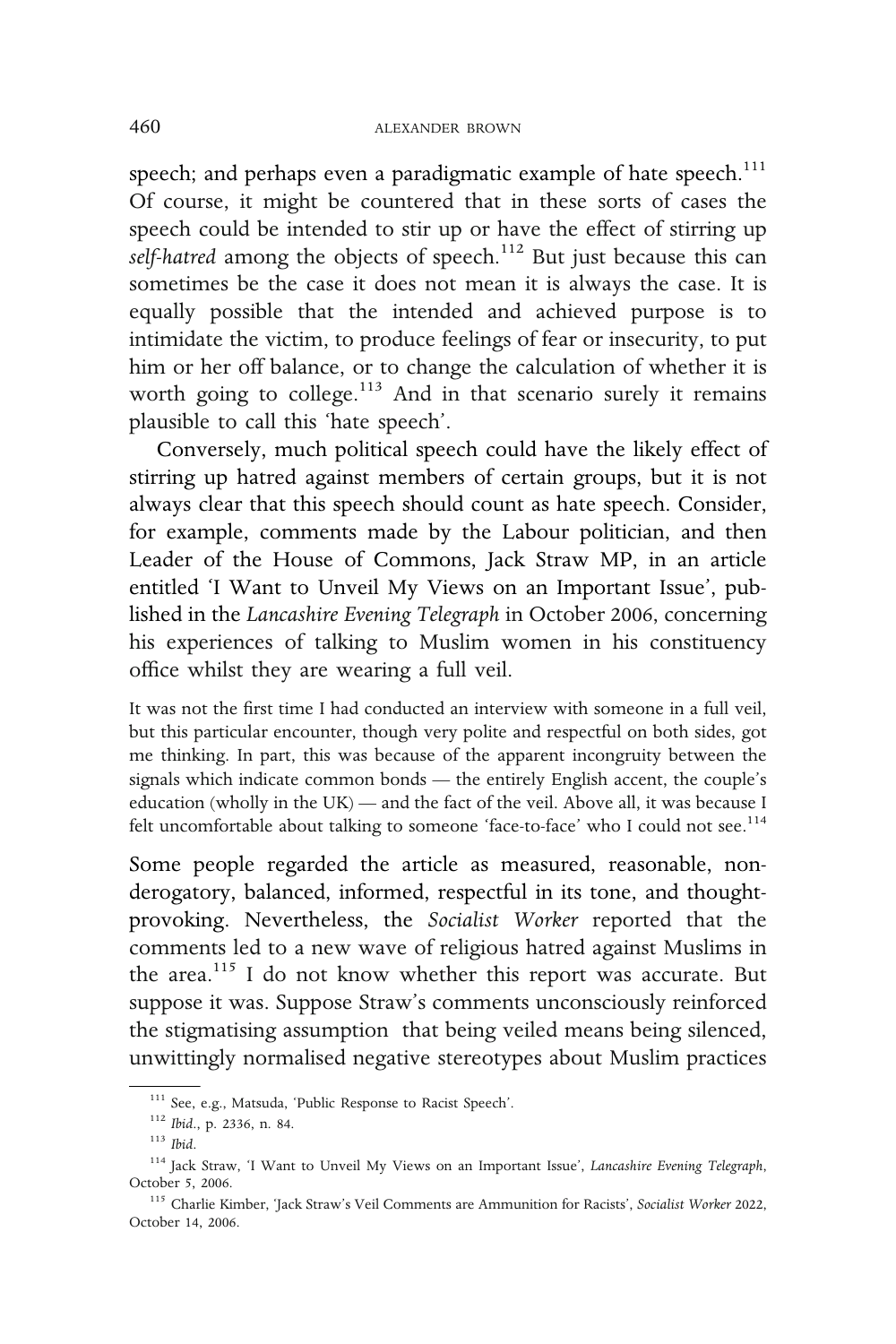speech; and perhaps even a paradigmatic example of hate speech.[111] Of course, it might be countered that in these sorts of cases the speech could be intended to stir up or have the effect of stirring up *self-hatred* among the objects of speech.[112] But just because this can sometimes be the case it does not mean it is always the case. It is equally possible that the intended and achieved purpose is to intimidate the victim, to produce feelings of fear or insecurity, to put him or her off balance, or to change the calculation of whether it is worth going to college.[113] And in that scenario surely it remains plausible to call this 'hate speech'.

Conversely, much political speech could have the likely effect of stirring up hatred against members of certain groups, but it is not always clear that this speech should count as hate speech. Consider, for example, comments made by the Labour politician, and then Leader of the House of Commons, Jack Straw MP, in an article entitled 'I Want to Unveil My Views on an Important Issue', published in the *Lancashire Evening Telegraph* in October 2006, concerning his experiences of talking to Muslim women in his constituency office whilst they are wearing a full veil.

> It was not the first time I had conducted an interview with someone in a full veil, but this particular encounter, though very polite and respectful on both sides, got me thinking. In part, this was because of the apparent incongruity between the signals which indicate common bonds — the entirely English accent, the couple's education (wholly in the UK) — and the fact of the veil. Above all, it was because I felt uncomfortable about talking to someone 'face-to-face' who I could not see.[114]

Some people regarded the article as measured, reasonable, non-derogatory, balanced, informed, respectful in its tone, and thought-provoking. Nevertheless, the *Socialist Worker* reported that the comments led to a new wave of religious hatred against Muslims in the area.[115] I do not know whether this report was accurate. But suppose it was. Suppose Straw's comments unconsciously reinforced the stigmatising assumption that being veiled means being silenced, unwittingly normalised negative stereotypes about Muslim practices

---

[111] See, e.g., Matsuda, 'Public Response to Racist Speech'.

[112] *Ibid*., p. 2336, n. 84.

[113] *Ibid*.

[114] Jack Straw, 'I Want to Unveil My Views on an Important Issue', *Lancashire Evening Telegraph*, October 5, 2006.

[115] Charlie Kimber, 'Jack Straw's Veil Comments are Ammunition for Racists', *Socialist Worker* 2022, October 14, 2006.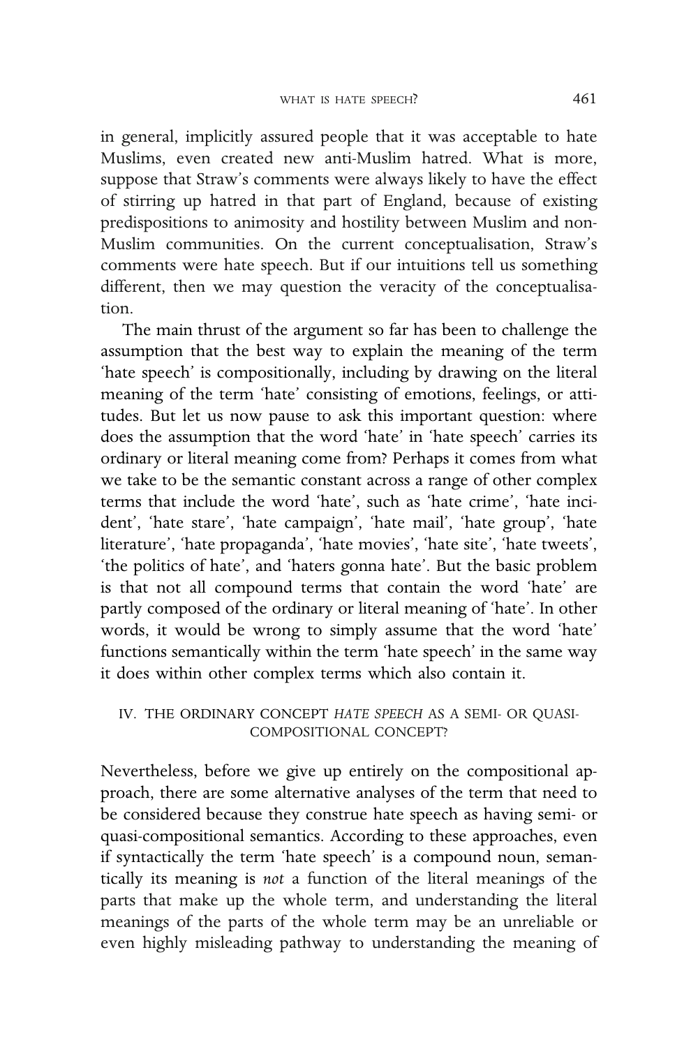in general, implicitly assured people that it was acceptable to hate Muslims, even created new anti-Muslim hatred. What is more, suppose that Straw's comments were always likely to have the effect of stirring up hatred in that part of England, because of existing predispositions to animosity and hostility between Muslim and non-Muslim communities. On the current conceptualisation, Straw's comments were hate speech. But if our intuitions tell us something different, then we may question the veracity of the conceptualisation.

The main thrust of the argument so far has been to challenge the assumption that the best way to explain the meaning of the term 'hate speech' is compositionally, including by drawing on the literal meaning of the term 'hate' consisting of emotions, feelings, or attitudes. But let us now pause to ask this important question: where does the assumption that the word 'hate' in 'hate speech' carries its ordinary or literal meaning come from? Perhaps it comes from what we take to be the semantic constant across a range of other complex terms that include the word 'hate', such as 'hate crime', 'hate incident', 'hate stare', 'hate campaign', 'hate mail', 'hate group', 'hate literature', 'hate propaganda', 'hate movies', 'hate site', 'hate tweets', 'the politics of hate', and 'haters gonna hate'. But the basic problem is that not all compound terms that contain the word 'hate' are partly composed of the ordinary or literal meaning of 'hate'. In other words, it would be wrong to simply assume that the word 'hate' functions semantically within the term 'hate speech' in the same way it does within other complex terms which also contain it.

## IV. THE ORDINARY CONCEPT *HATE SPEECH* AS A SEMI- OR QUASI-COMPOSITIONAL CONCEPT?

Nevertheless, before we give up entirely on the compositional approach, there are some alternative analyses of the term that need to be considered because they construe hate speech as having semi- or quasi-compositional semantics. According to these approaches, even if syntactically the term 'hate speech' is a compound noun, semantically its meaning is *not* a function of the literal meanings of the parts that make up the whole term, and understanding the literal meanings of the parts of the whole term may be an unreliable or even highly misleading pathway to understanding the meaning of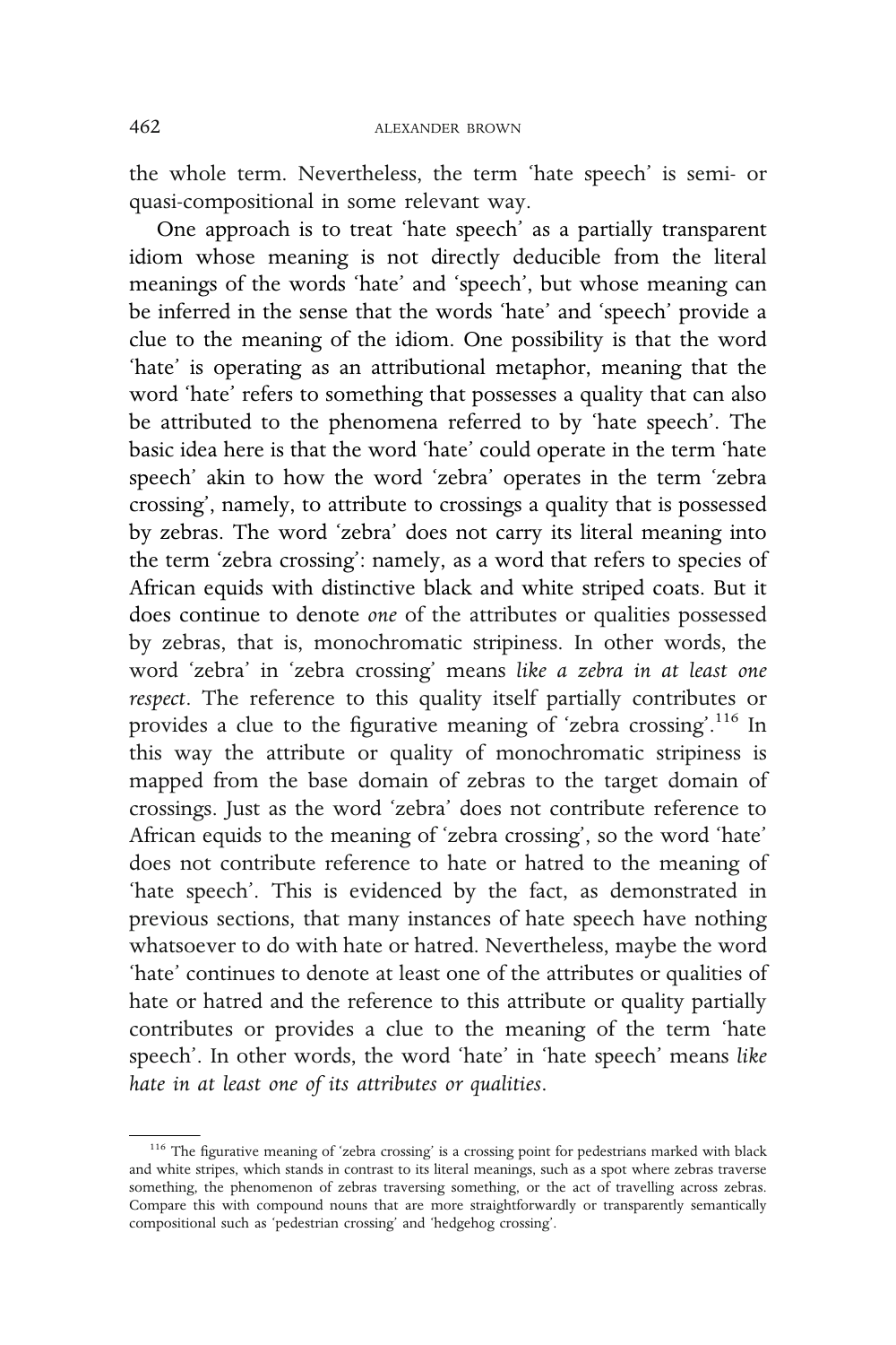the whole term. Nevertheless, the term 'hate speech' is semi- or quasi-compositional in some relevant way.

One approach is to treat 'hate speech' as a partially transparent idiom whose meaning is not directly deducible from the literal meanings of the words 'hate' and 'speech', but whose meaning can be inferred in the sense that the words 'hate' and 'speech' provide a clue to the meaning of the idiom. One possibility is that the word 'hate' is operating as an attributional metaphor, meaning that the word 'hate' refers to something that possesses a quality that can also be attributed to the phenomena referred to by 'hate speech'. The basic idea here is that the word 'hate' could operate in the term 'hate speech' akin to how the word 'zebra' operates in the term 'zebra crossing', namely, to attribute to crossings a quality that is possessed by zebras. The word 'zebra' does not carry its literal meaning into the term 'zebra crossing': namely, as a word that refers to species of African equids with distinctive black and white striped coats. But it does continue to denote *one* of the attributes or qualities possessed by zebras, that is, monochromatic stripiness. In other words, the word 'zebra' in 'zebra crossing' means *like a zebra in at least one respect*. The reference to this quality itself partially contributes or provides a clue to the figurative meaning of 'zebra crossing'.[116] In this way the attribute or quality of monochromatic stripiness is mapped from the base domain of zebras to the target domain of crossings. Just as the word 'zebra' does not contribute reference to African equids to the meaning of 'zebra crossing', so the word 'hate' does not contribute reference to hate or hatred to the meaning of 'hate speech'. This is evidenced by the fact, as demonstrated in previous sections, that many instances of hate speech have nothing whatsoever to do with hate or hatred. Nevertheless, maybe the word 'hate' continues to denote at least one of the attributes or qualities of hate or hatred and the reference to this attribute or quality partially contributes or provides a clue to the meaning of the term 'hate speech'. In other words, the word 'hate' in 'hate speech' means *like hate in at least one of its attributes or qualities*.

[116] The figurative meaning of 'zebra crossing' is a crossing point for pedestrians marked with black and white stripes, which stands in contrast to its literal meanings, such as a spot where zebras traverse something, the phenomenon of zebras traversing something, or the act of travelling across zebras. Compare this with compound nouns that are more straightforwardly or transparently semantically compositional such as 'pedestrian crossing' and 'hedgehog crossing'.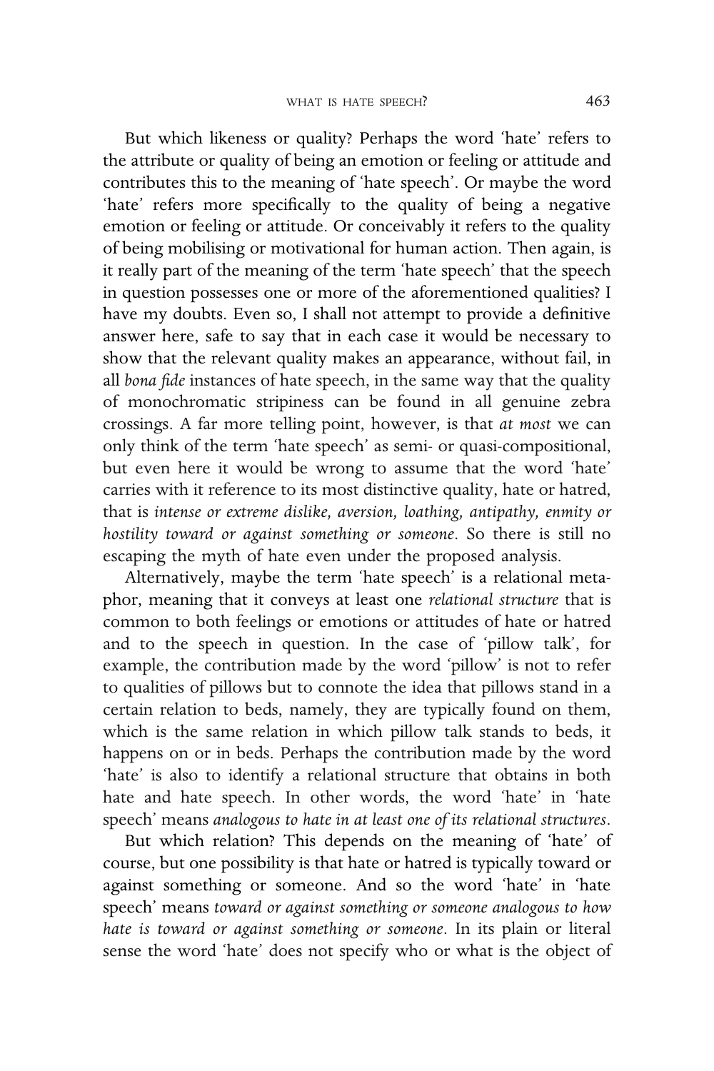But which likeness or quality? Perhaps the word 'hate' refers to the attribute or quality of being an emotion or feeling or attitude and contributes this to the meaning of 'hate speech'. Or maybe the word 'hate' refers more specifically to the quality of being a negative emotion or feeling or attitude. Or conceivably it refers to the quality of being mobilising or motivational for human action. Then again, is it really part of the meaning of the term 'hate speech' that the speech in question possesses one or more of the aforementioned qualities? I have my doubts. Even so, I shall not attempt to provide a definitive answer here, safe to say that in each case it would be necessary to show that the relevant quality makes an appearance, without fail, in all *bona fide* instances of hate speech, in the same way that the quality of monochromatic stripiness can be found in all genuine zebra crossings. A far more telling point, however, is that *at most* we can only think of the term 'hate speech' as semi- or quasi-compositional, but even here it would be wrong to assume that the word 'hate' carries with it reference to its most distinctive quality, hate or hatred, that is *intense or extreme dislike, aversion, loathing, antipathy, enmity or hostility toward or against something or someone*. So there is still no escaping the myth of hate even under the proposed analysis.

Alternatively, maybe the term 'hate speech' is a relational metaphor, meaning that it conveys at least one *relational structure* that is common to both feelings or emotions or attitudes of hate or hatred and to the speech in question. In the case of 'pillow talk', for example, the contribution made by the word 'pillow' is not to refer to qualities of pillows but to connote the idea that pillows stand in a certain relation to beds, namely, they are typically found on them, which is the same relation in which pillow talk stands to beds, it happens on or in beds. Perhaps the contribution made by the word 'hate' is also to identify a relational structure that obtains in both hate and hate speech. In other words, the word 'hate' in 'hate speech' means *analogous to hate in at least one of its relational structures*.

But which relation? This depends on the meaning of 'hate' of course, but one possibility is that hate or hatred is typically toward or against something or someone. And so the word 'hate' in 'hate speech' means *toward or against something or someone analogous to how hate is toward or against something or someone*. In its plain or literal sense the word 'hate' does not specify who or what is the object of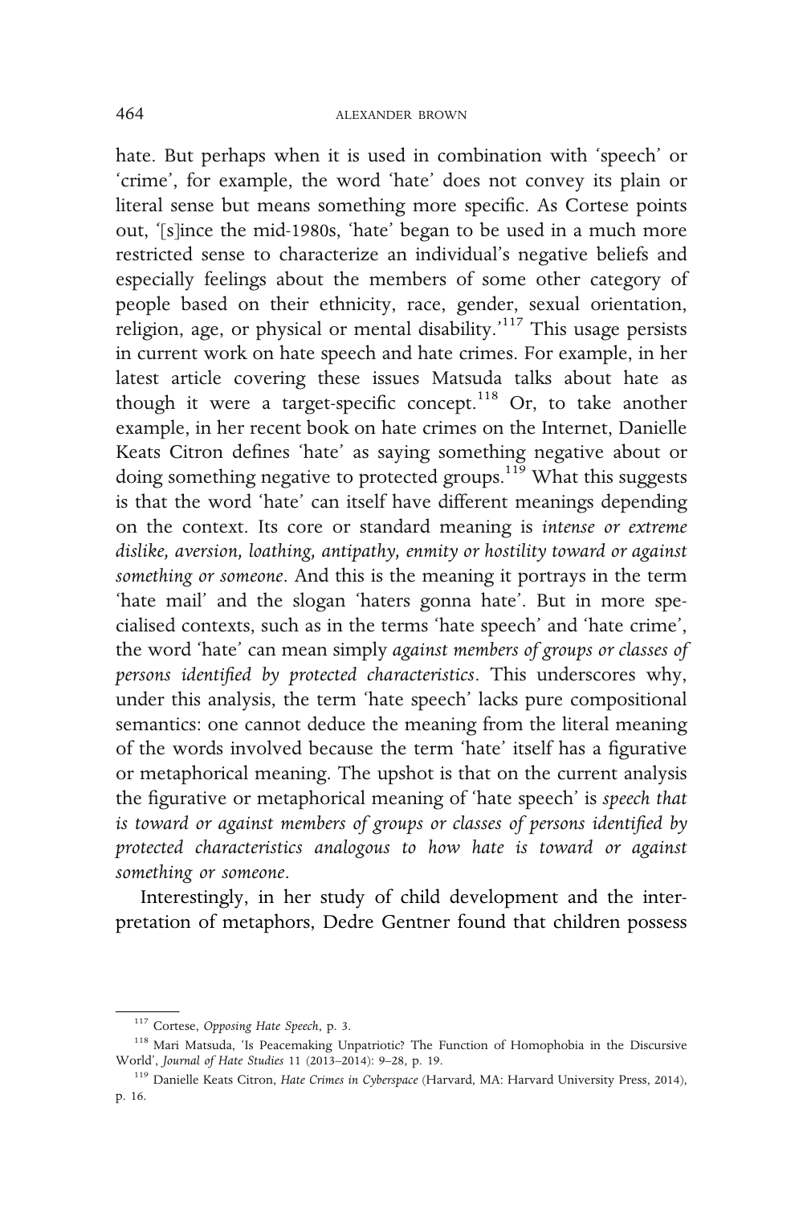hate. But perhaps when it is used in combination with 'speech' or 'crime', for example, the word 'hate' does not convey its plain or literal sense but means something more specific. As Cortese points out, '[s]ince the mid-1980s, 'hate' began to be used in a much more restricted sense to characterize an individual's negative beliefs and especially feelings about the members of some other category of people based on their ethnicity, race, gender, sexual orientation, religion, age, or physical or mental disability.'[117] This usage persists in current work on hate speech and hate crimes. For example, in her latest article covering these issues Matsuda talks about hate as though it were a target-specific concept.[118] Or, to take another example, in her recent book on hate crimes on the Internet, Danielle Keats Citron defines 'hate' as saying something negative about or doing something negative to protected groups.[119] What this suggests is that the word 'hate' can itself have different meanings depending on the context. Its core or standard meaning is *intense or extreme dislike, aversion, loathing, antipathy, enmity or hostility toward or against something or someone*. And this is the meaning it portrays in the term 'hate mail' and the slogan 'haters gonna hate'. But in more specialised contexts, such as in the terms 'hate speech' and 'hate crime', the word 'hate' can mean simply *against members of groups or classes of persons identified by protected characteristics*. This underscores why, under this analysis, the term 'hate speech' lacks pure compositional semantics: one cannot deduce the meaning from the literal meaning of the words involved because the term 'hate' itself has a figurative or metaphorical meaning. The upshot is that on the current analysis the figurative or metaphorical meaning of 'hate speech' is *speech that is toward or against members of groups or classes of persons identified by protected characteristics analogous to how hate is toward or against something or someone*.

Interestingly, in her study of child development and the interpretation of metaphors, Dedre Gentner found that children possess

[117] Cortese, *Opposing Hate Speech*, p. 3.

[118] Mari Matsuda, 'Is Peacemaking Unpatriotic? The Function of Homophobia in the Discursive World', *Journal of Hate Studies* 11 (2013–2014): 9–28, p. 19.

[119] Danielle Keats Citron, *Hate Crimes in Cyberspace* (Harvard, MA: Harvard University Press, 2014), p. 16.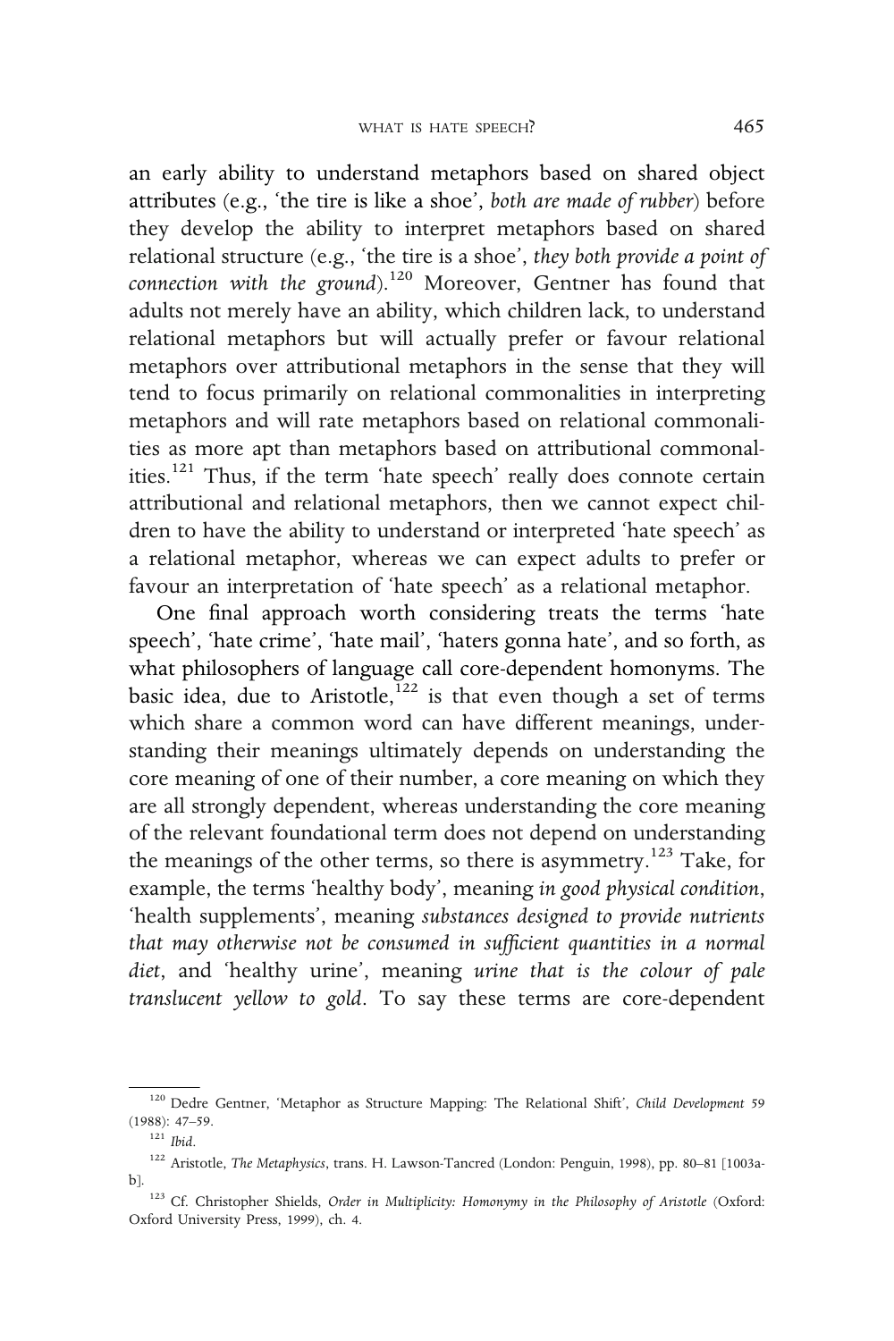an early ability to understand metaphors based on shared object attributes (e.g., 'the tire is like a shoe', *both are made of rubber*) before they develop the ability to interpret metaphors based on shared relational structure (e.g., 'the tire is a shoe', *they both provide a point of connection with the ground*).[120] Moreover, Gentner has found that adults not merely have an ability, which children lack, to understand relational metaphors but will actually prefer or favour relational metaphors over attributional metaphors in the sense that they will tend to focus primarily on relational commonalities in interpreting metaphors and will rate metaphors based on relational commonalities as more apt than metaphors based on attributional commonalities.[121] Thus, if the term 'hate speech' really does connote certain attributional and relational metaphors, then we cannot expect children to have the ability to understand or interpreted 'hate speech' as a relational metaphor, whereas we can expect adults to prefer or favour an interpretation of 'hate speech' as a relational metaphor.

One final approach worth considering treats the terms 'hate speech', 'hate crime', 'hate mail', 'haters gonna hate', and so forth, as what philosophers of language call core-dependent homonyms. The basic idea, due to Aristotle,[122] is that even though a set of terms which share a common word can have different meanings, understanding their meanings ultimately depends on understanding the core meaning of one of their number, a core meaning on which they are all strongly dependent, whereas understanding the core meaning of the relevant foundational term does not depend on understanding the meanings of the other terms, so there is asymmetry.[123] Take, for example, the terms 'healthy body', meaning *in good physical condition*, 'health supplements', meaning *substances designed to provide nutrients that may otherwise not be consumed in sufficient quantities in a normal diet*, and 'healthy urine', meaning *urine that is the colour of pale translucent yellow to gold*. To say these terms are core-dependent

---

[120] Dedre Gentner, 'Metaphor as Structure Mapping: The Relational Shift', *Child Development* 59 (1988): 47–59.

[121] *Ibid*.

[122] Aristotle, *The Metaphysics*, trans. H. Lawson-Tancred (London: Penguin, 1998), pp. 80–81 [1003a-b].

[123] Cf. Christopher Shields, *Order in Multiplicity: Homonymy in the Philosophy of Aristotle* (Oxford: Oxford University Press, 1999), ch. 4.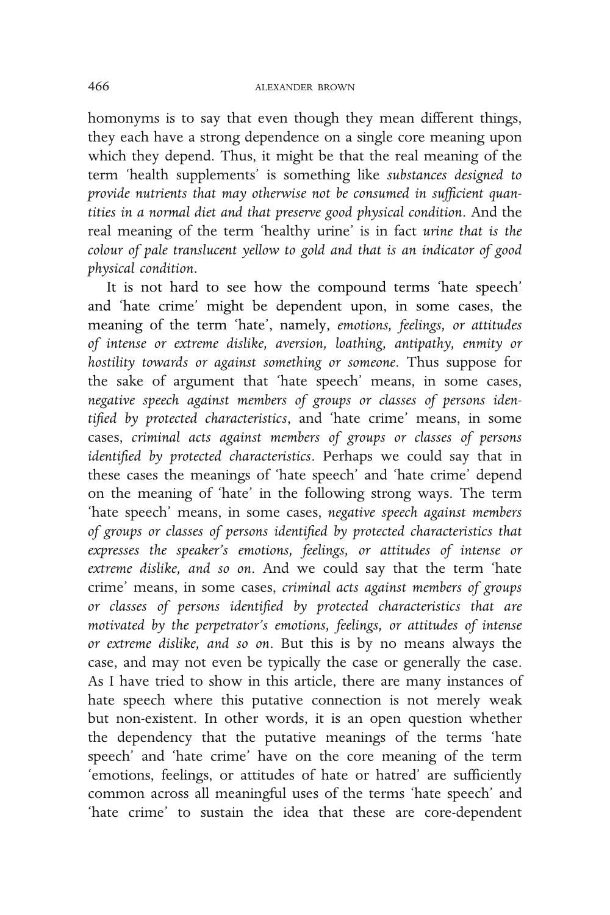homonyms is to say that even though they mean different things, they each have a strong dependence on a single core meaning upon which they depend. Thus, it might be that the real meaning of the term 'health supplements' is something like *substances designed to provide nutrients that may otherwise not be consumed in sufficient quantities in a normal diet and that preserve good physical condition*. And the real meaning of the term 'healthy urine' is in fact *urine that is the colour of pale translucent yellow to gold and that is an indicator of good physical condition*.

It is not hard to see how the compound terms 'hate speech' and 'hate crime' might be dependent upon, in some cases, the meaning of the term 'hate', namely, *emotions, feelings, or attitudes of intense or extreme dislike, aversion, loathing, antipathy, enmity or hostility towards or against something or someone*. Thus suppose for the sake of argument that 'hate speech' means, in some cases, *negative speech against members of groups or classes of persons identified by protected characteristics*, and 'hate crime' means, in some cases, *criminal acts against members of groups or classes of persons identified by protected characteristics*. Perhaps we could say that in these cases the meanings of 'hate speech' and 'hate crime' depend on the meaning of 'hate' in the following strong ways. The term 'hate speech' means, in some cases, *negative speech against members of groups or classes of persons identified by protected characteristics that expresses the speaker's emotions, feelings, or attitudes of intense or extreme dislike, and so on*. And we could say that the term 'hate crime' means, in some cases, *criminal acts against members of groups or classes of persons identified by protected characteristics that are motivated by the perpetrator's emotions, feelings, or attitudes of intense or extreme dislike, and so on*. But this is by no means always the case, and may not even be typically the case or generally the case. As I have tried to show in this article, there are many instances of hate speech where this putative connection is not merely weak but non-existent. In other words, it is an open question whether the dependency that the putative meanings of the terms 'hate speech' and 'hate crime' have on the core meaning of the term 'emotions, feelings, or attitudes of hate or hatred' are sufficiently common across all meaningful uses of the terms 'hate speech' and 'hate crime' to sustain the idea that these are core-dependent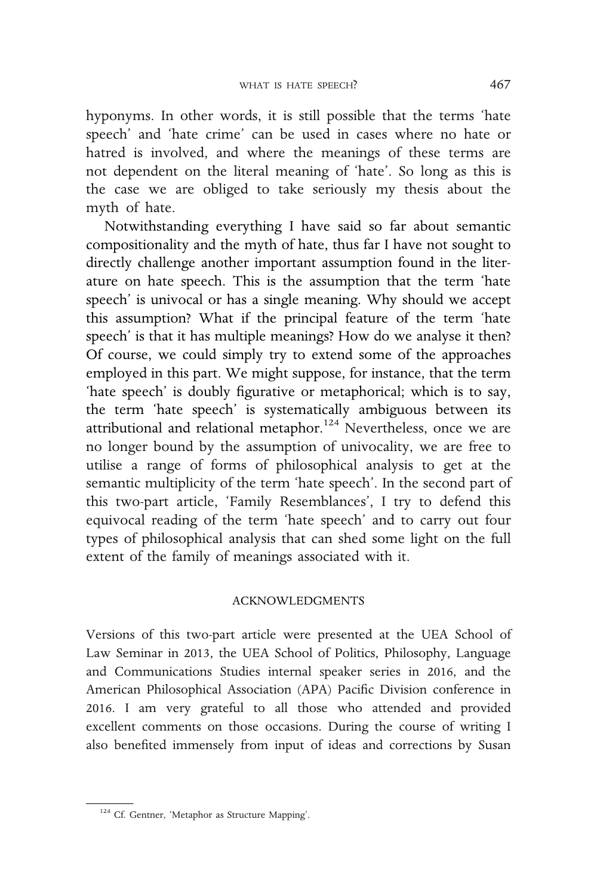hyponyms. In other words, it is still possible that the terms 'hate speech' and 'hate crime' can be used in cases where no hate or hatred is involved, and where the meanings of these terms are not dependent on the literal meaning of 'hate'. So long as this is the case we are obliged to take seriously my thesis about the myth of hate.

Notwithstanding everything I have said so far about semantic compositionality and the myth of hate, thus far I have not sought to directly challenge another important assumption found in the literature on hate speech. This is the assumption that the term 'hate speech' is univocal or has a single meaning. Why should we accept this assumption? What if the principal feature of the term 'hate speech' is that it has multiple meanings? How do we analyse it then? Of course, we could simply try to extend some of the approaches employed in this part. We might suppose, for instance, that the term 'hate speech' is doubly figurative or metaphorical; which is to say, the term 'hate speech' is systematically ambiguous between its attributional and relational metaphor.[124] Nevertheless, once we are no longer bound by the assumption of univocality, we are free to utilise a range of forms of philosophical analysis to get at the semantic multiplicity of the term 'hate speech'. In the second part of this two-part article, 'Family Resemblances', I try to defend this equivocal reading of the term 'hate speech' and to carry out four types of philosophical analysis that can shed some light on the full extent of the family of meanings associated with it.

## ACKNOWLEDGMENTS

Versions of this two-part article were presented at the UEA School of Law Seminar in 2013, the UEA School of Politics, Philosophy, Language and Communications Studies internal speaker series in 2016, and the American Philosophical Association (APA) Pacific Division conference in 2016. I am very grateful to all those who attended and provided excellent comments on those occasions. During the course of writing I also benefited immensely from input of ideas and corrections by Susan

[124] Cf. Gentner, 'Metaphor as Structure Mapping'.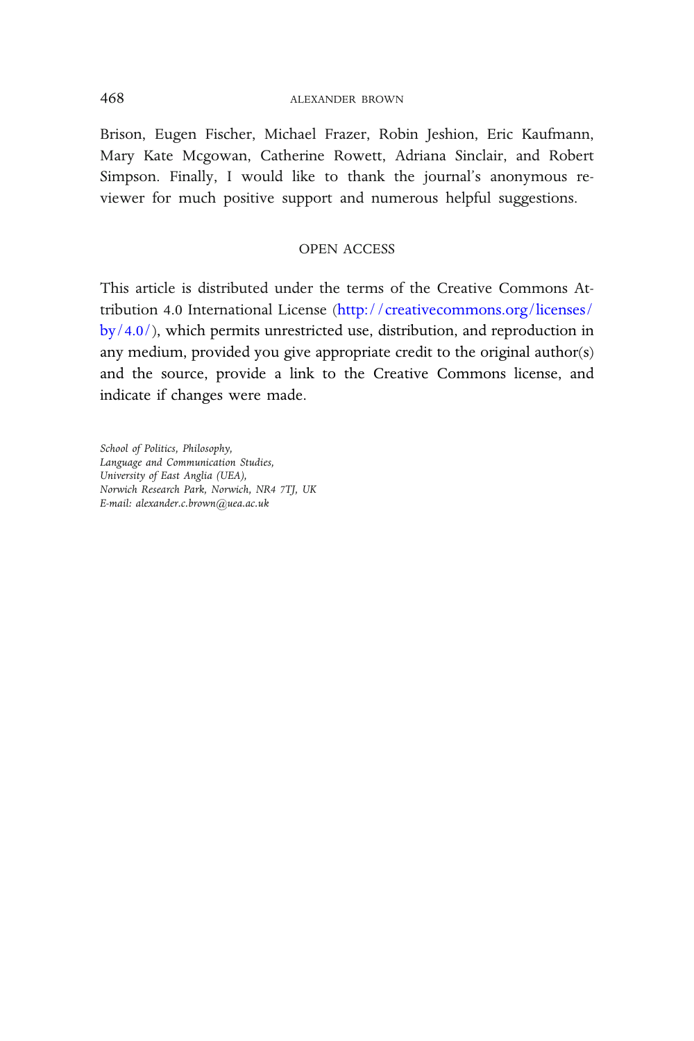Brison, Eugen Fischer, Michael Frazer, Robin Jeshion, Eric Kaufmann, Mary Kate Mcgowan, Catherine Rowett, Adriana Sinclair, and Robert Simpson. Finally, I would like to thank the journal's anonymous reviewer for much positive support and numerous helpful suggestions.

## OPEN ACCESS

This article is distributed under the terms of the Creative Commons Attribution 4.0 International License (http://creativecommons.org/licenses/by/4.0/), which permits unrestricted use, distribution, and reproduction in any medium, provided you give appropriate credit to the original author(s) and the source, provide a link to the Creative Commons license, and indicate if changes were made.

*School of Politics, Philosophy,*
*Language and Communication Studies,*
*University of East Anglia (UEA),*
*Norwich Research Park, Norwich, NR4 7TJ, UK*
*E-mail: alexander.c.brown@uea.ac.uk*